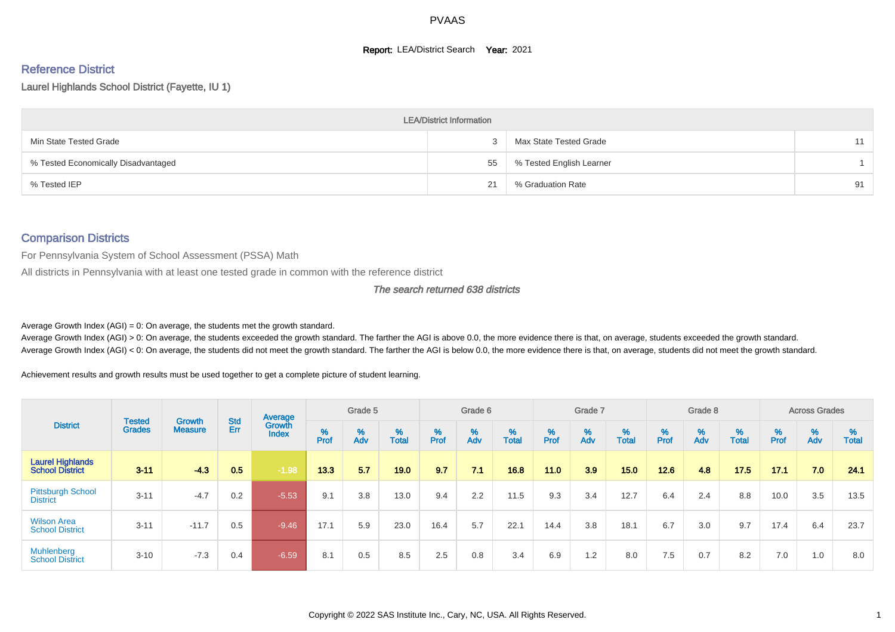# PVAAS

**Report:** LEA/District Search **Year:** 2021

## Reference District

Laurel Highlands School District (Fayette, IU 1)

| LEA/District Information | | | |
|---|---|---|---|
| Min State Tested Grade | 3 | Max State Tested Grade | 11 |
| % Tested Economically Disadvantaged | 55 | % Tested English Learner | 1 |
| % Tested IEP | 21 | % Graduation Rate | 91 |

## Comparison Districts

For Pennsylvania System of School Assessment (PSSA) Math

All districts in Pennsylvania with at least one tested grade in common with the reference district

*The search returned 638 districts*

Average Growth Index (AGI) = 0: On average, the students met the growth standard.

Average Growth Index (AGI) > 0: On average, the students exceeded the growth standard. The farther the AGI is above 0.0, the more evidence there is that, on average, students exceeded the growth standard.

Average Growth Index (AGI) < 0: On average, the students did not meet the growth standard. The farther the AGI is below 0.0, the more evidence there is that, on average, students did not meet the growth standard.

Achievement results and growth results must be used together to get a complete picture of student learning.

| District | Tested Grades | Growth Measure | Std Err | Average Growth Index | Grade 5 | | | Grade 6 | | | Grade 7 | | | Grade 8 | | | Across Grades | | |
|---|---|---|---|---|---|---|---|---|---|---|---|---|---|---|---|---|---|---|---|
| | | | | | % Prof | % Adv | % Total | % Prof | % Adv | % Total | % Prof | % Adv | % Total | % Prof | % Adv | % Total | % Prof | % Adv | % Total |
| **Laurel Highlands School District** | **3-11** | **-4.3** | **0.5** | **-1.98** | **13.3** | **5.7** | **19.0** | **9.7** | **7.1** | **16.8** | **11.0** | **3.9** | **15.0** | **12.6** | **4.8** | **17.5** | **17.1** | **7.0** | **24.1** |
| Pittsburgh School District | 3-11 | -4.7 | 0.2 | -5.53 | 9.1 | 3.8 | 13.0 | 9.4 | 2.2 | 11.5 | 9.3 | 3.4 | 12.7 | 6.4 | 2.4 | 8.8 | 10.0 | 3.5 | 13.5 |
| Wilson Area School District | 3-11 | -11.7 | 0.5 | -9.46 | 17.1 | 5.9 | 23.0 | 16.4 | 5.7 | 22.1 | 14.4 | 3.8 | 18.1 | 6.7 | 3.0 | 9.7 | 17.4 | 6.4 | 23.7 |
| Muhlenberg School District | 3-10 | -7.3 | 0.4 | -6.59 | 8.1 | 0.5 | 8.5 | 2.5 | 0.8 | 3.4 | 6.9 | 1.2 | 8.0 | 7.5 | 0.7 | 8.2 | 7.0 | 1.0 | 8.0 |

Copyright © 2022 SAS Institute Inc., Cary, NC, USA. All Rights Reserved.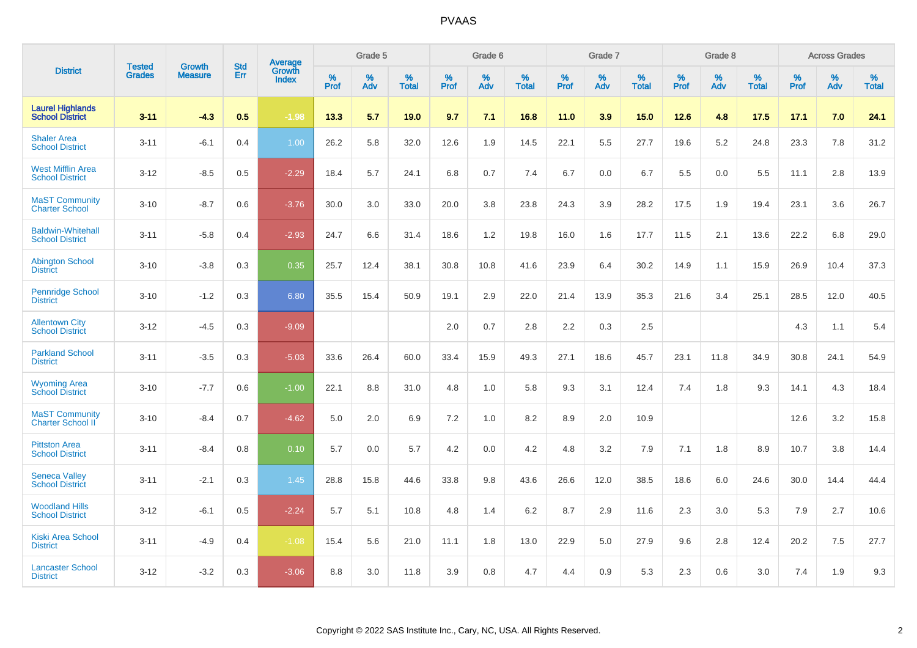# PVAAS

| District | Tested Grades | Growth Measure | Std Err | Average Growth Index | Grade 5 | | | Grade 6 | | | Grade 7 | | | Grade 8 | | | Across Grades | | |
|---|---|---|---|---|---|---|---|---|---|---|---|---|---|---|---|---|---|---|---|
| | | | | | % Prof | % Adv | % Total | % Prof | % Adv | % Total | % Prof | % Adv | % Total | % Prof | % Adv | % Total | % Prof | % Adv | % Total |
| **Laurel Highlands School District** | **3-11** | **-4.3** | **0.5** | **-1.98** | **13.3** | **5.7** | **19.0** | **9.7** | **7.1** | **16.8** | **11.0** | **3.9** | **15.0** | **12.6** | **4.8** | **17.5** | **17.1** | **7.0** | **24.1** |
| Shaler Area School District | 3-11 | -6.1 | 0.4 | 1.00 | 26.2 | 5.8 | 32.0 | 12.6 | 1.9 | 14.5 | 22.1 | 5.5 | 27.7 | 19.6 | 5.2 | 24.8 | 23.3 | 7.8 | 31.2 |
| West Mifflin Area School District | 3-12 | -8.5 | 0.5 | -2.29 | 18.4 | 5.7 | 24.1 | 6.8 | 0.7 | 7.4 | 6.7 | 0.0 | 6.7 | 5.5 | 0.0 | 5.5 | 11.1 | 2.8 | 13.9 |
| MaST Community Charter School | 3-10 | -8.7 | 0.6 | -3.76 | 30.0 | 3.0 | 33.0 | 20.0 | 3.8 | 23.8 | 24.3 | 3.9 | 28.2 | 17.5 | 1.9 | 19.4 | 23.1 | 3.6 | 26.7 |
| Baldwin-Whitehall School District | 3-11 | -5.8 | 0.4 | -2.93 | 24.7 | 6.6 | 31.4 | 18.6 | 1.2 | 19.8 | 16.0 | 1.6 | 17.7 | 11.5 | 2.1 | 13.6 | 22.2 | 6.8 | 29.0 |
| Abington School District | 3-10 | -3.8 | 0.3 | 0.35 | 25.7 | 12.4 | 38.1 | 30.8 | 10.8 | 41.6 | 23.9 | 6.4 | 30.2 | 14.9 | 1.1 | 15.9 | 26.9 | 10.4 | 37.3 |
| Pennridge School District | 3-10 | -1.2 | 0.3 | 6.80 | 35.5 | 15.4 | 50.9 | 19.1 | 2.9 | 22.0 | 21.4 | 13.9 | 35.3 | 21.6 | 3.4 | 25.1 | 28.5 | 12.0 | 40.5 |
| Allentown City School District | 3-12 | -4.5 | 0.3 | -9.09 | | | | 2.0 | 0.7 | 2.8 | 2.2 | 0.3 | 2.5 | | | | 4.3 | 1.1 | 5.4 |
| Parkland School District | 3-11 | -3.5 | 0.3 | -5.03 | 33.6 | 26.4 | 60.0 | 33.4 | 15.9 | 49.3 | 27.1 | 18.6 | 45.7 | 23.1 | 11.8 | 34.9 | 30.8 | 24.1 | 54.9 |
| Wyoming Area School District | 3-10 | -7.7 | 0.6 | -1.00 | 22.1 | 8.8 | 31.0 | 4.8 | 1.0 | 5.8 | 9.3 | 3.1 | 12.4 | 7.4 | 1.8 | 9.3 | 14.1 | 4.3 | 18.4 |
| MaST Community Charter School II | 3-10 | -8.4 | 0.7 | -4.62 | 5.0 | 2.0 | 6.9 | 7.2 | 1.0 | 8.2 | 8.9 | 2.0 | 10.9 | | | | 12.6 | 3.2 | 15.8 |
| Pittston Area School District | 3-11 | -8.4 | 0.8 | 0.10 | 5.7 | 0.0 | 5.7 | 4.2 | 0.0 | 4.2 | 4.8 | 3.2 | 7.9 | 7.1 | 1.8 | 8.9 | 10.7 | 3.8 | 14.4 |
| Seneca Valley School District | 3-11 | -2.1 | 0.3 | 1.45 | 28.8 | 15.8 | 44.6 | 33.8 | 9.8 | 43.6 | 26.6 | 12.0 | 38.5 | 18.6 | 6.0 | 24.6 | 30.0 | 14.4 | 44.4 |
| Woodland Hills School District | 3-12 | -6.1 | 0.5 | -2.24 | 5.7 | 5.1 | 10.8 | 4.8 | 1.4 | 6.2 | 8.7 | 2.9 | 11.6 | 2.3 | 3.0 | 5.3 | 7.9 | 2.7 | 10.6 |
| Kiski Area School District | 3-11 | -4.9 | 0.4 | -1.08 | 15.4 | 5.6 | 21.0 | 11.1 | 1.8 | 13.0 | 22.9 | 5.0 | 27.9 | 9.6 | 2.8 | 12.4 | 20.2 | 7.5 | 27.7 |
| Lancaster School District | 3-12 | -3.2 | 0.3 | -3.06 | 8.8 | 3.0 | 11.8 | 3.9 | 0.8 | 4.7 | 4.4 | 0.9 | 5.3 | 2.3 | 0.6 | 3.0 | 7.4 | 1.9 | 9.3 |

Copyright © 2022 SAS Institute Inc., Cary, NC, USA. All Rights Reserved.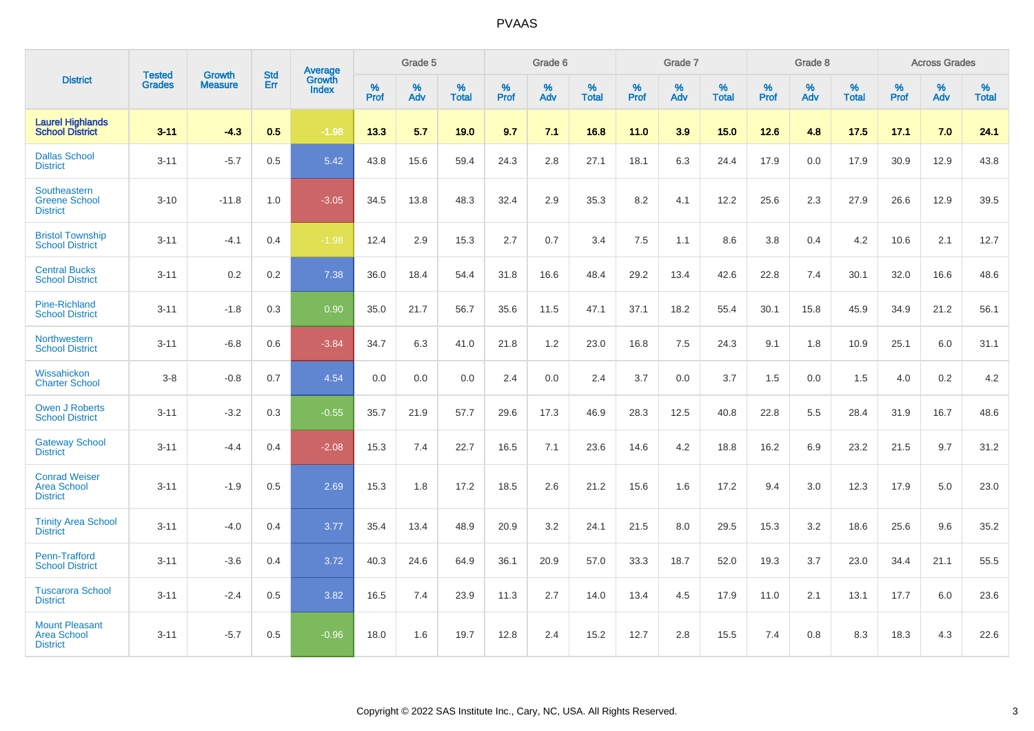| District | Tested Grades | Growth Measure | Std Err | Average Growth Index | Grade 5 | | | Grade 6 | | | Grade 7 | | | Grade 8 | | | Across Grades | | |
|---|---|---|---|---|---|---|---|---|---|---|---|---|---|---|---|---|---|---|---|
| | | | | | % Prof | % Adv | % Total | % Prof | % Adv | % Total | % Prof | % Adv | % Total | % Prof | % Adv | % Total | % Prof | % Adv | % Total |
| **Laurel Highlands School District** | **3-11** | **-4.3** | **0.5** | **-1.98** | **13.3** | **5.7** | **19.0** | **9.7** | **7.1** | **16.8** | **11.0** | **3.9** | **15.0** | **12.6** | **4.8** | **17.5** | **17.1** | **7.0** | **24.1** |
| Dallas School District | 3-11 | -5.7 | 0.5 | 5.42 | 43.8 | 15.6 | 59.4 | 24.3 | 2.8 | 27.1 | 18.1 | 6.3 | 24.4 | 17.9 | 0.0 | 17.9 | 30.9 | 12.9 | 43.8 |
| Southeastern Greene School District | 3-10 | -11.8 | 1.0 | -3.05 | 34.5 | 13.8 | 48.3 | 32.4 | 2.9 | 35.3 | 8.2 | 4.1 | 12.2 | 25.6 | 2.3 | 27.9 | 26.6 | 12.9 | 39.5 |
| Bristol Township School District | 3-11 | -4.1 | 0.4 | -1.98 | 12.4 | 2.9 | 15.3 | 2.7 | 0.7 | 3.4 | 7.5 | 1.1 | 8.6 | 3.8 | 0.4 | 4.2 | 10.6 | 2.1 | 12.7 |
| Central Bucks School District | 3-11 | 0.2 | 0.2 | 7.38 | 36.0 | 18.4 | 54.4 | 31.8 | 16.6 | 48.4 | 29.2 | 13.4 | 42.6 | 22.8 | 7.4 | 30.1 | 32.0 | 16.6 | 48.6 |
| Pine-Richland School District | 3-11 | -1.8 | 0.3 | 0.90 | 35.0 | 21.7 | 56.7 | 35.6 | 11.5 | 47.1 | 37.1 | 18.2 | 55.4 | 30.1 | 15.8 | 45.9 | 34.9 | 21.2 | 56.1 |
| Northwestern School District | 3-11 | -6.8 | 0.6 | -3.84 | 34.7 | 6.3 | 41.0 | 21.8 | 1.2 | 23.0 | 16.8 | 7.5 | 24.3 | 9.1 | 1.8 | 10.9 | 25.1 | 6.0 | 31.1 |
| Wissahickon Charter School | 3-8 | -0.8 | 0.7 | 4.54 | 0.0 | 0.0 | 0.0 | 2.4 | 0.0 | 2.4 | 3.7 | 0.0 | 3.7 | 1.5 | 0.0 | 1.5 | 4.0 | 0.2 | 4.2 |
| Owen J Roberts School District | 3-11 | -3.2 | 0.3 | -0.55 | 35.7 | 21.9 | 57.7 | 29.6 | 17.3 | 46.9 | 28.3 | 12.5 | 40.8 | 22.8 | 5.5 | 28.4 | 31.9 | 16.7 | 48.6 |
| Gateway School District | 3-11 | -4.4 | 0.4 | -2.08 | 15.3 | 7.4 | 22.7 | 16.5 | 7.1 | 23.6 | 14.6 | 4.2 | 18.8 | 16.2 | 6.9 | 23.2 | 21.5 | 9.7 | 31.2 |
| Conrad Weiser Area School District | 3-11 | -1.9 | 0.5 | 2.69 | 15.3 | 1.8 | 17.2 | 18.5 | 2.6 | 21.2 | 15.6 | 1.6 | 17.2 | 9.4 | 3.0 | 12.3 | 17.9 | 5.0 | 23.0 |
| Trinity Area School District | 3-11 | -4.0 | 0.4 | 3.77 | 35.4 | 13.4 | 48.9 | 20.9 | 3.2 | 24.1 | 21.5 | 8.0 | 29.5 | 15.3 | 3.2 | 18.6 | 25.6 | 9.6 | 35.2 |
| Penn-Trafford School District | 3-11 | -3.6 | 0.4 | 3.72 | 40.3 | 24.6 | 64.9 | 36.1 | 20.9 | 57.0 | 33.3 | 18.7 | 52.0 | 19.3 | 3.7 | 23.0 | 34.4 | 21.1 | 55.5 |
| Tuscarora School District | 3-11 | -2.4 | 0.5 | 3.82 | 16.5 | 7.4 | 23.9 | 11.3 | 2.7 | 14.0 | 13.4 | 4.5 | 17.9 | 11.0 | 2.1 | 13.1 | 17.7 | 6.0 | 23.6 |
| Mount Pleasant Area School District | 3-11 | -5.7 | 0.5 | -0.96 | 18.0 | 1.6 | 19.7 | 12.8 | 2.4 | 15.2 | 12.7 | 2.8 | 15.5 | 7.4 | 0.8 | 8.3 | 18.3 | 4.3 | 22.6 |

Copyright © 2022 SAS Institute Inc., Cary, NC, USA. All Rights Reserved.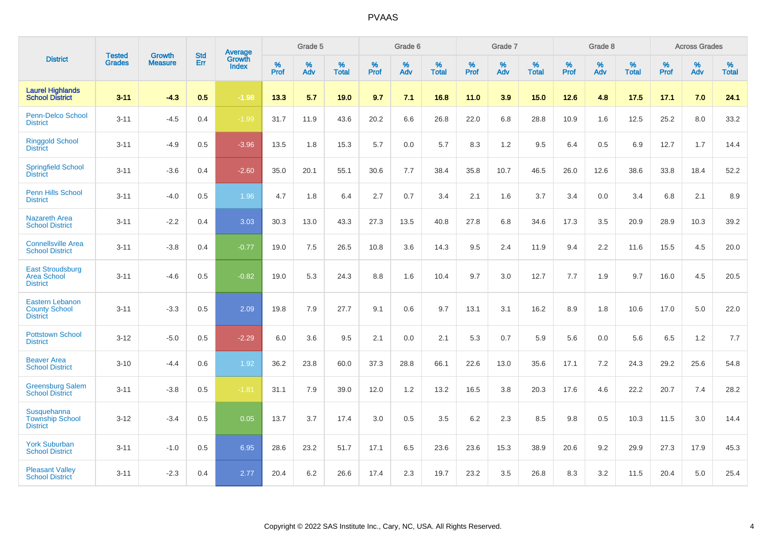# PVAAS

| District | Tested Grades | Growth Measure | Std Err | Average Growth Index | Grade 5 | | | Grade 6 | | | Grade 7 | | | Grade 8 | | | Across Grades | | |
|---|---|---|---|---|---|---|---|---|---|---|---|---|---|---|---|---|---|---|---|
| | | | | | % Prof | % Adv | % Total | % Prof | % Adv | % Total | % Prof | % Adv | % Total | % Prof | % Adv | % Total | % Prof | % Adv | % Total |
| **Laurel Highlands School District** | **3-11** | **-4.3** | **0.5** | **-1.98** | **13.3** | **5.7** | **19.0** | **9.7** | **7.1** | **16.8** | **11.0** | **3.9** | **15.0** | **12.6** | **4.8** | **17.5** | **17.1** | **7.0** | **24.1** |
| Penn-Delco School District | 3-11 | -4.5 | 0.4 | -1.99 | 31.7 | 11.9 | 43.6 | 20.2 | 6.6 | 26.8 | 22.0 | 6.8 | 28.8 | 10.9 | 1.6 | 12.5 | 25.2 | 8.0 | 33.2 |
| Ringgold School District | 3-11 | -4.9 | 0.5 | -3.96 | 13.5 | 1.8 | 15.3 | 5.7 | 0.0 | 5.7 | 8.3 | 1.2 | 9.5 | 6.4 | 0.5 | 6.9 | 12.7 | 1.7 | 14.4 |
| Springfield School District | 3-11 | -3.6 | 0.4 | -2.60 | 35.0 | 20.1 | 55.1 | 30.6 | 7.7 | 38.4 | 35.8 | 10.7 | 46.5 | 26.0 | 12.6 | 38.6 | 33.8 | 18.4 | 52.2 |
| Penn Hills School District | 3-11 | -4.0 | 0.5 | 1.96 | 4.7 | 1.8 | 6.4 | 2.7 | 0.7 | 3.4 | 2.1 | 1.6 | 3.7 | 3.4 | 0.0 | 3.4 | 6.8 | 2.1 | 8.9 |
| Nazareth Area School District | 3-11 | -2.2 | 0.4 | 3.03 | 30.3 | 13.0 | 43.3 | 27.3 | 13.5 | 40.8 | 27.8 | 6.8 | 34.6 | 17.3 | 3.5 | 20.9 | 28.9 | 10.3 | 39.2 |
| Connellsville Area School District | 3-11 | -3.8 | 0.4 | -0.77 | 19.0 | 7.5 | 26.5 | 10.8 | 3.6 | 14.3 | 9.5 | 2.4 | 11.9 | 9.4 | 2.2 | 11.6 | 15.5 | 4.5 | 20.0 |
| East Stroudsburg Area School District | 3-11 | -4.6 | 0.5 | -0.82 | 19.0 | 5.3 | 24.3 | 8.8 | 1.6 | 10.4 | 9.7 | 3.0 | 12.7 | 7.7 | 1.9 | 9.7 | 16.0 | 4.5 | 20.5 |
| Eastern Lebanon County School District | 3-11 | -3.3 | 0.5 | 2.09 | 19.8 | 7.9 | 27.7 | 9.1 | 0.6 | 9.7 | 13.1 | 3.1 | 16.2 | 8.9 | 1.8 | 10.6 | 17.0 | 5.0 | 22.0 |
| Pottstown School District | 3-12 | -5.0 | 0.5 | -2.29 | 6.0 | 3.6 | 9.5 | 2.1 | 0.0 | 2.1 | 5.3 | 0.7 | 5.9 | 5.6 | 0.0 | 5.6 | 6.5 | 1.2 | 7.7 |
| Beaver Area School District | 3-10 | -4.4 | 0.6 | 1.92 | 36.2 | 23.8 | 60.0 | 37.3 | 28.8 | 66.1 | 22.6 | 13.0 | 35.6 | 17.1 | 7.2 | 24.3 | 29.2 | 25.6 | 54.8 |
| Greensburg Salem School District | 3-11 | -3.8 | 0.5 | -1.81 | 31.1 | 7.9 | 39.0 | 12.0 | 1.2 | 13.2 | 16.5 | 3.8 | 20.3 | 17.6 | 4.6 | 22.2 | 20.7 | 7.4 | 28.2 |
| Susquehanna Township School District | 3-12 | -3.4 | 0.5 | 0.05 | 13.7 | 3.7 | 17.4 | 3.0 | 0.5 | 3.5 | 6.2 | 2.3 | 8.5 | 9.8 | 0.5 | 10.3 | 11.5 | 3.0 | 14.4 |
| York Suburban School District | 3-11 | -1.0 | 0.5 | 6.95 | 28.6 | 23.2 | 51.7 | 17.1 | 6.5 | 23.6 | 23.6 | 15.3 | 38.9 | 20.6 | 9.2 | 29.9 | 27.3 | 17.9 | 45.3 |
| Pleasant Valley School District | 3-11 | -2.3 | 0.4 | 2.77 | 20.4 | 6.2 | 26.6 | 17.4 | 2.3 | 19.7 | 23.2 | 3.5 | 26.8 | 8.3 | 3.2 | 11.5 | 20.4 | 5.0 | 25.4 |

Copyright © 2022 SAS Institute Inc., Cary, NC, USA. All Rights Reserved.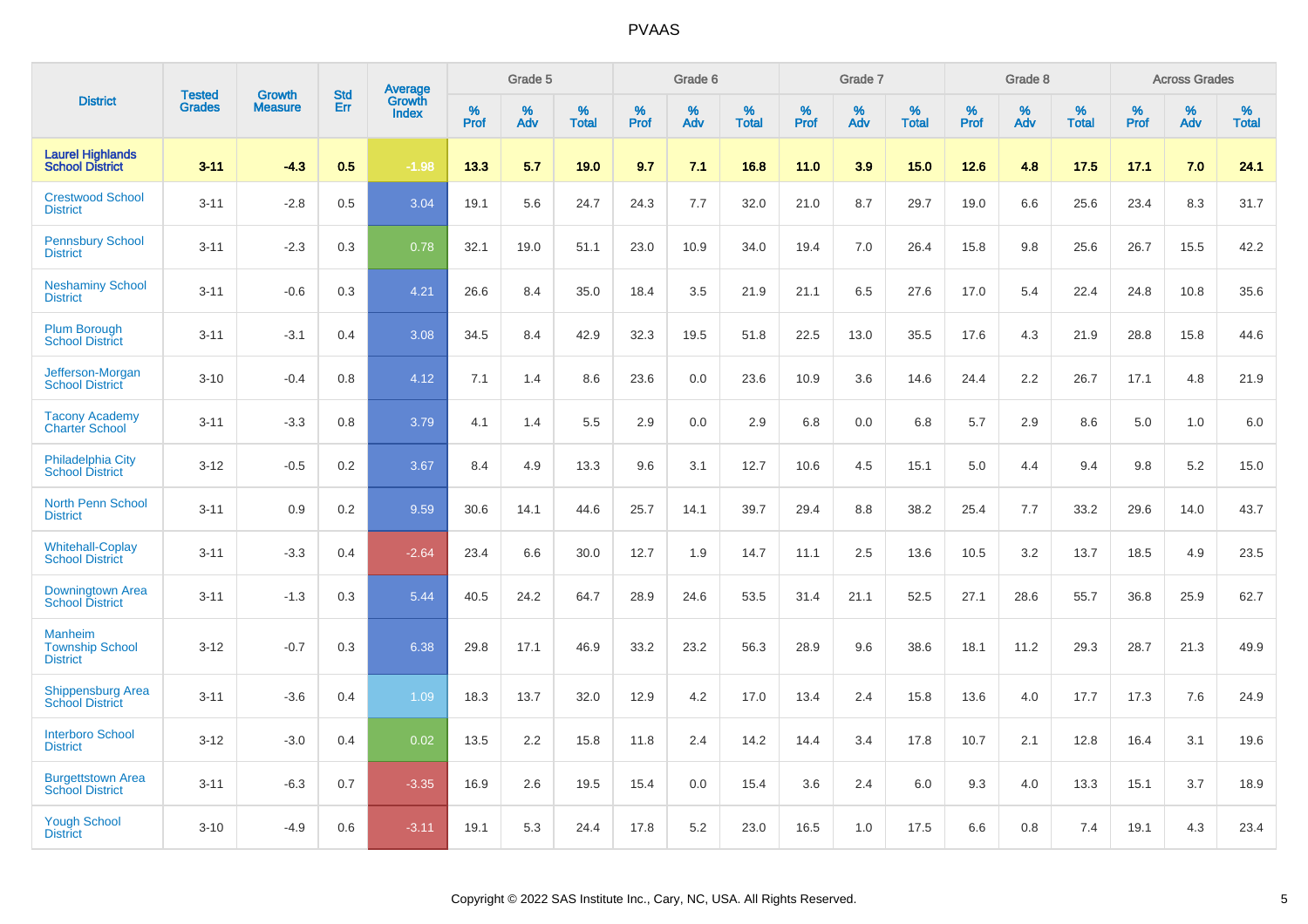| District | Tested Grades | Growth Measure | Std Err | Average Growth Index | Grade 5 | | | Grade 6 | | | Grade 7 | | | Grade 8 | | | Across Grades | | |
|---|---|---|---|---|---|---|---|---|---|---|---|---|---|---|---|---|---|---|---|
| | | | | | % Prof | % Adv | % Total | % Prof | % Adv | % Total | % Prof | % Adv | % Total | % Prof | % Adv | % Total | % Prof | % Adv | % Total |
| **Laurel Highlands School District** | **3-11** | **-4.3** | **0.5** | **-1.98** | **13.3** | **5.7** | **19.0** | **9.7** | **7.1** | **16.8** | **11.0** | **3.9** | **15.0** | **12.6** | **4.8** | **17.5** | **17.1** | **7.0** | **24.1** |
| Crestwood School District | 3-11 | -2.8 | 0.5 | 3.04 | 19.1 | 5.6 | 24.7 | 24.3 | 7.7 | 32.0 | 21.0 | 8.7 | 29.7 | 19.0 | 6.6 | 25.6 | 23.4 | 8.3 | 31.7 |
| Pennsbury School District | 3-11 | -2.3 | 0.3 | 0.78 | 32.1 | 19.0 | 51.1 | 23.0 | 10.9 | 34.0 | 19.4 | 7.0 | 26.4 | 15.8 | 9.8 | 25.6 | 26.7 | 15.5 | 42.2 |
| Neshaminy School District | 3-11 | -0.6 | 0.3 | 4.21 | 26.6 | 8.4 | 35.0 | 18.4 | 3.5 | 21.9 | 21.1 | 6.5 | 27.6 | 17.0 | 5.4 | 22.4 | 24.8 | 10.8 | 35.6 |
| Plum Borough School District | 3-11 | -3.1 | 0.4 | 3.08 | 34.5 | 8.4 | 42.9 | 32.3 | 19.5 | 51.8 | 22.5 | 13.0 | 35.5 | 17.6 | 4.3 | 21.9 | 28.8 | 15.8 | 44.6 |
| Jefferson-Morgan School District | 3-10 | -0.4 | 0.8 | 4.12 | 7.1 | 1.4 | 8.6 | 23.6 | 0.0 | 23.6 | 10.9 | 3.6 | 14.6 | 24.4 | 2.2 | 26.7 | 17.1 | 4.8 | 21.9 |
| Tacony Academy Charter School | 3-11 | -3.3 | 0.8 | 3.79 | 4.1 | 1.4 | 5.5 | 2.9 | 0.0 | 2.9 | 6.8 | 0.0 | 6.8 | 5.7 | 2.9 | 8.6 | 5.0 | 1.0 | 6.0 |
| Philadelphia City School District | 3-12 | -0.5 | 0.2 | 3.67 | 8.4 | 4.9 | 13.3 | 9.6 | 3.1 | 12.7 | 10.6 | 4.5 | 15.1 | 5.0 | 4.4 | 9.4 | 9.8 | 5.2 | 15.0 |
| North Penn School District | 3-11 | 0.9 | 0.2 | 9.59 | 30.6 | 14.1 | 44.6 | 25.7 | 14.1 | 39.7 | 29.4 | 8.8 | 38.2 | 25.4 | 7.7 | 33.2 | 29.6 | 14.0 | 43.7 |
| Whitehall-Coplay School District | 3-11 | -3.3 | 0.4 | -2.64 | 23.4 | 6.6 | 30.0 | 12.7 | 1.9 | 14.7 | 11.1 | 2.5 | 13.6 | 10.5 | 3.2 | 13.7 | 18.5 | 4.9 | 23.5 |
| Downingtown Area School District | 3-11 | -1.3 | 0.3 | 5.44 | 40.5 | 24.2 | 64.7 | 28.9 | 24.6 | 53.5 | 31.4 | 21.1 | 52.5 | 27.1 | 28.6 | 55.7 | 36.8 | 25.9 | 62.7 |
| Manheim Township School District | 3-12 | -0.7 | 0.3 | 6.38 | 29.8 | 17.1 | 46.9 | 33.2 | 23.2 | 56.3 | 28.9 | 9.6 | 38.6 | 18.1 | 11.2 | 29.3 | 28.7 | 21.3 | 49.9 |
| Shippensburg Area School District | 3-11 | -3.6 | 0.4 | 1.09 | 18.3 | 13.7 | 32.0 | 12.9 | 4.2 | 17.0 | 13.4 | 2.4 | 15.8 | 13.6 | 4.0 | 17.7 | 17.3 | 7.6 | 24.9 |
| Interboro School District | 3-12 | -3.0 | 0.4 | 0.02 | 13.5 | 2.2 | 15.8 | 11.8 | 2.4 | 14.2 | 14.4 | 3.4 | 17.8 | 10.7 | 2.1 | 12.8 | 16.4 | 3.1 | 19.6 |
| Burgettstown Area School District | 3-11 | -6.3 | 0.7 | -3.35 | 16.9 | 2.6 | 19.5 | 15.4 | 0.0 | 15.4 | 3.6 | 2.4 | 6.0 | 9.3 | 4.0 | 13.3 | 15.1 | 3.7 | 18.9 |
| Yough School District | 3-10 | -4.9 | 0.6 | -3.11 | 19.1 | 5.3 | 24.4 | 17.8 | 5.2 | 23.0 | 16.5 | 1.0 | 17.5 | 6.6 | 0.8 | 7.4 | 19.1 | 4.3 | 23.4 |

Copyright © 2022 SAS Institute Inc., Cary, NC, USA. All Rights Reserved.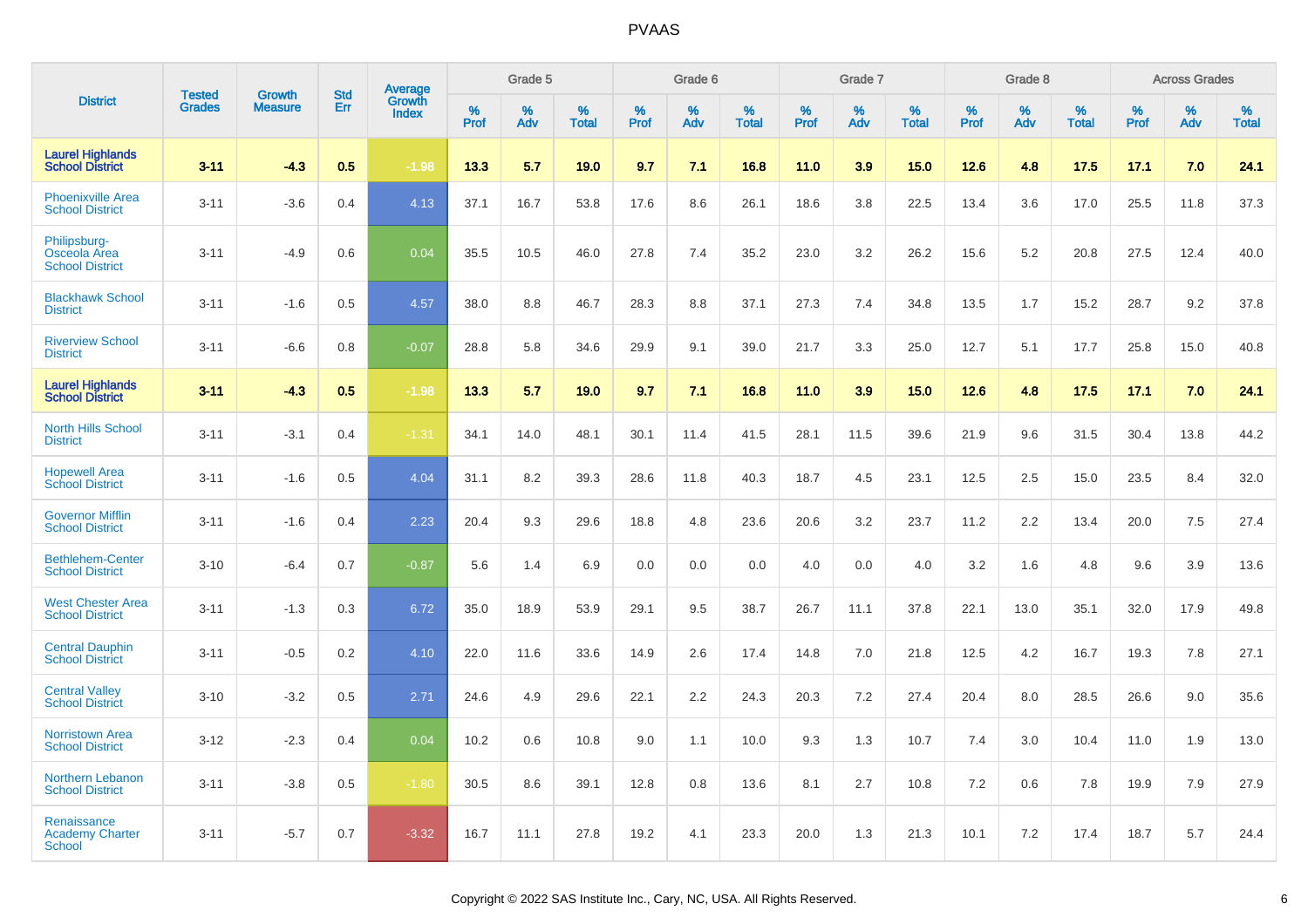# PVAAS

| District | Tested Grades | Growth Measure | Std Err | Average Growth Index | Grade 5 | | | Grade 6 | | | Grade 7 | | | Grade 8 | | | Across Grades | | |
|---|---|---|---|---|---|---|---|---|---|---|---|---|---|---|---|---|---|---|---|
| | | | | | % Prof | % Adv | % Total | % Prof | % Adv | % Total | % Prof | % Adv | % Total | % Prof | % Adv | % Total | % Prof | % Adv | % Total |
| **Laurel Highlands School District** | **3-11** | **-4.3** | **0.5** | **-1.98** | **13.3** | **5.7** | **19.0** | **9.7** | **7.1** | **16.8** | **11.0** | **3.9** | **15.0** | **12.6** | **4.8** | **17.5** | **17.1** | **7.0** | **24.1** |
| Phoenixville Area School District | 3-11 | -3.6 | 0.4 | 4.13 | 37.1 | 16.7 | 53.8 | 17.6 | 8.6 | 26.1 | 18.6 | 3.8 | 22.5 | 13.4 | 3.6 | 17.0 | 25.5 | 11.8 | 37.3 |
| Philipsburg-Osceola Area School District | 3-11 | -4.9 | 0.6 | 0.04 | 35.5 | 10.5 | 46.0 | 27.8 | 7.4 | 35.2 | 23.0 | 3.2 | 26.2 | 15.6 | 5.2 | 20.8 | 27.5 | 12.4 | 40.0 |
| Blackhawk School District | 3-11 | -1.6 | 0.5 | 4.57 | 38.0 | 8.8 | 46.7 | 28.3 | 8.8 | 37.1 | 27.3 | 7.4 | 34.8 | 13.5 | 1.7 | 15.2 | 28.7 | 9.2 | 37.8 |
| Riverview School District | 3-11 | -6.6 | 0.8 | -0.07 | 28.8 | 5.8 | 34.6 | 29.9 | 9.1 | 39.0 | 21.7 | 3.3 | 25.0 | 12.7 | 5.1 | 17.7 | 25.8 | 15.0 | 40.8 |
| **Laurel Highlands School District** | **3-11** | **-4.3** | **0.5** | **-1.98** | **13.3** | **5.7** | **19.0** | **9.7** | **7.1** | **16.8** | **11.0** | **3.9** | **15.0** | **12.6** | **4.8** | **17.5** | **17.1** | **7.0** | **24.1** |
| North Hills School District | 3-11 | -3.1 | 0.4 | -1.31 | 34.1 | 14.0 | 48.1 | 30.1 | 11.4 | 41.5 | 28.1 | 11.5 | 39.6 | 21.9 | 9.6 | 31.5 | 30.4 | 13.8 | 44.2 |
| Hopewell Area School District | 3-11 | -1.6 | 0.5 | 4.04 | 31.1 | 8.2 | 39.3 | 28.6 | 11.8 | 40.3 | 18.7 | 4.5 | 23.1 | 12.5 | 2.5 | 15.0 | 23.5 | 8.4 | 32.0 |
| Governor Mifflin School District | 3-11 | -1.6 | 0.4 | 2.23 | 20.4 | 9.3 | 29.6 | 18.8 | 4.8 | 23.6 | 20.6 | 3.2 | 23.7 | 11.2 | 2.2 | 13.4 | 20.0 | 7.5 | 27.4 |
| Bethlehem-Center School District | 3-10 | -6.4 | 0.7 | -0.87 | 5.6 | 1.4 | 6.9 | 0.0 | 0.0 | 0.0 | 4.0 | 0.0 | 4.0 | 3.2 | 1.6 | 4.8 | 9.6 | 3.9 | 13.6 |
| West Chester Area School District | 3-11 | -1.3 | 0.3 | 6.72 | 35.0 | 18.9 | 53.9 | 29.1 | 9.5 | 38.7 | 26.7 | 11.1 | 37.8 | 22.1 | 13.0 | 35.1 | 32.0 | 17.9 | 49.8 |
| Central Dauphin School District | 3-11 | -0.5 | 0.2 | 4.10 | 22.0 | 11.6 | 33.6 | 14.9 | 2.6 | 17.4 | 14.8 | 7.0 | 21.8 | 12.5 | 4.2 | 16.7 | 19.3 | 7.8 | 27.1 |
| Central Valley School District | 3-10 | -3.2 | 0.5 | 2.71 | 24.6 | 4.9 | 29.6 | 22.1 | 2.2 | 24.3 | 20.3 | 7.2 | 27.4 | 20.4 | 8.0 | 28.5 | 26.6 | 9.0 | 35.6 |
| Norristown Area School District | 3-12 | -2.3 | 0.4 | 0.04 | 10.2 | 0.6 | 10.8 | 9.0 | 1.1 | 10.0 | 9.3 | 1.3 | 10.7 | 7.4 | 3.0 | 10.4 | 11.0 | 1.9 | 13.0 |
| Northern Lebanon School District | 3-11 | -3.8 | 0.5 | -1.80 | 30.5 | 8.6 | 39.1 | 12.8 | 0.8 | 13.6 | 8.1 | 2.7 | 10.8 | 7.2 | 0.6 | 7.8 | 19.9 | 7.9 | 27.9 |
| Renaissance Academy Charter School | 3-11 | -5.7 | 0.7 | -3.32 | 16.7 | 11.1 | 27.8 | 19.2 | 4.1 | 23.3 | 20.0 | 1.3 | 21.3 | 10.1 | 7.2 | 17.4 | 18.7 | 5.7 | 24.4 |

Copyright © 2022 SAS Institute Inc., Cary, NC, USA. All Rights Reserved.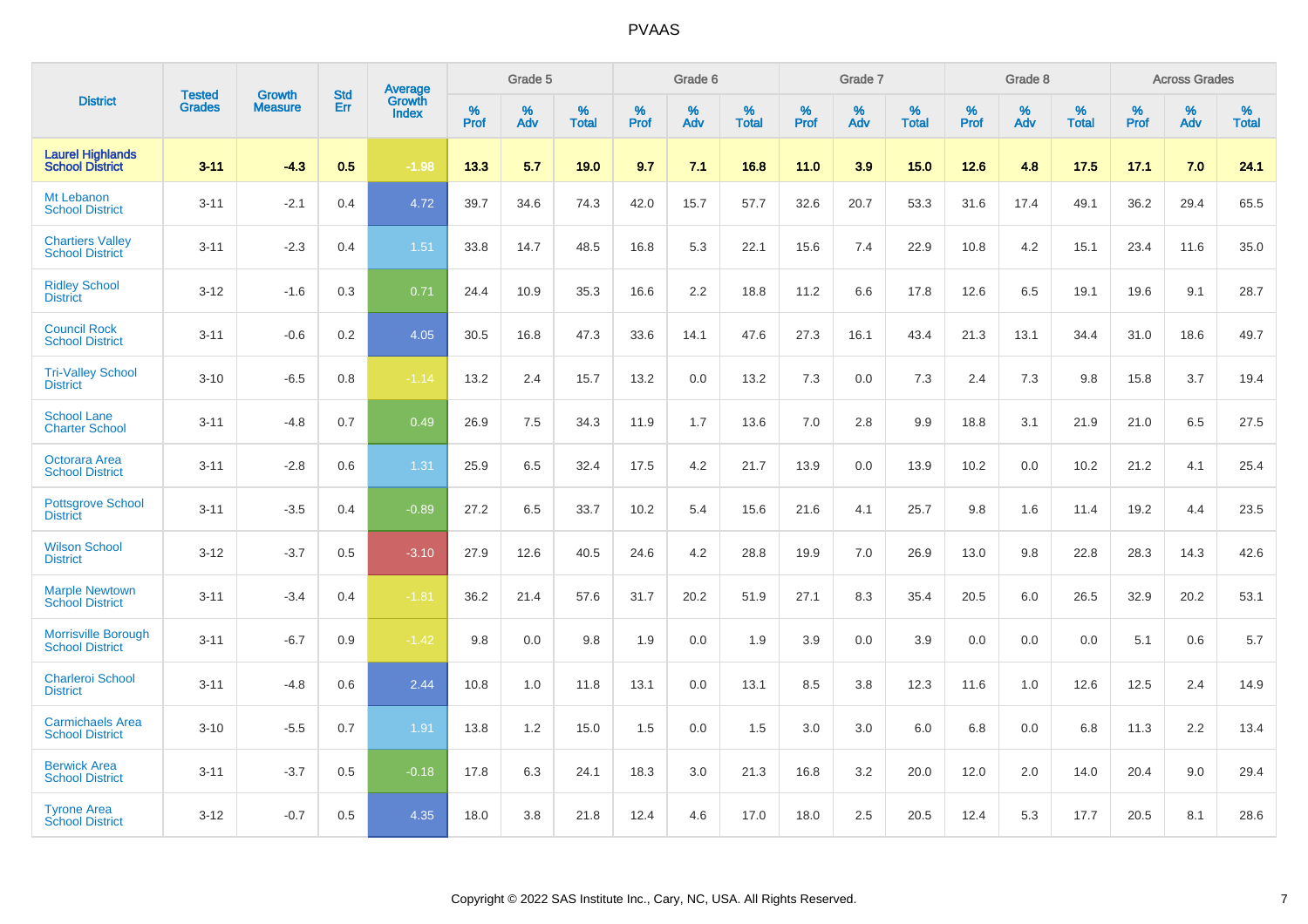# PVAAS

| District | Tested Grades | Growth Measure | Std Err | Average Growth Index | Grade 5 | | | Grade 6 | | | Grade 7 | | | Grade 8 | | | Across Grades | | |
|---|---|---|---|---|---|---|---|---|---|---|---|---|---|---|---|---|---|---|---|
| | | | | | % Prof | % Adv | % Total | % Prof | % Adv | % Total | % Prof | % Adv | % Total | % Prof | % Adv | % Total | % Prof | % Adv | % Total |
| **Laurel Highlands School District** | **3-11** | **-4.3** | **0.5** | **-1.98** | **13.3** | **5.7** | **19.0** | **9.7** | **7.1** | **16.8** | **11.0** | **3.9** | **15.0** | **12.6** | **4.8** | **17.5** | **17.1** | **7.0** | **24.1** |
| Mt Lebanon School District | 3-11 | -2.1 | 0.4 | 4.72 | 39.7 | 34.6 | 74.3 | 42.0 | 15.7 | 57.7 | 32.6 | 20.7 | 53.3 | 31.6 | 17.4 | 49.1 | 36.2 | 29.4 | 65.5 |
| Chartiers Valley School District | 3-11 | -2.3 | 0.4 | 1.51 | 33.8 | 14.7 | 48.5 | 16.8 | 5.3 | 22.1 | 15.6 | 7.4 | 22.9 | 10.8 | 4.2 | 15.1 | 23.4 | 11.6 | 35.0 |
| Ridley School District | 3-12 | -1.6 | 0.3 | 0.71 | 24.4 | 10.9 | 35.3 | 16.6 | 2.2 | 18.8 | 11.2 | 6.6 | 17.8 | 12.6 | 6.5 | 19.1 | 19.6 | 9.1 | 28.7 |
| Council Rock School District | 3-11 | -0.6 | 0.2 | 4.05 | 30.5 | 16.8 | 47.3 | 33.6 | 14.1 | 47.6 | 27.3 | 16.1 | 43.4 | 21.3 | 13.1 | 34.4 | 31.0 | 18.6 | 49.7 |
| Tri-Valley School District | 3-10 | -6.5 | 0.8 | -1.14 | 13.2 | 2.4 | 15.7 | 13.2 | 0.0 | 13.2 | 7.3 | 0.0 | 7.3 | 2.4 | 7.3 | 9.8 | 15.8 | 3.7 | 19.4 |
| School Lane Charter School | 3-11 | -4.8 | 0.7 | 0.49 | 26.9 | 7.5 | 34.3 | 11.9 | 1.7 | 13.6 | 7.0 | 2.8 | 9.9 | 18.8 | 3.1 | 21.9 | 21.0 | 6.5 | 27.5 |
| Octorara Area School District | 3-11 | -2.8 | 0.6 | 1.31 | 25.9 | 6.5 | 32.4 | 17.5 | 4.2 | 21.7 | 13.9 | 0.0 | 13.9 | 10.2 | 0.0 | 10.2 | 21.2 | 4.1 | 25.4 |
| Pottsgrove School District | 3-11 | -3.5 | 0.4 | -0.89 | 27.2 | 6.5 | 33.7 | 10.2 | 5.4 | 15.6 | 21.6 | 4.1 | 25.7 | 9.8 | 1.6 | 11.4 | 19.2 | 4.4 | 23.5 |
| Wilson School District | 3-12 | -3.7 | 0.5 | -3.10 | 27.9 | 12.6 | 40.5 | 24.6 | 4.2 | 28.8 | 19.9 | 7.0 | 26.9 | 13.0 | 9.8 | 22.8 | 28.3 | 14.3 | 42.6 |
| Marple Newtown School District | 3-11 | -3.4 | 0.4 | -1.81 | 36.2 | 21.4 | 57.6 | 31.7 | 20.2 | 51.9 | 27.1 | 8.3 | 35.4 | 20.5 | 6.0 | 26.5 | 32.9 | 20.2 | 53.1 |
| Morrisville Borough School District | 3-11 | -6.7 | 0.9 | -1.42 | 9.8 | 0.0 | 9.8 | 1.9 | 0.0 | 1.9 | 3.9 | 0.0 | 3.9 | 0.0 | 0.0 | 0.0 | 5.1 | 0.6 | 5.7 |
| Charleroi School District | 3-11 | -4.8 | 0.6 | 2.44 | 10.8 | 1.0 | 11.8 | 13.1 | 0.0 | 13.1 | 8.5 | 3.8 | 12.3 | 11.6 | 1.0 | 12.6 | 12.5 | 2.4 | 14.9 |
| Carmichaels Area School District | 3-10 | -5.5 | 0.7 | 1.91 | 13.8 | 1.2 | 15.0 | 1.5 | 0.0 | 1.5 | 3.0 | 3.0 | 6.0 | 6.8 | 0.0 | 6.8 | 11.3 | 2.2 | 13.4 |
| Berwick Area School District | 3-11 | -3.7 | 0.5 | -0.18 | 17.8 | 6.3 | 24.1 | 18.3 | 3.0 | 21.3 | 16.8 | 3.2 | 20.0 | 12.0 | 2.0 | 14.0 | 20.4 | 9.0 | 29.4 |
| Tyrone Area School District | 3-12 | -0.7 | 0.5 | 4.35 | 18.0 | 3.8 | 21.8 | 12.4 | 4.6 | 17.0 | 18.0 | 2.5 | 20.5 | 12.4 | 5.3 | 17.7 | 20.5 | 8.1 | 28.6 |

Copyright © 2022 SAS Institute Inc., Cary, NC, USA. All Rights Reserved.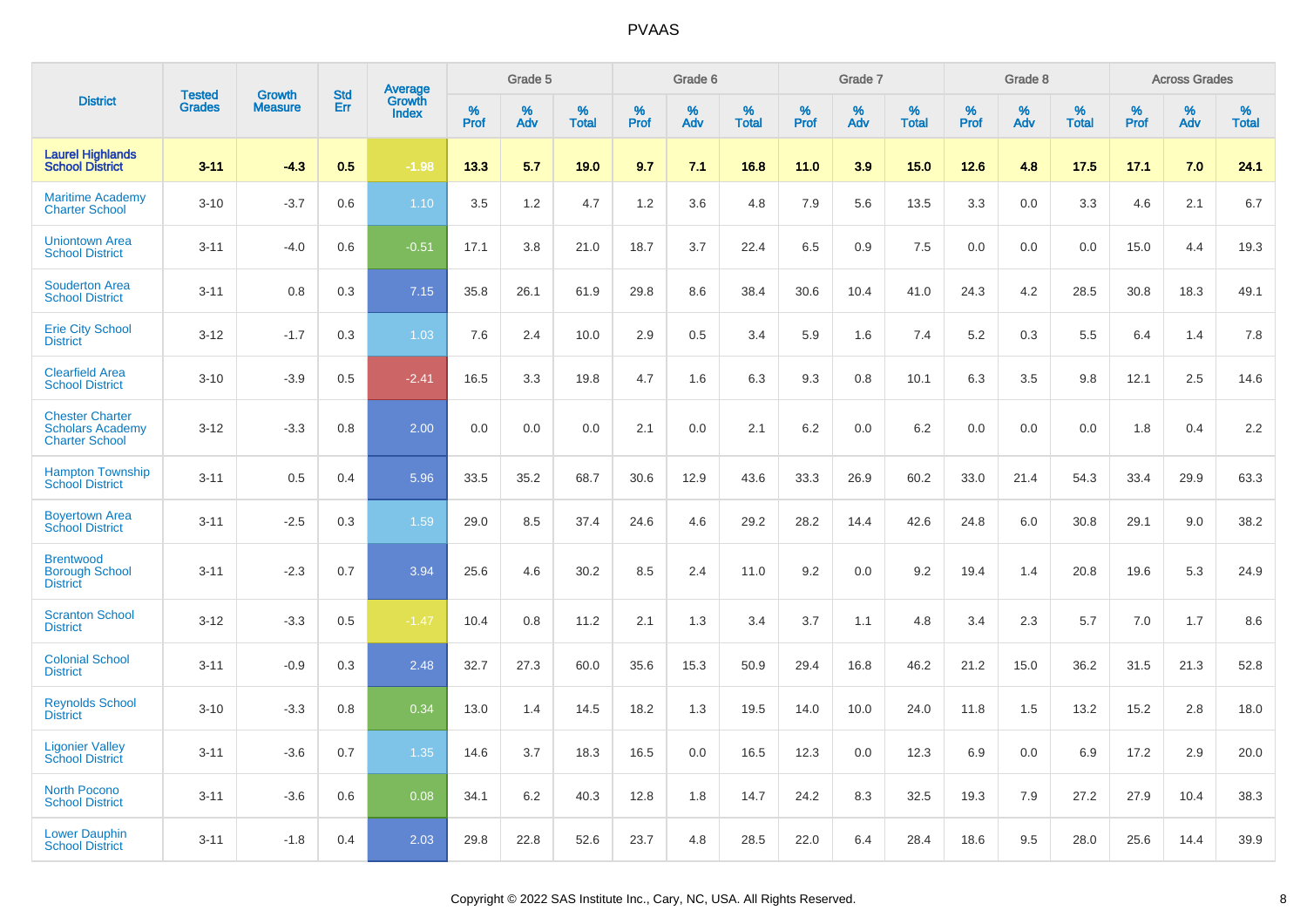# PVAAS

| District | Tested Grades | Growth Measure | Std Err | Average Growth Index | Grade 5 | | | Grade 6 | | | Grade 7 | | | Grade 8 | | | Across Grades | | |
|---|---|---|---|---|---|---|---|---|---|---|---|---|---|---|---|---|---|---|---|
| | | | | | % Prof | % Adv | % Total | % Prof | % Adv | % Total | % Prof | % Adv | % Total | % Prof | % Adv | % Total | % Prof | % Adv | % Total |
| **Laurel Highlands School District** | **3-11** | **-4.3** | **0.5** | **-1.98** | **13.3** | **5.7** | **19.0** | **9.7** | **7.1** | **16.8** | **11.0** | **3.9** | **15.0** | **12.6** | **4.8** | **17.5** | **17.1** | **7.0** | **24.1** |
| Maritime Academy Charter School | 3-10 | -3.7 | 0.6 | 1.10 | 3.5 | 1.2 | 4.7 | 1.2 | 3.6 | 4.8 | 7.9 | 5.6 | 13.5 | 3.3 | 0.0 | 3.3 | 4.6 | 2.1 | 6.7 |
| Uniontown Area School District | 3-11 | -4.0 | 0.6 | -0.51 | 17.1 | 3.8 | 21.0 | 18.7 | 3.7 | 22.4 | 6.5 | 0.9 | 7.5 | 0.0 | 0.0 | 0.0 | 15.0 | 4.4 | 19.3 |
| Souderton Area School District | 3-11 | 0.8 | 0.3 | 7.15 | 35.8 | 26.1 | 61.9 | 29.8 | 8.6 | 38.4 | 30.6 | 10.4 | 41.0 | 24.3 | 4.2 | 28.5 | 30.8 | 18.3 | 49.1 |
| Erie City School District | 3-12 | -1.7 | 0.3 | 1.03 | 7.6 | 2.4 | 10.0 | 2.9 | 0.5 | 3.4 | 5.9 | 1.6 | 7.4 | 5.2 | 0.3 | 5.5 | 6.4 | 1.4 | 7.8 |
| Clearfield Area School District | 3-10 | -3.9 | 0.5 | -2.41 | 16.5 | 3.3 | 19.8 | 4.7 | 1.6 | 6.3 | 9.3 | 0.8 | 10.1 | 6.3 | 3.5 | 9.8 | 12.1 | 2.5 | 14.6 |
| Chester Charter Scholars Academy Charter School | 3-12 | -3.3 | 0.8 | 2.00 | 0.0 | 0.0 | 0.0 | 2.1 | 0.0 | 2.1 | 6.2 | 0.0 | 6.2 | 0.0 | 0.0 | 0.0 | 1.8 | 0.4 | 2.2 |
| Hampton Township School District | 3-11 | 0.5 | 0.4 | 5.96 | 33.5 | 35.2 | 68.7 | 30.6 | 12.9 | 43.6 | 33.3 | 26.9 | 60.2 | 33.0 | 21.4 | 54.3 | 33.4 | 29.9 | 63.3 |
| Boyertown Area School District | 3-11 | -2.5 | 0.3 | 1.59 | 29.0 | 8.5 | 37.4 | 24.6 | 4.6 | 29.2 | 28.2 | 14.4 | 42.6 | 24.8 | 6.0 | 30.8 | 29.1 | 9.0 | 38.2 |
| Brentwood Borough School District | 3-11 | -2.3 | 0.7 | 3.94 | 25.6 | 4.6 | 30.2 | 8.5 | 2.4 | 11.0 | 9.2 | 0.0 | 9.2 | 19.4 | 1.4 | 20.8 | 19.6 | 5.3 | 24.9 |
| Scranton School District | 3-12 | -3.3 | 0.5 | -1.47 | 10.4 | 0.8 | 11.2 | 2.1 | 1.3 | 3.4 | 3.7 | 1.1 | 4.8 | 3.4 | 2.3 | 5.7 | 7.0 | 1.7 | 8.6 |
| Colonial School District | 3-11 | -0.9 | 0.3 | 2.48 | 32.7 | 27.3 | 60.0 | 35.6 | 15.3 | 50.9 | 29.4 | 16.8 | 46.2 | 21.2 | 15.0 | 36.2 | 31.5 | 21.3 | 52.8 |
| Reynolds School District | 3-10 | -3.3 | 0.8 | 0.34 | 13.0 | 1.4 | 14.5 | 18.2 | 1.3 | 19.5 | 14.0 | 10.0 | 24.0 | 11.8 | 1.5 | 13.2 | 15.2 | 2.8 | 18.0 |
| Ligonier Valley School District | 3-11 | -3.6 | 0.7 | 1.35 | 14.6 | 3.7 | 18.3 | 16.5 | 0.0 | 16.5 | 12.3 | 0.0 | 12.3 | 6.9 | 0.0 | 6.9 | 17.2 | 2.9 | 20.0 |
| North Pocono School District | 3-11 | -3.6 | 0.6 | 0.08 | 34.1 | 6.2 | 40.3 | 12.8 | 1.8 | 14.7 | 24.2 | 8.3 | 32.5 | 19.3 | 7.9 | 27.2 | 27.9 | 10.4 | 38.3 |
| Lower Dauphin School District | 3-11 | -1.8 | 0.4 | 2.03 | 29.8 | 22.8 | 52.6 | 23.7 | 4.8 | 28.5 | 22.0 | 6.4 | 28.4 | 18.6 | 9.5 | 28.0 | 25.6 | 14.4 | 39.9 |

Copyright © 2022 SAS Institute Inc., Cary, NC, USA. All Rights Reserved.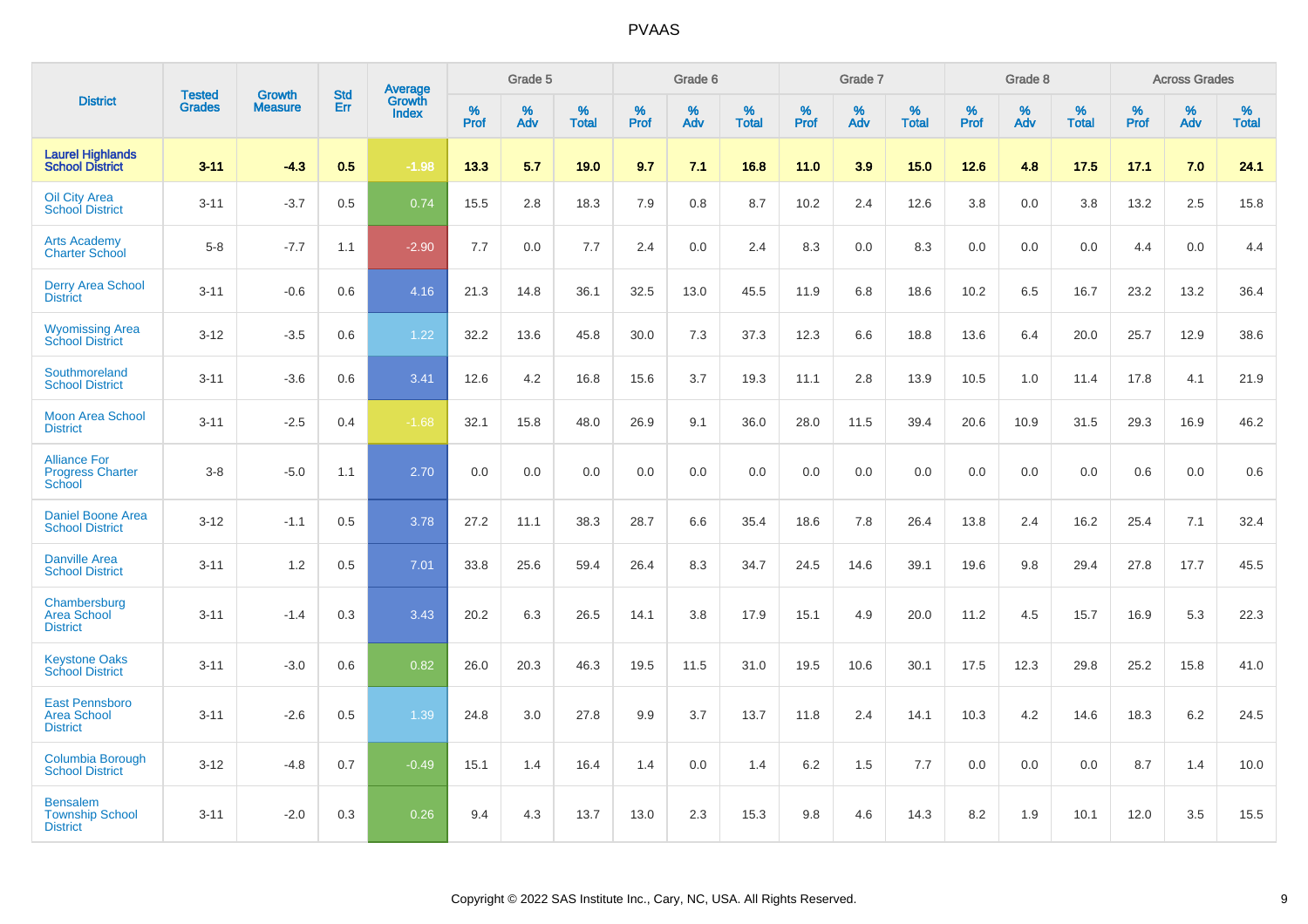PVAAS

| District | Tested Grades | Growth Measure | Std Err | Average Growth Index | Grade 5 | | | Grade 6 | | | Grade 7 | | | Grade 8 | | | Across Grades | | |
|---|---|---|---|---|---|---|---|---|---|---|---|---|---|---|---|---|---|---|---|
| | | | | | % Prof | % Adv | % Total | % Prof | % Adv | % Total | % Prof | % Adv | % Total | % Prof | % Adv | % Total | % Prof | % Adv | % Total |
| **Laurel Highlands School District** | **3-11** | **-4.3** | **0.5** | **-1.98** | **13.3** | **5.7** | **19.0** | **9.7** | **7.1** | **16.8** | **11.0** | **3.9** | **15.0** | **12.6** | **4.8** | **17.5** | **17.1** | **7.0** | **24.1** |
| Oil City Area School District | 3-11 | -3.7 | 0.5 | 0.74 | 15.5 | 2.8 | 18.3 | 7.9 | 0.8 | 8.7 | 10.2 | 2.4 | 12.6 | 3.8 | 0.0 | 3.8 | 13.2 | 2.5 | 15.8 |
| Arts Academy Charter School | 5-8 | -7.7 | 1.1 | -2.90 | 7.7 | 0.0 | 7.7 | 2.4 | 0.0 | 2.4 | 8.3 | 0.0 | 8.3 | 0.0 | 0.0 | 0.0 | 4.4 | 0.0 | 4.4 |
| Derry Area School District | 3-11 | -0.6 | 0.6 | 4.16 | 21.3 | 14.8 | 36.1 | 32.5 | 13.0 | 45.5 | 11.9 | 6.8 | 18.6 | 10.2 | 6.5 | 16.7 | 23.2 | 13.2 | 36.4 |
| Wyomissing Area School District | 3-12 | -3.5 | 0.6 | 1.22 | 32.2 | 13.6 | 45.8 | 30.0 | 7.3 | 37.3 | 12.3 | 6.6 | 18.8 | 13.6 | 6.4 | 20.0 | 25.7 | 12.9 | 38.6 |
| Southmoreland School District | 3-11 | -3.6 | 0.6 | 3.41 | 12.6 | 4.2 | 16.8 | 15.6 | 3.7 | 19.3 | 11.1 | 2.8 | 13.9 | 10.5 | 1.0 | 11.4 | 17.8 | 4.1 | 21.9 |
| Moon Area School District | 3-11 | -2.5 | 0.4 | -1.68 | 32.1 | 15.8 | 48.0 | 26.9 | 9.1 | 36.0 | 28.0 | 11.5 | 39.4 | 20.6 | 10.9 | 31.5 | 29.3 | 16.9 | 46.2 |
| Alliance For Progress Charter School | 3-8 | -5.0 | 1.1 | 2.70 | 0.0 | 0.0 | 0.0 | 0.0 | 0.0 | 0.0 | 0.0 | 0.0 | 0.0 | 0.0 | 0.0 | 0.0 | 0.6 | 0.0 | 0.6 |
| Daniel Boone Area School District | 3-12 | -1.1 | 0.5 | 3.78 | 27.2 | 11.1 | 38.3 | 28.7 | 6.6 | 35.4 | 18.6 | 7.8 | 26.4 | 13.8 | 2.4 | 16.2 | 25.4 | 7.1 | 32.4 |
| Danville Area School District | 3-11 | 1.2 | 0.5 | 7.01 | 33.8 | 25.6 | 59.4 | 26.4 | 8.3 | 34.7 | 24.5 | 14.6 | 39.1 | 19.6 | 9.8 | 29.4 | 27.8 | 17.7 | 45.5 |
| Chambersburg Area School District | 3-11 | -1.4 | 0.3 | 3.43 | 20.2 | 6.3 | 26.5 | 14.1 | 3.8 | 17.9 | 15.1 | 4.9 | 20.0 | 11.2 | 4.5 | 15.7 | 16.9 | 5.3 | 22.3 |
| Keystone Oaks School District | 3-11 | -3.0 | 0.6 | 0.82 | 26.0 | 20.3 | 46.3 | 19.5 | 11.5 | 31.0 | 19.5 | 10.6 | 30.1 | 17.5 | 12.3 | 29.8 | 25.2 | 15.8 | 41.0 |
| East Pennsboro Area School District | 3-11 | -2.6 | 0.5 | 1.39 | 24.8 | 3.0 | 27.8 | 9.9 | 3.7 | 13.7 | 11.8 | 2.4 | 14.1 | 10.3 | 4.2 | 14.6 | 18.3 | 6.2 | 24.5 |
| Columbia Borough School District | 3-12 | -4.8 | 0.7 | -0.49 | 15.1 | 1.4 | 16.4 | 1.4 | 0.0 | 1.4 | 6.2 | 1.5 | 7.7 | 0.0 | 0.0 | 0.0 | 8.7 | 1.4 | 10.0 |
| Bensalem Township School District | 3-11 | -2.0 | 0.3 | 0.26 | 9.4 | 4.3 | 13.7 | 13.0 | 2.3 | 15.3 | 9.8 | 4.6 | 14.3 | 8.2 | 1.9 | 10.1 | 12.0 | 3.5 | 15.5 |

Copyright © 2022 SAS Institute Inc., Cary, NC, USA. All Rights Reserved.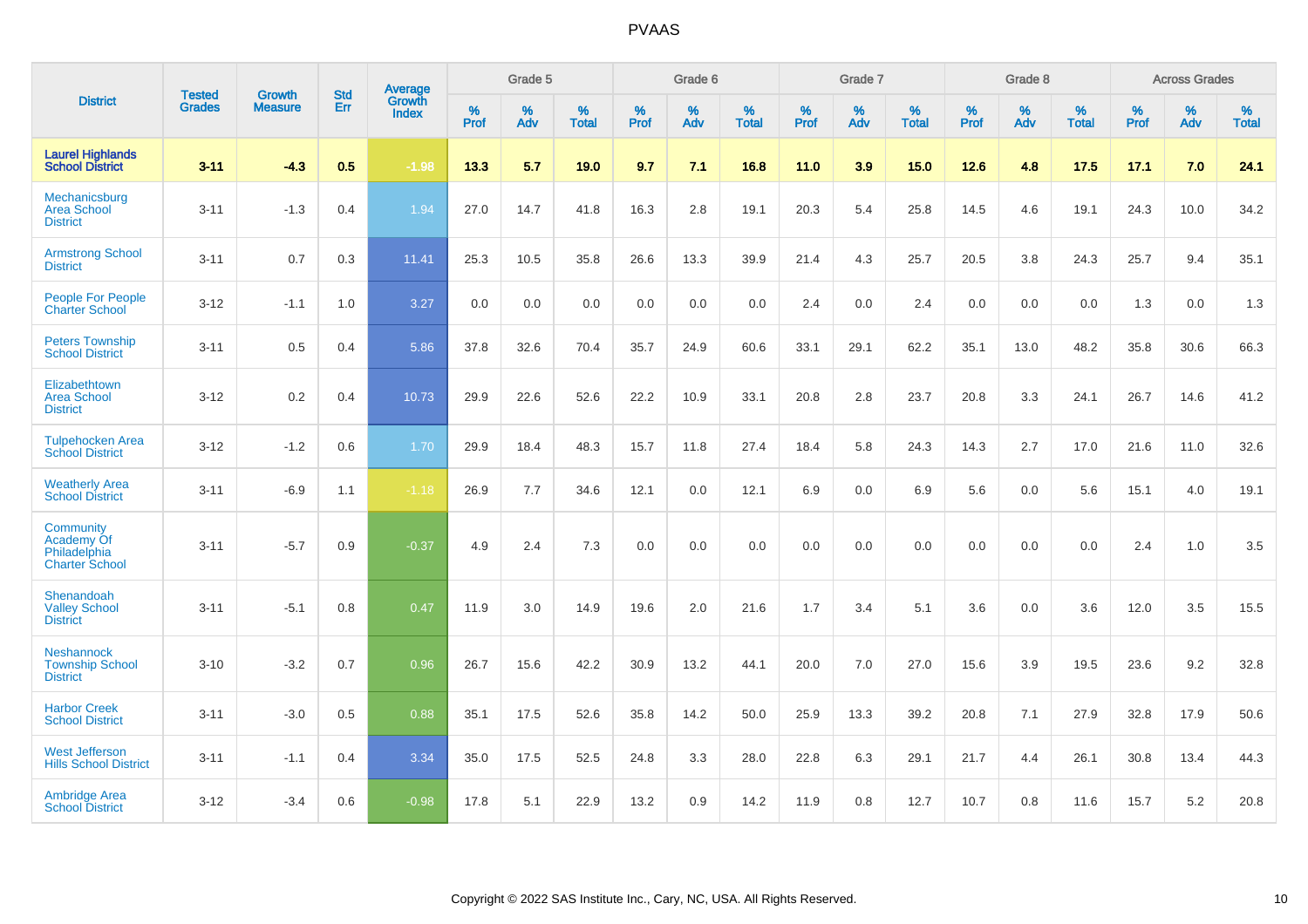# PVAAS

| District | Tested Grades | Growth Measure | Std Err | Average Growth Index | Grade 5 | | | Grade 6 | | | Grade 7 | | | Grade 8 | | | Across Grades | | |
|---|---|---|---|---|---|---|---|---|---|---|---|---|---|---|---|---|---|---|---|
| | | | | | % Prof | % Adv | % Total | % Prof | % Adv | % Total | % Prof | % Adv | % Total | % Prof | % Adv | % Total | % Prof | % Adv | % Total |
| **Laurel Highlands School District** | **3-11** | **-4.3** | **0.5** | **-1.98** | **13.3** | **5.7** | **19.0** | **9.7** | **7.1** | **16.8** | **11.0** | **3.9** | **15.0** | **12.6** | **4.8** | **17.5** | **17.1** | **7.0** | **24.1** |
| Mechanicsburg Area School District | 3-11 | -1.3 | 0.4 | 1.94 | 27.0 | 14.7 | 41.8 | 16.3 | 2.8 | 19.1 | 20.3 | 5.4 | 25.8 | 14.5 | 4.6 | 19.1 | 24.3 | 10.0 | 34.2 |
| Armstrong School District | 3-11 | 0.7 | 0.3 | 11.41 | 25.3 | 10.5 | 35.8 | 26.6 | 13.3 | 39.9 | 21.4 | 4.3 | 25.7 | 20.5 | 3.8 | 24.3 | 25.7 | 9.4 | 35.1 |
| People For People Charter School | 3-12 | -1.1 | 1.0 | 3.27 | 0.0 | 0.0 | 0.0 | 0.0 | 0.0 | 0.0 | 2.4 | 0.0 | 2.4 | 0.0 | 0.0 | 0.0 | 1.3 | 0.0 | 1.3 |
| Peters Township School District | 3-11 | 0.5 | 0.4 | 5.86 | 37.8 | 32.6 | 70.4 | 35.7 | 24.9 | 60.6 | 33.1 | 29.1 | 62.2 | 35.1 | 13.0 | 48.2 | 35.8 | 30.6 | 66.3 |
| Elizabethtown Area School District | 3-12 | 0.2 | 0.4 | 10.73 | 29.9 | 22.6 | 52.6 | 22.2 | 10.9 | 33.1 | 20.8 | 2.8 | 23.7 | 20.8 | 3.3 | 24.1 | 26.7 | 14.6 | 41.2 |
| Tulpehocken Area School District | 3-12 | -1.2 | 0.6 | 1.70 | 29.9 | 18.4 | 48.3 | 15.7 | 11.8 | 27.4 | 18.4 | 5.8 | 24.3 | 14.3 | 2.7 | 17.0 | 21.6 | 11.0 | 32.6 |
| Weatherly Area School District | 3-11 | -6.9 | 1.1 | -1.18 | 26.9 | 7.7 | 34.6 | 12.1 | 0.0 | 12.1 | 6.9 | 0.0 | 6.9 | 5.6 | 0.0 | 5.6 | 15.1 | 4.0 | 19.1 |
| Community Academy Of Philadelphia Charter School | 3-11 | -5.7 | 0.9 | -0.37 | 4.9 | 2.4 | 7.3 | 0.0 | 0.0 | 0.0 | 0.0 | 0.0 | 0.0 | 0.0 | 0.0 | 0.0 | 2.4 | 1.0 | 3.5 |
| Shenandoah Valley School District | 3-11 | -5.1 | 0.8 | 0.47 | 11.9 | 3.0 | 14.9 | 19.6 | 2.0 | 21.6 | 1.7 | 3.4 | 5.1 | 3.6 | 0.0 | 3.6 | 12.0 | 3.5 | 15.5 |
| Neshannock Township School District | 3-10 | -3.2 | 0.7 | 0.96 | 26.7 | 15.6 | 42.2 | 30.9 | 13.2 | 44.1 | 20.0 | 7.0 | 27.0 | 15.6 | 3.9 | 19.5 | 23.6 | 9.2 | 32.8 |
| Harbor Creek School District | 3-11 | -3.0 | 0.5 | 0.88 | 35.1 | 17.5 | 52.6 | 35.8 | 14.2 | 50.0 | 25.9 | 13.3 | 39.2 | 20.8 | 7.1 | 27.9 | 32.8 | 17.9 | 50.6 |
| West Jefferson Hills School District | 3-11 | -1.1 | 0.4 | 3.34 | 35.0 | 17.5 | 52.5 | 24.8 | 3.3 | 28.0 | 22.8 | 6.3 | 29.1 | 21.7 | 4.4 | 26.1 | 30.8 | 13.4 | 44.3 |
| Ambridge Area School District | 3-12 | -3.4 | 0.6 | -0.98 | 17.8 | 5.1 | 22.9 | 13.2 | 0.9 | 14.2 | 11.9 | 0.8 | 12.7 | 10.7 | 0.8 | 11.6 | 15.7 | 5.2 | 20.8 |

Copyright © 2022 SAS Institute Inc., Cary, NC, USA. All Rights Reserved.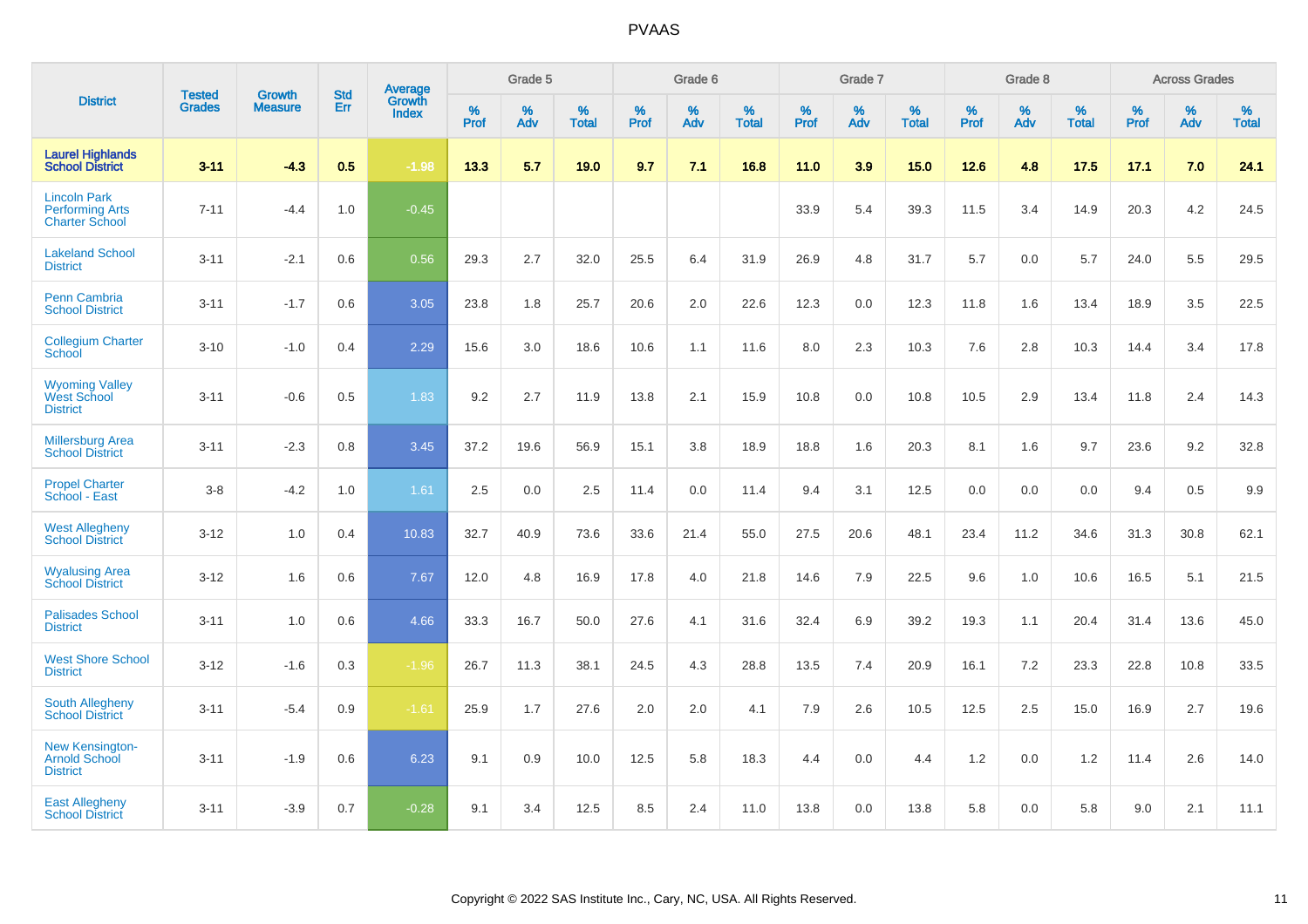# PVAAS

| District | Tested Grades | Growth Measure | Std Err | Average Growth Index | Grade 5 | | | Grade 6 | | | Grade 7 | | | Grade 8 | | | Across Grades | | |
|---|---|---|---|---|---|---|---|---|---|---|---|---|---|---|---|---|---|---|---|
| | | | | | % Prof | % Adv | % Total | % Prof | % Adv | % Total | % Prof | % Adv | % Total | % Prof | % Adv | % Total | % Prof | % Adv | % Total |
| **Laurel Highlands School District** | **3-11** | **-4.3** | **0.5** | **-1.98** | **13.3** | **5.7** | **19.0** | **9.7** | **7.1** | **16.8** | **11.0** | **3.9** | **15.0** | **12.6** | **4.8** | **17.5** | **17.1** | **7.0** | **24.1** |
| Lincoln Park Performing Arts Charter School | 7-11 | -4.4 | 1.0 | -0.45 | | | | | | | 33.9 | 5.4 | 39.3 | 11.5 | 3.4 | 14.9 | 20.3 | 4.2 | 24.5 |
| Lakeland School District | 3-11 | -2.1 | 0.6 | 0.56 | 29.3 | 2.7 | 32.0 | 25.5 | 6.4 | 31.9 | 26.9 | 4.8 | 31.7 | 5.7 | 0.0 | 5.7 | 24.0 | 5.5 | 29.5 |
| Penn Cambria School District | 3-11 | -1.7 | 0.6 | 3.05 | 23.8 | 1.8 | 25.7 | 20.6 | 2.0 | 22.6 | 12.3 | 0.0 | 12.3 | 11.8 | 1.6 | 13.4 | 18.9 | 3.5 | 22.5 |
| Collegium Charter School | 3-10 | -1.0 | 0.4 | 2.29 | 15.6 | 3.0 | 18.6 | 10.6 | 1.1 | 11.6 | 8.0 | 2.3 | 10.3 | 7.6 | 2.8 | 10.3 | 14.4 | 3.4 | 17.8 |
| Wyoming Valley West School District | 3-11 | -0.6 | 0.5 | 1.83 | 9.2 | 2.7 | 11.9 | 13.8 | 2.1 | 15.9 | 10.8 | 0.0 | 10.8 | 10.5 | 2.9 | 13.4 | 11.8 | 2.4 | 14.3 |
| Millersburg Area School District | 3-11 | -2.3 | 0.8 | 3.45 | 37.2 | 19.6 | 56.9 | 15.1 | 3.8 | 18.9 | 18.8 | 1.6 | 20.3 | 8.1 | 1.6 | 9.7 | 23.6 | 9.2 | 32.8 |
| Propel Charter School - East | 3-8 | -4.2 | 1.0 | 1.61 | 2.5 | 0.0 | 2.5 | 11.4 | 0.0 | 11.4 | 9.4 | 3.1 | 12.5 | 0.0 | 0.0 | 0.0 | 9.4 | 0.5 | 9.9 |
| West Allegheny School District | 3-12 | 1.0 | 0.4 | 10.83 | 32.7 | 40.9 | 73.6 | 33.6 | 21.4 | 55.0 | 27.5 | 20.6 | 48.1 | 23.4 | 11.2 | 34.6 | 31.3 | 30.8 | 62.1 |
| Wyalusing Area School District | 3-12 | 1.6 | 0.6 | 7.67 | 12.0 | 4.8 | 16.9 | 17.8 | 4.0 | 21.8 | 14.6 | 7.9 | 22.5 | 9.6 | 1.0 | 10.6 | 16.5 | 5.1 | 21.5 |
| Palisades School District | 3-11 | 1.0 | 0.6 | 4.66 | 33.3 | 16.7 | 50.0 | 27.6 | 4.1 | 31.6 | 32.4 | 6.9 | 39.2 | 19.3 | 1.1 | 20.4 | 31.4 | 13.6 | 45.0 |
| West Shore School District | 3-12 | -1.6 | 0.3 | -1.96 | 26.7 | 11.3 | 38.1 | 24.5 | 4.3 | 28.8 | 13.5 | 7.4 | 20.9 | 16.1 | 7.2 | 23.3 | 22.8 | 10.8 | 33.5 |
| South Allegheny School District | 3-11 | -5.4 | 0.9 | -1.61 | 25.9 | 1.7 | 27.6 | 2.0 | 2.0 | 4.1 | 7.9 | 2.6 | 10.5 | 12.5 | 2.5 | 15.0 | 16.9 | 2.7 | 19.6 |
| New Kensington-Arnold School District | 3-11 | -1.9 | 0.6 | 6.23 | 9.1 | 0.9 | 10.0 | 12.5 | 5.8 | 18.3 | 4.4 | 0.0 | 4.4 | 1.2 | 0.0 | 1.2 | 11.4 | 2.6 | 14.0 |
| East Allegheny School District | 3-11 | -3.9 | 0.7 | -0.28 | 9.1 | 3.4 | 12.5 | 8.5 | 2.4 | 11.0 | 13.8 | 0.0 | 13.8 | 5.8 | 0.0 | 5.8 | 9.0 | 2.1 | 11.1 |

Copyright © 2022 SAS Institute Inc., Cary, NC, USA. All Rights Reserved.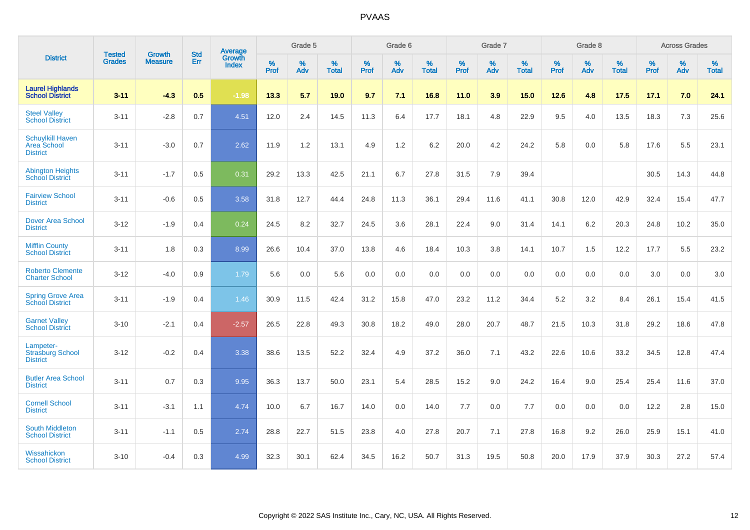PVAAS

| District | Tested Grades | Growth Measure | Std Err | Average Growth Index | Grade 5 | | | Grade 6 | | | Grade 7 | | | Grade 8 | | | Across Grades | | |
|---|---|---|---|---|---|---|---|---|---|---|---|---|---|---|---|---|---|---|---|
| | | | | | % Prof | % Adv | % Total | % Prof | % Adv | % Total | % Prof | % Adv | % Total | % Prof | % Adv | % Total | % Prof | % Adv | % Total |
| **Laurel Highlands School District** | **3-11** | **-4.3** | **0.5** | **-1.98** | **13.3** | **5.7** | **19.0** | **9.7** | **7.1** | **16.8** | **11.0** | **3.9** | **15.0** | **12.6** | **4.8** | **17.5** | **17.1** | **7.0** | **24.1** |
| Steel Valley School District | 3-11 | -2.8 | 0.7 | 4.51 | 12.0 | 2.4 | 14.5 | 11.3 | 6.4 | 17.7 | 18.1 | 4.8 | 22.9 | 9.5 | 4.0 | 13.5 | 18.3 | 7.3 | 25.6 |
| Schuylkill Haven Area School District | 3-11 | -3.0 | 0.7 | 2.62 | 11.9 | 1.2 | 13.1 | 4.9 | 1.2 | 6.2 | 20.0 | 4.2 | 24.2 | 5.8 | 0.0 | 5.8 | 17.6 | 5.5 | 23.1 |
| Abington Heights School District | 3-11 | -1.7 | 0.5 | 0.31 | 29.2 | 13.3 | 42.5 | 21.1 | 6.7 | 27.8 | 31.5 | 7.9 | 39.4 | | | | 30.5 | 14.3 | 44.8 |
| Fairview School District | 3-11 | -0.6 | 0.5 | 3.58 | 31.8 | 12.7 | 44.4 | 24.8 | 11.3 | 36.1 | 29.4 | 11.6 | 41.1 | 30.8 | 12.0 | 42.9 | 32.4 | 15.4 | 47.7 |
| Dover Area School District | 3-12 | -1.9 | 0.4 | 0.24 | 24.5 | 8.2 | 32.7 | 24.5 | 3.6 | 28.1 | 22.4 | 9.0 | 31.4 | 14.1 | 6.2 | 20.3 | 24.8 | 10.2 | 35.0 |
| Mifflin County School District | 3-11 | 1.8 | 0.3 | 8.99 | 26.6 | 10.4 | 37.0 | 13.8 | 4.6 | 18.4 | 10.3 | 3.8 | 14.1 | 10.7 | 1.5 | 12.2 | 17.7 | 5.5 | 23.2 |
| Roberto Clemente Charter School | 3-12 | -4.0 | 0.9 | 1.79 | 5.6 | 0.0 | 5.6 | 0.0 | 0.0 | 0.0 | 0.0 | 0.0 | 0.0 | 0.0 | 0.0 | 0.0 | 3.0 | 0.0 | 3.0 |
| Spring Grove Area School District | 3-11 | -1.9 | 0.4 | 1.46 | 30.9 | 11.5 | 42.4 | 31.2 | 15.8 | 47.0 | 23.2 | 11.2 | 34.4 | 5.2 | 3.2 | 8.4 | 26.1 | 15.4 | 41.5 |
| Garnet Valley School District | 3-10 | -2.1 | 0.4 | -2.57 | 26.5 | 22.8 | 49.3 | 30.8 | 18.2 | 49.0 | 28.0 | 20.7 | 48.7 | 21.5 | 10.3 | 31.8 | 29.2 | 18.6 | 47.8 |
| Lampeter-Strasburg School District | 3-12 | -0.2 | 0.4 | 3.38 | 38.6 | 13.5 | 52.2 | 32.4 | 4.9 | 37.2 | 36.0 | 7.1 | 43.2 | 22.6 | 10.6 | 33.2 | 34.5 | 12.8 | 47.4 |
| Butler Area School District | 3-11 | 0.7 | 0.3 | 9.95 | 36.3 | 13.7 | 50.0 | 23.1 | 5.4 | 28.5 | 15.2 | 9.0 | 24.2 | 16.4 | 9.0 | 25.4 | 25.4 | 11.6 | 37.0 |
| Cornell School District | 3-11 | -3.1 | 1.1 | 4.74 | 10.0 | 6.7 | 16.7 | 14.0 | 0.0 | 14.0 | 7.7 | 0.0 | 7.7 | 0.0 | 0.0 | 0.0 | 12.2 | 2.8 | 15.0 |
| South Middleton School District | 3-11 | -1.1 | 0.5 | 2.74 | 28.8 | 22.7 | 51.5 | 23.8 | 4.0 | 27.8 | 20.7 | 7.1 | 27.8 | 16.8 | 9.2 | 26.0 | 25.9 | 15.1 | 41.0 |
| Wissahickon School District | 3-10 | -0.4 | 0.3 | 4.99 | 32.3 | 30.1 | 62.4 | 34.5 | 16.2 | 50.7 | 31.3 | 19.5 | 50.8 | 20.0 | 17.9 | 37.9 | 30.3 | 27.2 | 57.4 |

Copyright © 2022 SAS Institute Inc., Cary, NC, USA. All Rights Reserved.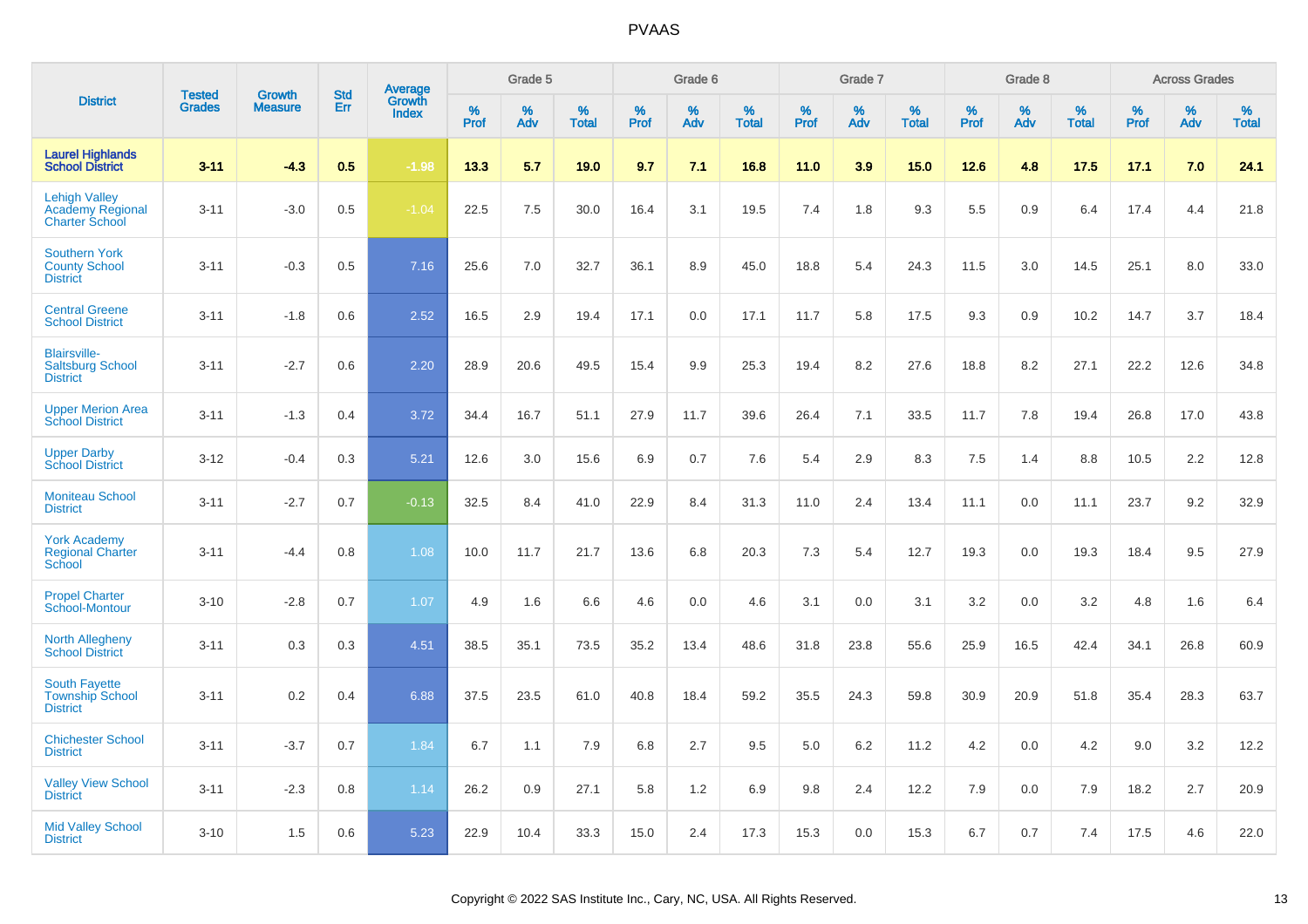# PVAAS

| District | Tested Grades | Growth Measure | Std Err | Average Growth Index | Grade 5 | | | Grade 6 | | | Grade 7 | | | Grade 8 | | | Across Grades | | |
|---|---|---|---|---|---|---|---|---|---|---|---|---|---|---|---|---|---|---|---|
| | | | | | % Prof | % Adv | % Total | % Prof | % Adv | % Total | % Prof | % Adv | % Total | % Prof | % Adv | % Total | % Prof | % Adv | % Total |
| **Laurel Highlands School District** | **3-11** | **-4.3** | **0.5** | **-1.98** | **13.3** | **5.7** | **19.0** | **9.7** | **7.1** | **16.8** | **11.0** | **3.9** | **15.0** | **12.6** | **4.8** | **17.5** | **17.1** | **7.0** | **24.1** |
| Lehigh Valley Academy Regional Charter School | 3-11 | -3.0 | 0.5 | -1.04 | 22.5 | 7.5 | 30.0 | 16.4 | 3.1 | 19.5 | 7.4 | 1.8 | 9.3 | 5.5 | 0.9 | 6.4 | 17.4 | 4.4 | 21.8 |
| Southern York County School District | 3-11 | -0.3 | 0.5 | 7.16 | 25.6 | 7.0 | 32.7 | 36.1 | 8.9 | 45.0 | 18.8 | 5.4 | 24.3 | 11.5 | 3.0 | 14.5 | 25.1 | 8.0 | 33.0 |
| Central Greene School District | 3-11 | -1.8 | 0.6 | 2.52 | 16.5 | 2.9 | 19.4 | 17.1 | 0.0 | 17.1 | 11.7 | 5.8 | 17.5 | 9.3 | 0.9 | 10.2 | 14.7 | 3.7 | 18.4 |
| Blairsville-Saltsburg School District | 3-11 | -2.7 | 0.6 | 2.20 | 28.9 | 20.6 | 49.5 | 15.4 | 9.9 | 25.3 | 19.4 | 8.2 | 27.6 | 18.8 | 8.2 | 27.1 | 22.2 | 12.6 | 34.8 |
| Upper Merion Area School District | 3-11 | -1.3 | 0.4 | 3.72 | 34.4 | 16.7 | 51.1 | 27.9 | 11.7 | 39.6 | 26.4 | 7.1 | 33.5 | 11.7 | 7.8 | 19.4 | 26.8 | 17.0 | 43.8 |
| Upper Darby School District | 3-12 | -0.4 | 0.3 | 5.21 | 12.6 | 3.0 | 15.6 | 6.9 | 0.7 | 7.6 | 5.4 | 2.9 | 8.3 | 7.5 | 1.4 | 8.8 | 10.5 | 2.2 | 12.8 |
| Moniteau School District | 3-11 | -2.7 | 0.7 | -0.13 | 32.5 | 8.4 | 41.0 | 22.9 | 8.4 | 31.3 | 11.0 | 2.4 | 13.4 | 11.1 | 0.0 | 11.1 | 23.7 | 9.2 | 32.9 |
| York Academy Regional Charter School | 3-11 | -4.4 | 0.8 | 1.08 | 10.0 | 11.7 | 21.7 | 13.6 | 6.8 | 20.3 | 7.3 | 5.4 | 12.7 | 19.3 | 0.0 | 19.3 | 18.4 | 9.5 | 27.9 |
| Propel Charter School-Montour | 3-10 | -2.8 | 0.7 | 1.07 | 4.9 | 1.6 | 6.6 | 4.6 | 0.0 | 4.6 | 3.1 | 0.0 | 3.1 | 3.2 | 0.0 | 3.2 | 4.8 | 1.6 | 6.4 |
| North Allegheny School District | 3-11 | 0.3 | 0.3 | 4.51 | 38.5 | 35.1 | 73.5 | 35.2 | 13.4 | 48.6 | 31.8 | 23.8 | 55.6 | 25.9 | 16.5 | 42.4 | 34.1 | 26.8 | 60.9 |
| South Fayette Township School District | 3-11 | 0.2 | 0.4 | 6.88 | 37.5 | 23.5 | 61.0 | 40.8 | 18.4 | 59.2 | 35.5 | 24.3 | 59.8 | 30.9 | 20.9 | 51.8 | 35.4 | 28.3 | 63.7 |
| Chichester School District | 3-11 | -3.7 | 0.7 | 1.84 | 6.7 | 1.1 | 7.9 | 6.8 | 2.7 | 9.5 | 5.0 | 6.2 | 11.2 | 4.2 | 0.0 | 4.2 | 9.0 | 3.2 | 12.2 |
| Valley View School District | 3-11 | -2.3 | 0.8 | 1.14 | 26.2 | 0.9 | 27.1 | 5.8 | 1.2 | 6.9 | 9.8 | 2.4 | 12.2 | 7.9 | 0.0 | 7.9 | 18.2 | 2.7 | 20.9 |
| Mid Valley School District | 3-10 | 1.5 | 0.6 | 5.23 | 22.9 | 10.4 | 33.3 | 15.0 | 2.4 | 17.3 | 15.3 | 0.0 | 15.3 | 6.7 | 0.7 | 7.4 | 17.5 | 4.6 | 22.0 |

Copyright © 2022 SAS Institute Inc., Cary, NC, USA. All Rights Reserved.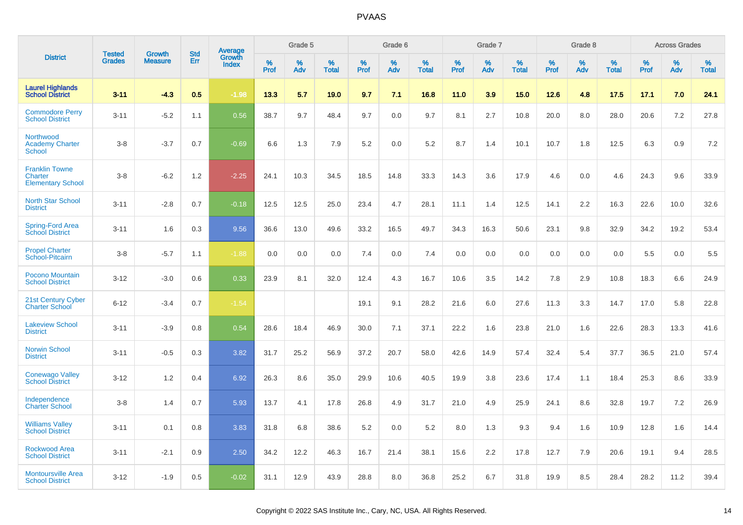| District | Tested Grades | Growth Measure | Std Err | Average Growth Index | Grade 5 | | | Grade 6 | | | Grade 7 | | | Grade 8 | | | Across Grades | | |
|---|---|---|---|---|---|---|---|---|---|---|---|---|---|---|---|---|---|---|---|
| | | | | | % Prof | % Adv | % Total | % Prof | % Adv | % Total | % Prof | % Adv | % Total | % Prof | % Adv | % Total | % Prof | % Adv | % Total |
| **Laurel Highlands School District** | **3-11** | **-4.3** | **0.5** | **-1.98** | **13.3** | **5.7** | **19.0** | **9.7** | **7.1** | **16.8** | **11.0** | **3.9** | **15.0** | **12.6** | **4.8** | **17.5** | **17.1** | **7.0** | **24.1** |
| Commodore Perry School District | 3-11 | -5.2 | 1.1 | 0.56 | 38.7 | 9.7 | 48.4 | 9.7 | 0.0 | 9.7 | 8.1 | 2.7 | 10.8 | 20.0 | 8.0 | 28.0 | 20.6 | 7.2 | 27.8 |
| Northwood Academy Charter School | 3-8 | -3.7 | 0.7 | -0.69 | 6.6 | 1.3 | 7.9 | 5.2 | 0.0 | 5.2 | 8.7 | 1.4 | 10.1 | 10.7 | 1.8 | 12.5 | 6.3 | 0.9 | 7.2 |
| Franklin Towne Charter Elementary School | 3-8 | -6.2 | 1.2 | -2.25 | 24.1 | 10.3 | 34.5 | 18.5 | 14.8 | 33.3 | 14.3 | 3.6 | 17.9 | 4.6 | 0.0 | 4.6 | 24.3 | 9.6 | 33.9 |
| North Star School District | 3-11 | -2.8 | 0.7 | -0.18 | 12.5 | 12.5 | 25.0 | 23.4 | 4.7 | 28.1 | 11.1 | 1.4 | 12.5 | 14.1 | 2.2 | 16.3 | 22.6 | 10.0 | 32.6 |
| Spring-Ford Area School District | 3-11 | 1.6 | 0.3 | 9.56 | 36.6 | 13.0 | 49.6 | 33.2 | 16.5 | 49.7 | 34.3 | 16.3 | 50.6 | 23.1 | 9.8 | 32.9 | 34.2 | 19.2 | 53.4 |
| Propel Charter School-Pitcairn | 3-8 | -5.7 | 1.1 | -1.88 | 0.0 | 0.0 | 0.0 | 7.4 | 0.0 | 7.4 | 0.0 | 0.0 | 0.0 | 0.0 | 0.0 | 0.0 | 5.5 | 0.0 | 5.5 |
| Pocono Mountain School District | 3-12 | -3.0 | 0.6 | 0.33 | 23.9 | 8.1 | 32.0 | 12.4 | 4.3 | 16.7 | 10.6 | 3.5 | 14.2 | 7.8 | 2.9 | 10.8 | 18.3 | 6.6 | 24.9 |
| 21st Century Cyber Charter School | 6-12 | -3.4 | 0.7 | -1.54 | | | | 19.1 | 9.1 | 28.2 | 21.6 | 6.0 | 27.6 | 11.3 | 3.3 | 14.7 | 17.0 | 5.8 | 22.8 |
| Lakeview School District | 3-11 | -3.9 | 0.8 | 0.54 | 28.6 | 18.4 | 46.9 | 30.0 | 7.1 | 37.1 | 22.2 | 1.6 | 23.8 | 21.0 | 1.6 | 22.6 | 28.3 | 13.3 | 41.6 |
| Norwin School District | 3-11 | -0.5 | 0.3 | 3.82 | 31.7 | 25.2 | 56.9 | 37.2 | 20.7 | 58.0 | 42.6 | 14.9 | 57.4 | 32.4 | 5.4 | 37.7 | 36.5 | 21.0 | 57.4 |
| Conewago Valley School District | 3-12 | 1.2 | 0.4 | 6.92 | 26.3 | 8.6 | 35.0 | 29.9 | 10.6 | 40.5 | 19.9 | 3.8 | 23.6 | 17.4 | 1.1 | 18.4 | 25.3 | 8.6 | 33.9 |
| Independence Charter School | 3-8 | 1.4 | 0.7 | 5.93 | 13.7 | 4.1 | 17.8 | 26.8 | 4.9 | 31.7 | 21.0 | 4.9 | 25.9 | 24.1 | 8.6 | 32.8 | 19.7 | 7.2 | 26.9 |
| Williams Valley School District | 3-11 | 0.1 | 0.8 | 3.83 | 31.8 | 6.8 | 38.6 | 5.2 | 0.0 | 5.2 | 8.0 | 1.3 | 9.3 | 9.4 | 1.6 | 10.9 | 12.8 | 1.6 | 14.4 |
| Rockwood Area School District | 3-11 | -2.1 | 0.9 | 2.50 | 34.2 | 12.2 | 46.3 | 16.7 | 21.4 | 38.1 | 15.6 | 2.2 | 17.8 | 12.7 | 7.9 | 20.6 | 19.1 | 9.4 | 28.5 |
| Montoursville Area School District | 3-12 | -1.9 | 0.5 | -0.02 | 31.1 | 12.9 | 43.9 | 28.8 | 8.0 | 36.8 | 25.2 | 6.7 | 31.8 | 19.9 | 8.5 | 28.4 | 28.2 | 11.2 | 39.4 |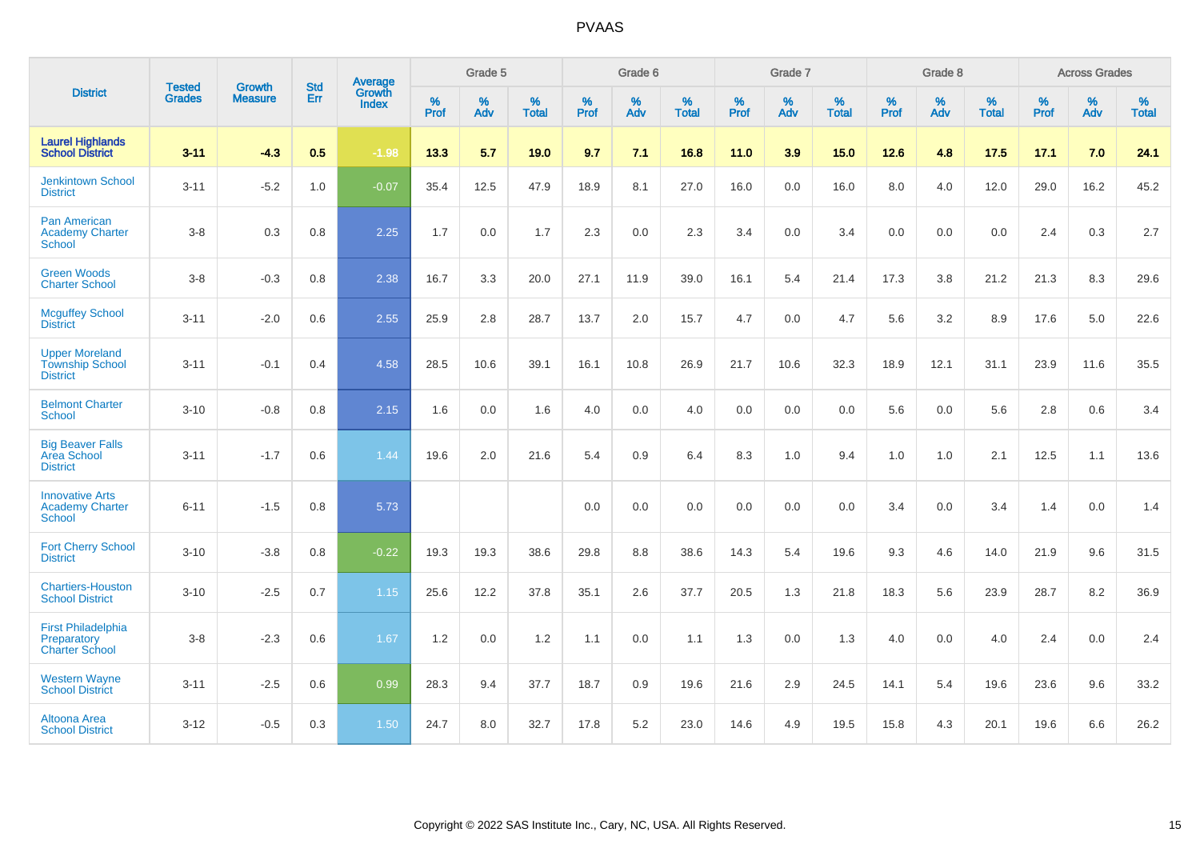| District | Tested Grades | Growth Measure | Std Err | Average Growth Index | Grade 5 | | | Grade 6 | | | Grade 7 | | | Grade 8 | | | Across Grades | | |
|---|---|---|---|---|---|---|---|---|---|---|---|---|---|---|---|---|---|---|---|
| | | | | | % Prof | % Adv | % Total | % Prof | % Adv | % Total | % Prof | % Adv | % Total | % Prof | % Adv | % Total | % Prof | % Adv | % Total |
| **Laurel Highlands School District** | **3-11** | **-4.3** | **0.5** | **-1.98** | **13.3** | **5.7** | **19.0** | **9.7** | **7.1** | **16.8** | **11.0** | **3.9** | **15.0** | **12.6** | **4.8** | **17.5** | **17.1** | **7.0** | **24.1** |
| Jenkintown School District | 3-11 | -5.2 | 1.0 | -0.07 | 35.4 | 12.5 | 47.9 | 18.9 | 8.1 | 27.0 | 16.0 | 0.0 | 16.0 | 8.0 | 4.0 | 12.0 | 29.0 | 16.2 | 45.2 |
| Pan American Academy Charter School | 3-8 | 0.3 | 0.8 | 2.25 | 1.7 | 0.0 | 1.7 | 2.3 | 0.0 | 2.3 | 3.4 | 0.0 | 3.4 | 0.0 | 0.0 | 0.0 | 2.4 | 0.3 | 2.7 |
| Green Woods Charter School | 3-8 | -0.3 | 0.8 | 2.38 | 16.7 | 3.3 | 20.0 | 27.1 | 11.9 | 39.0 | 16.1 | 5.4 | 21.4 | 17.3 | 3.8 | 21.2 | 21.3 | 8.3 | 29.6 |
| Mcguffey School District | 3-11 | -2.0 | 0.6 | 2.55 | 25.9 | 2.8 | 28.7 | 13.7 | 2.0 | 15.7 | 4.7 | 0.0 | 4.7 | 5.6 | 3.2 | 8.9 | 17.6 | 5.0 | 22.6 |
| Upper Moreland Township School District | 3-11 | -0.1 | 0.4 | 4.58 | 28.5 | 10.6 | 39.1 | 16.1 | 10.8 | 26.9 | 21.7 | 10.6 | 32.3 | 18.9 | 12.1 | 31.1 | 23.9 | 11.6 | 35.5 |
| Belmont Charter School | 3-10 | -0.8 | 0.8 | 2.15 | 1.6 | 0.0 | 1.6 | 4.0 | 0.0 | 4.0 | 0.0 | 0.0 | 0.0 | 5.6 | 0.0 | 5.6 | 2.8 | 0.6 | 3.4 |
| Big Beaver Falls Area School District | 3-11 | -1.7 | 0.6 | 1.44 | 19.6 | 2.0 | 21.6 | 5.4 | 0.9 | 6.4 | 8.3 | 1.0 | 9.4 | 1.0 | 1.0 | 2.1 | 12.5 | 1.1 | 13.6 |
| Innovative Arts Academy Charter School | 6-11 | -1.5 | 0.8 | 5.73 | | | | 0.0 | 0.0 | 0.0 | 0.0 | 0.0 | 0.0 | 3.4 | 0.0 | 3.4 | 1.4 | 0.0 | 1.4 |
| Fort Cherry School District | 3-10 | -3.8 | 0.8 | -0.22 | 19.3 | 19.3 | 38.6 | 29.8 | 8.8 | 38.6 | 14.3 | 5.4 | 19.6 | 9.3 | 4.6 | 14.0 | 21.9 | 9.6 | 31.5 |
| Chartiers-Houston School District | 3-10 | -2.5 | 0.7 | 1.15 | 25.6 | 12.2 | 37.8 | 35.1 | 2.6 | 37.7 | 20.5 | 1.3 | 21.8 | 18.3 | 5.6 | 23.9 | 28.7 | 8.2 | 36.9 |
| First Philadelphia Preparatory Charter School | 3-8 | -2.3 | 0.6 | 1.67 | 1.2 | 0.0 | 1.2 | 1.1 | 0.0 | 1.1 | 1.3 | 0.0 | 1.3 | 4.0 | 0.0 | 4.0 | 2.4 | 0.0 | 2.4 |
| Western Wayne School District | 3-11 | -2.5 | 0.6 | 0.99 | 28.3 | 9.4 | 37.7 | 18.7 | 0.9 | 19.6 | 21.6 | 2.9 | 24.5 | 14.1 | 5.4 | 19.6 | 23.6 | 9.6 | 33.2 |
| Altoona Area School District | 3-12 | -0.5 | 0.3 | 1.50 | 24.7 | 8.0 | 32.7 | 17.8 | 5.2 | 23.0 | 14.6 | 4.9 | 19.5 | 15.8 | 4.3 | 20.1 | 19.6 | 6.6 | 26.2 |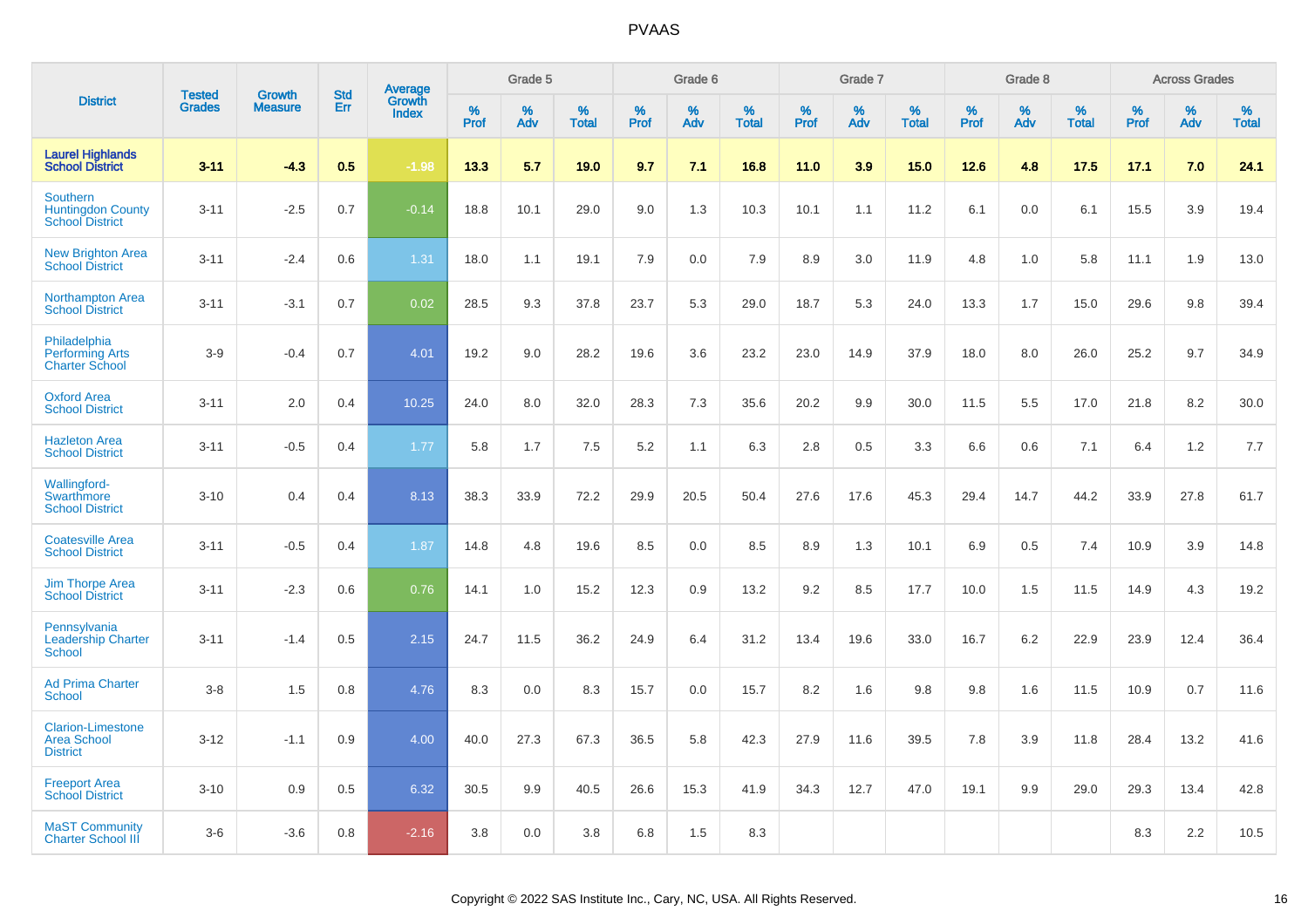| District | Tested Grades | Growth Measure | Std Err | Average Growth Index | Grade 5 | | | Grade 6 | | | Grade 7 | | | Grade 8 | | | Across Grades | | |
|---|---|---|---|---|---|---|---|---|---|---|---|---|---|---|---|---|---|---|---|
| | | | | | % Prof | % Adv | % Total | % Prof | % Adv | % Total | % Prof | % Adv | % Total | % Prof | % Adv | % Total | % Prof | % Adv | % Total |
| **Laurel Highlands School District** | **3-11** | **-4.3** | **0.5** | **-1.98** | **13.3** | **5.7** | **19.0** | **9.7** | **7.1** | **16.8** | **11.0** | **3.9** | **15.0** | **12.6** | **4.8** | **17.5** | **17.1** | **7.0** | **24.1** |
| Southern Huntingdon County School District | 3-11 | -2.5 | 0.7 | -0.14 | 18.8 | 10.1 | 29.0 | 9.0 | 1.3 | 10.3 | 10.1 | 1.1 | 11.2 | 6.1 | 0.0 | 6.1 | 15.5 | 3.9 | 19.4 |
| New Brighton Area School District | 3-11 | -2.4 | 0.6 | 1.31 | 18.0 | 1.1 | 19.1 | 7.9 | 0.0 | 7.9 | 8.9 | 3.0 | 11.9 | 4.8 | 1.0 | 5.8 | 11.1 | 1.9 | 13.0 |
| Northampton Area School District | 3-11 | -3.1 | 0.7 | 0.02 | 28.5 | 9.3 | 37.8 | 23.7 | 5.3 | 29.0 | 18.7 | 5.3 | 24.0 | 13.3 | 1.7 | 15.0 | 29.6 | 9.8 | 39.4 |
| Philadelphia Performing Arts Charter School | 3-9 | -0.4 | 0.7 | 4.01 | 19.2 | 9.0 | 28.2 | 19.6 | 3.6 | 23.2 | 23.0 | 14.9 | 37.9 | 18.0 | 8.0 | 26.0 | 25.2 | 9.7 | 34.9 |
| Oxford Area School District | 3-11 | 2.0 | 0.4 | 10.25 | 24.0 | 8.0 | 32.0 | 28.3 | 7.3 | 35.6 | 20.2 | 9.9 | 30.0 | 11.5 | 5.5 | 17.0 | 21.8 | 8.2 | 30.0 |
| Hazleton Area School District | 3-11 | -0.5 | 0.4 | 1.77 | 5.8 | 1.7 | 7.5 | 5.2 | 1.1 | 6.3 | 2.8 | 0.5 | 3.3 | 6.6 | 0.6 | 7.1 | 6.4 | 1.2 | 7.7 |
| Wallingford-Swarthmore School District | 3-10 | 0.4 | 0.4 | 8.13 | 38.3 | 33.9 | 72.2 | 29.9 | 20.5 | 50.4 | 27.6 | 17.6 | 45.3 | 29.4 | 14.7 | 44.2 | 33.9 | 27.8 | 61.7 |
| Coatesville Area School District | 3-11 | -0.5 | 0.4 | 1.87 | 14.8 | 4.8 | 19.6 | 8.5 | 0.0 | 8.5 | 8.9 | 1.3 | 10.1 | 6.9 | 0.5 | 7.4 | 10.9 | 3.9 | 14.8 |
| Jim Thorpe Area School District | 3-11 | -2.3 | 0.6 | 0.76 | 14.1 | 1.0 | 15.2 | 12.3 | 0.9 | 13.2 | 9.2 | 8.5 | 17.7 | 10.0 | 1.5 | 11.5 | 14.9 | 4.3 | 19.2 |
| Pennsylvania Leadership Charter School | 3-11 | -1.4 | 0.5 | 2.15 | 24.7 | 11.5 | 36.2 | 24.9 | 6.4 | 31.2 | 13.4 | 19.6 | 33.0 | 16.7 | 6.2 | 22.9 | 23.9 | 12.4 | 36.4 |
| Ad Prima Charter School | 3-8 | 1.5 | 0.8 | 4.76 | 8.3 | 0.0 | 8.3 | 15.7 | 0.0 | 15.7 | 8.2 | 1.6 | 9.8 | 9.8 | 1.6 | 11.5 | 10.9 | 0.7 | 11.6 |
| Clarion-Limestone Area School District | 3-12 | -1.1 | 0.9 | 4.00 | 40.0 | 27.3 | 67.3 | 36.5 | 5.8 | 42.3 | 27.9 | 11.6 | 39.5 | 7.8 | 3.9 | 11.8 | 28.4 | 13.2 | 41.6 |
| Freeport Area School District | 3-10 | 0.9 | 0.5 | 6.32 | 30.5 | 9.9 | 40.5 | 26.6 | 15.3 | 41.9 | 34.3 | 12.7 | 47.0 | 19.1 | 9.9 | 29.0 | 29.3 | 13.4 | 42.8 |
| MaST Community Charter School III | 3-6 | -3.6 | 0.8 | -2.16 | 3.8 | 0.0 | 3.8 | 6.8 | 1.5 | 8.3 | | | | | | | 8.3 | 2.2 | 10.5 |

Copyright © 2022 SAS Institute Inc., Cary, NC, USA. All Rights Reserved.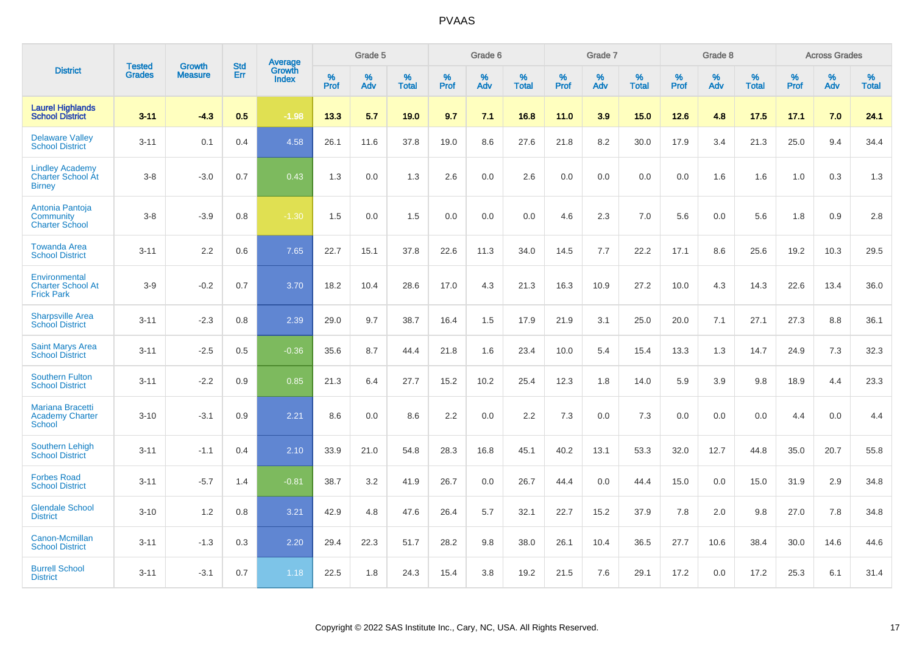# PVAAS

| District | Tested Grades | Growth Measure | Std Err | Average Growth Index | Grade 5 | | | Grade 6 | | | Grade 7 | | | Grade 8 | | | Across Grades | | |
|---|---|---|---|---|---|---|---|---|---|---|---|---|---|---|---|---|---|---|---|
| | | | | | % Prof | % Adv | % Total | % Prof | % Adv | % Total | % Prof | % Adv | % Total | % Prof | % Adv | % Total | % Prof | % Adv | % Total |
| **Laurel Highlands School District** | **3-11** | **-4.3** | **0.5** | **-1.98** | **13.3** | **5.7** | **19.0** | **9.7** | **7.1** | **16.8** | **11.0** | **3.9** | **15.0** | **12.6** | **4.8** | **17.5** | **17.1** | **7.0** | **24.1** |
| Delaware Valley School District | 3-11 | 0.1 | 0.4 | 4.58 | 26.1 | 11.6 | 37.8 | 19.0 | 8.6 | 27.6 | 21.8 | 8.2 | 30.0 | 17.9 | 3.4 | 21.3 | 25.0 | 9.4 | 34.4 |
| Lindley Academy Charter School At Birney | 3-8 | -3.0 | 0.7 | 0.43 | 1.3 | 0.0 | 1.3 | 2.6 | 0.0 | 2.6 | 0.0 | 0.0 | 0.0 | 0.0 | 1.6 | 1.6 | 1.0 | 0.3 | 1.3 |
| Antonia Pantoja Community Charter School | 3-8 | -3.9 | 0.8 | -1.30 | 1.5 | 0.0 | 1.5 | 0.0 | 0.0 | 0.0 | 4.6 | 2.3 | 7.0 | 5.6 | 0.0 | 5.6 | 1.8 | 0.9 | 2.8 |
| Towanda Area School District | 3-11 | 2.2 | 0.6 | 7.65 | 22.7 | 15.1 | 37.8 | 22.6 | 11.3 | 34.0 | 14.5 | 7.7 | 22.2 | 17.1 | 8.6 | 25.6 | 19.2 | 10.3 | 29.5 |
| Environmental Charter School At Frick Park | 3-9 | -0.2 | 0.7 | 3.70 | 18.2 | 10.4 | 28.6 | 17.0 | 4.3 | 21.3 | 16.3 | 10.9 | 27.2 | 10.0 | 4.3 | 14.3 | 22.6 | 13.4 | 36.0 |
| Sharpsville Area School District | 3-11 | -2.3 | 0.8 | 2.39 | 29.0 | 9.7 | 38.7 | 16.4 | 1.5 | 17.9 | 21.9 | 3.1 | 25.0 | 20.0 | 7.1 | 27.1 | 27.3 | 8.8 | 36.1 |
| Saint Marys Area School District | 3-11 | -2.5 | 0.5 | -0.36 | 35.6 | 8.7 | 44.4 | 21.8 | 1.6 | 23.4 | 10.0 | 5.4 | 15.4 | 13.3 | 1.3 | 14.7 | 24.9 | 7.3 | 32.3 |
| Southern Fulton School District | 3-11 | -2.2 | 0.9 | 0.85 | 21.3 | 6.4 | 27.7 | 15.2 | 10.2 | 25.4 | 12.3 | 1.8 | 14.0 | 5.9 | 3.9 | 9.8 | 18.9 | 4.4 | 23.3 |
| Mariana Bracetti Academy Charter School | 3-10 | -3.1 | 0.9 | 2.21 | 8.6 | 0.0 | 8.6 | 2.2 | 0.0 | 2.2 | 7.3 | 0.0 | 7.3 | 0.0 | 0.0 | 0.0 | 4.4 | 0.0 | 4.4 |
| Southern Lehigh School District | 3-11 | -1.1 | 0.4 | 2.10 | 33.9 | 21.0 | 54.8 | 28.3 | 16.8 | 45.1 | 40.2 | 13.1 | 53.3 | 32.0 | 12.7 | 44.8 | 35.0 | 20.7 | 55.8 |
| Forbes Road School District | 3-11 | -5.7 | 1.4 | -0.81 | 38.7 | 3.2 | 41.9 | 26.7 | 0.0 | 26.7 | 44.4 | 0.0 | 44.4 | 15.0 | 0.0 | 15.0 | 31.9 | 2.9 | 34.8 |
| Glendale School District | 3-10 | 1.2 | 0.8 | 3.21 | 42.9 | 4.8 | 47.6 | 26.4 | 5.7 | 32.1 | 22.7 | 15.2 | 37.9 | 7.8 | 2.0 | 9.8 | 27.0 | 7.8 | 34.8 |
| Canon-Mcmillan School District | 3-11 | -1.3 | 0.3 | 2.20 | 29.4 | 22.3 | 51.7 | 28.2 | 9.8 | 38.0 | 26.1 | 10.4 | 36.5 | 27.7 | 10.6 | 38.4 | 30.0 | 14.6 | 44.6 |
| Burrell School District | 3-11 | -3.1 | 0.7 | 1.18 | 22.5 | 1.8 | 24.3 | 15.4 | 3.8 | 19.2 | 21.5 | 7.6 | 29.1 | 17.2 | 0.0 | 17.2 | 25.3 | 6.1 | 31.4 |

Copyright © 2022 SAS Institute Inc., Cary, NC, USA. All Rights Reserved.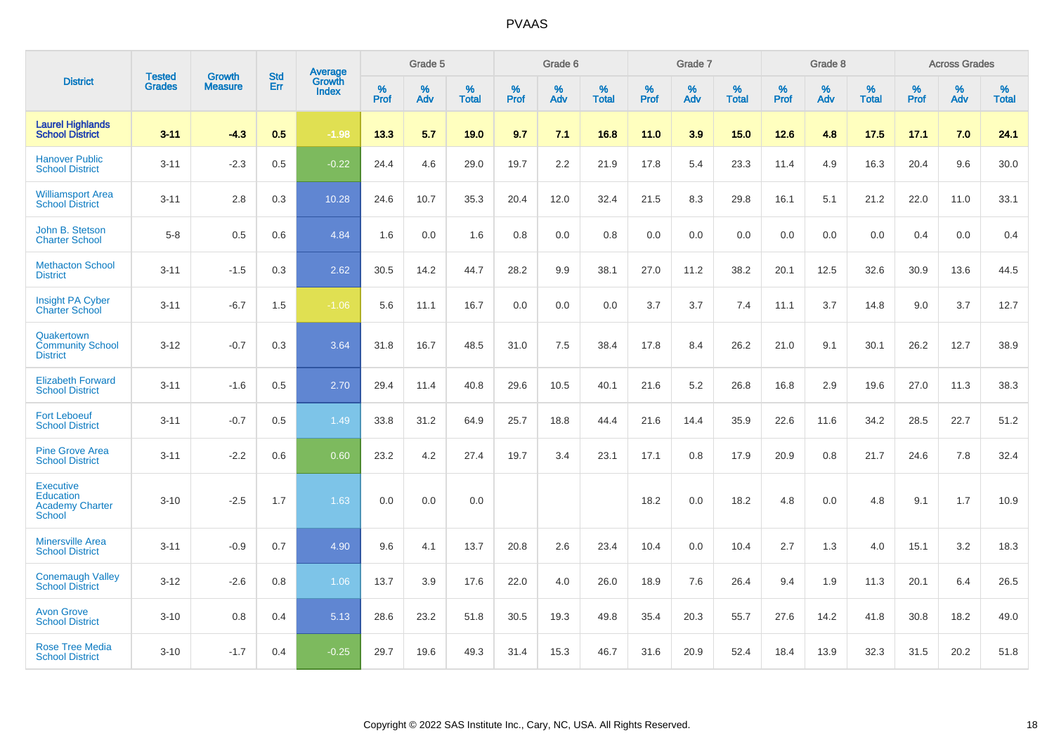# PVAAS

| District | Tested Grades | Growth Measure | Std Err | Average Growth Index | Grade 5 | | | Grade 6 | | | Grade 7 | | | Grade 8 | | | Across Grades | | |
|---|---|---|---|---|---|---|---|---|---|---|---|---|---|---|---|---|---|---|---|
| | | | | | % Prof | % Adv | % Total | % Prof | % Adv | % Total | % Prof | % Adv | % Total | % Prof | % Adv | % Total | % Prof | % Adv | % Total |
| **Laurel Highlands School District** | **3-11** | **-4.3** | **0.5** | **-1.98** | **13.3** | **5.7** | **19.0** | **9.7** | **7.1** | **16.8** | **11.0** | **3.9** | **15.0** | **12.6** | **4.8** | **17.5** | **17.1** | **7.0** | **24.1** |
| Hanover Public School District | 3-11 | -2.3 | 0.5 | -0.22 | 24.4 | 4.6 | 29.0 | 19.7 | 2.2 | 21.9 | 17.8 | 5.4 | 23.3 | 11.4 | 4.9 | 16.3 | 20.4 | 9.6 | 30.0 |
| Williamsport Area School District | 3-11 | 2.8 | 0.3 | 10.28 | 24.6 | 10.7 | 35.3 | 20.4 | 12.0 | 32.4 | 21.5 | 8.3 | 29.8 | 16.1 | 5.1 | 21.2 | 22.0 | 11.0 | 33.1 |
| John B. Stetson Charter School | 5-8 | 0.5 | 0.6 | 4.84 | 1.6 | 0.0 | 1.6 | 0.8 | 0.0 | 0.8 | 0.0 | 0.0 | 0.0 | 0.0 | 0.0 | 0.0 | 0.4 | 0.0 | 0.4 |
| Methacton School District | 3-11 | -1.5 | 0.3 | 2.62 | 30.5 | 14.2 | 44.7 | 28.2 | 9.9 | 38.1 | 27.0 | 11.2 | 38.2 | 20.1 | 12.5 | 32.6 | 30.9 | 13.6 | 44.5 |
| Insight PA Cyber Charter School | 3-11 | -6.7 | 1.5 | -1.06 | 5.6 | 11.1 | 16.7 | 0.0 | 0.0 | 0.0 | 3.7 | 3.7 | 7.4 | 11.1 | 3.7 | 14.8 | 9.0 | 3.7 | 12.7 |
| Quakertown Community School District | 3-12 | -0.7 | 0.3 | 3.64 | 31.8 | 16.7 | 48.5 | 31.0 | 7.5 | 38.4 | 17.8 | 8.4 | 26.2 | 21.0 | 9.1 | 30.1 | 26.2 | 12.7 | 38.9 |
| Elizabeth Forward School District | 3-11 | -1.6 | 0.5 | 2.70 | 29.4 | 11.4 | 40.8 | 29.6 | 10.5 | 40.1 | 21.6 | 5.2 | 26.8 | 16.8 | 2.9 | 19.6 | 27.0 | 11.3 | 38.3 |
| Fort Leboeuf School District | 3-11 | -0.7 | 0.5 | 1.49 | 33.8 | 31.2 | 64.9 | 25.7 | 18.8 | 44.4 | 21.6 | 14.4 | 35.9 | 22.6 | 11.6 | 34.2 | 28.5 | 22.7 | 51.2 |
| Pine Grove Area School District | 3-11 | -2.2 | 0.6 | 0.60 | 23.2 | 4.2 | 27.4 | 19.7 | 3.4 | 23.1 | 17.1 | 0.8 | 17.9 | 20.9 | 0.8 | 21.7 | 24.6 | 7.8 | 32.4 |
| Executive Education Academy Charter School | 3-10 | -2.5 | 1.7 | 1.63 | 0.0 | 0.0 | 0.0 | | | | 18.2 | 0.0 | 18.2 | 4.8 | 0.0 | 4.8 | 9.1 | 1.7 | 10.9 |
| Minersville Area School District | 3-11 | -0.9 | 0.7 | 4.90 | 9.6 | 4.1 | 13.7 | 20.8 | 2.6 | 23.4 | 10.4 | 0.0 | 10.4 | 2.7 | 1.3 | 4.0 | 15.1 | 3.2 | 18.3 |
| Conemaugh Valley School District | 3-12 | -2.6 | 0.8 | 1.06 | 13.7 | 3.9 | 17.6 | 22.0 | 4.0 | 26.0 | 18.9 | 7.6 | 26.4 | 9.4 | 1.9 | 11.3 | 20.1 | 6.4 | 26.5 |
| Avon Grove School District | 3-10 | 0.8 | 0.4 | 5.13 | 28.6 | 23.2 | 51.8 | 30.5 | 19.3 | 49.8 | 35.4 | 20.3 | 55.7 | 27.6 | 14.2 | 41.8 | 30.8 | 18.2 | 49.0 |
| Rose Tree Media School District | 3-10 | -1.7 | 0.4 | -0.25 | 29.7 | 19.6 | 49.3 | 31.4 | 15.3 | 46.7 | 31.6 | 20.9 | 52.4 | 18.4 | 13.9 | 32.3 | 31.5 | 20.2 | 51.8 |

Copyright © 2022 SAS Institute Inc., Cary, NC, USA. All Rights Reserved.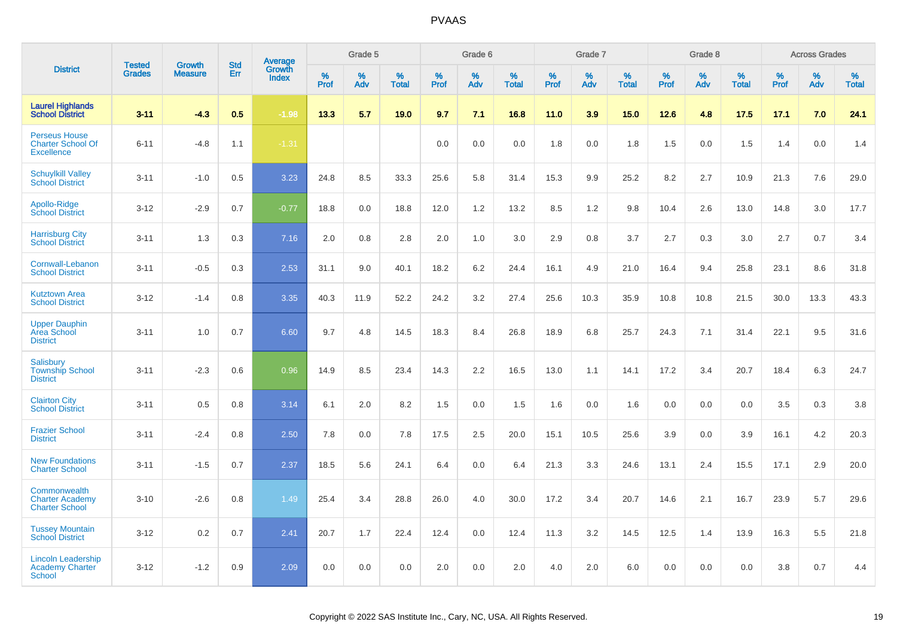| District | Tested Grades | Growth Measure | Std Err | Average Growth Index | Grade 5 | | | Grade 6 | | | Grade 7 | | | Grade 8 | | | Across Grades | | |
|---|---|---|---|---|---|---|---|---|---|---|---|---|---|---|---|---|---|---|---|
| | | | | | % Prof | % Adv | % Total | % Prof | % Adv | % Total | % Prof | % Adv | % Total | % Prof | % Adv | % Total | % Prof | % Adv | % Total |
| **Laurel Highlands School District** | **3-11** | **-4.3** | **0.5** | **-1.98** | **13.3** | **5.7** | **19.0** | **9.7** | **7.1** | **16.8** | **11.0** | **3.9** | **15.0** | **12.6** | **4.8** | **17.5** | **17.1** | **7.0** | **24.1** |
| Perseus House Charter School Of Excellence | 6-11 | -4.8 | 1.1 | -1.31 | | | | 0.0 | 0.0 | 0.0 | 1.8 | 0.0 | 1.8 | 1.5 | 0.0 | 1.5 | 1.4 | 0.0 | 1.4 |
| Schuylkill Valley School District | 3-11 | -1.0 | 0.5 | 3.23 | 24.8 | 8.5 | 33.3 | 25.6 | 5.8 | 31.4 | 15.3 | 9.9 | 25.2 | 8.2 | 2.7 | 10.9 | 21.3 | 7.6 | 29.0 |
| Apollo-Ridge School District | 3-12 | -2.9 | 0.7 | -0.77 | 18.8 | 0.0 | 18.8 | 12.0 | 1.2 | 13.2 | 8.5 | 1.2 | 9.8 | 10.4 | 2.6 | 13.0 | 14.8 | 3.0 | 17.7 |
| Harrisburg City School District | 3-11 | 1.3 | 0.3 | 7.16 | 2.0 | 0.8 | 2.8 | 2.0 | 1.0 | 3.0 | 2.9 | 0.8 | 3.7 | 2.7 | 0.3 | 3.0 | 2.7 | 0.7 | 3.4 |
| Cornwall-Lebanon School District | 3-11 | -0.5 | 0.3 | 2.53 | 31.1 | 9.0 | 40.1 | 18.2 | 6.2 | 24.4 | 16.1 | 4.9 | 21.0 | 16.4 | 9.4 | 25.8 | 23.1 | 8.6 | 31.8 |
| Kutztown Area School District | 3-12 | -1.4 | 0.8 | 3.35 | 40.3 | 11.9 | 52.2 | 24.2 | 3.2 | 27.4 | 25.6 | 10.3 | 35.9 | 10.8 | 10.8 | 21.5 | 30.0 | 13.3 | 43.3 |
| Upper Dauphin Area School District | 3-11 | 1.0 | 0.7 | 6.60 | 9.7 | 4.8 | 14.5 | 18.3 | 8.4 | 26.8 | 18.9 | 6.8 | 25.7 | 24.3 | 7.1 | 31.4 | 22.1 | 9.5 | 31.6 |
| Salisbury Township School District | 3-11 | -2.3 | 0.6 | 0.96 | 14.9 | 8.5 | 23.4 | 14.3 | 2.2 | 16.5 | 13.0 | 1.1 | 14.1 | 17.2 | 3.4 | 20.7 | 18.4 | 6.3 | 24.7 |
| Clairton City School District | 3-11 | 0.5 | 0.8 | 3.14 | 6.1 | 2.0 | 8.2 | 1.5 | 0.0 | 1.5 | 1.6 | 0.0 | 1.6 | 0.0 | 0.0 | 0.0 | 3.5 | 0.3 | 3.8 |
| Frazier School District | 3-11 | -2.4 | 0.8 | 2.50 | 7.8 | 0.0 | 7.8 | 17.5 | 2.5 | 20.0 | 15.1 | 10.5 | 25.6 | 3.9 | 0.0 | 3.9 | 16.1 | 4.2 | 20.3 |
| New Foundations Charter School | 3-11 | -1.5 | 0.7 | 2.37 | 18.5 | 5.6 | 24.1 | 6.4 | 0.0 | 6.4 | 21.3 | 3.3 | 24.6 | 13.1 | 2.4 | 15.5 | 17.1 | 2.9 | 20.0 |
| Commonwealth Charter Academy Charter School | 3-10 | -2.6 | 0.8 | 1.49 | 25.4 | 3.4 | 28.8 | 26.0 | 4.0 | 30.0 | 17.2 | 3.4 | 20.7 | 14.6 | 2.1 | 16.7 | 23.9 | 5.7 | 29.6 |
| Tussey Mountain School District | 3-12 | 0.2 | 0.7 | 2.41 | 20.7 | 1.7 | 22.4 | 12.4 | 0.0 | 12.4 | 11.3 | 3.2 | 14.5 | 12.5 | 1.4 | 13.9 | 16.3 | 5.5 | 21.8 |
| Lincoln Leadership Academy Charter School | 3-12 | -1.2 | 0.9 | 2.09 | 0.0 | 0.0 | 0.0 | 2.0 | 0.0 | 2.0 | 4.0 | 2.0 | 6.0 | 0.0 | 0.0 | 0.0 | 3.8 | 0.7 | 4.4 |

Copyright © 2022 SAS Institute Inc., Cary, NC, USA. All Rights Reserved.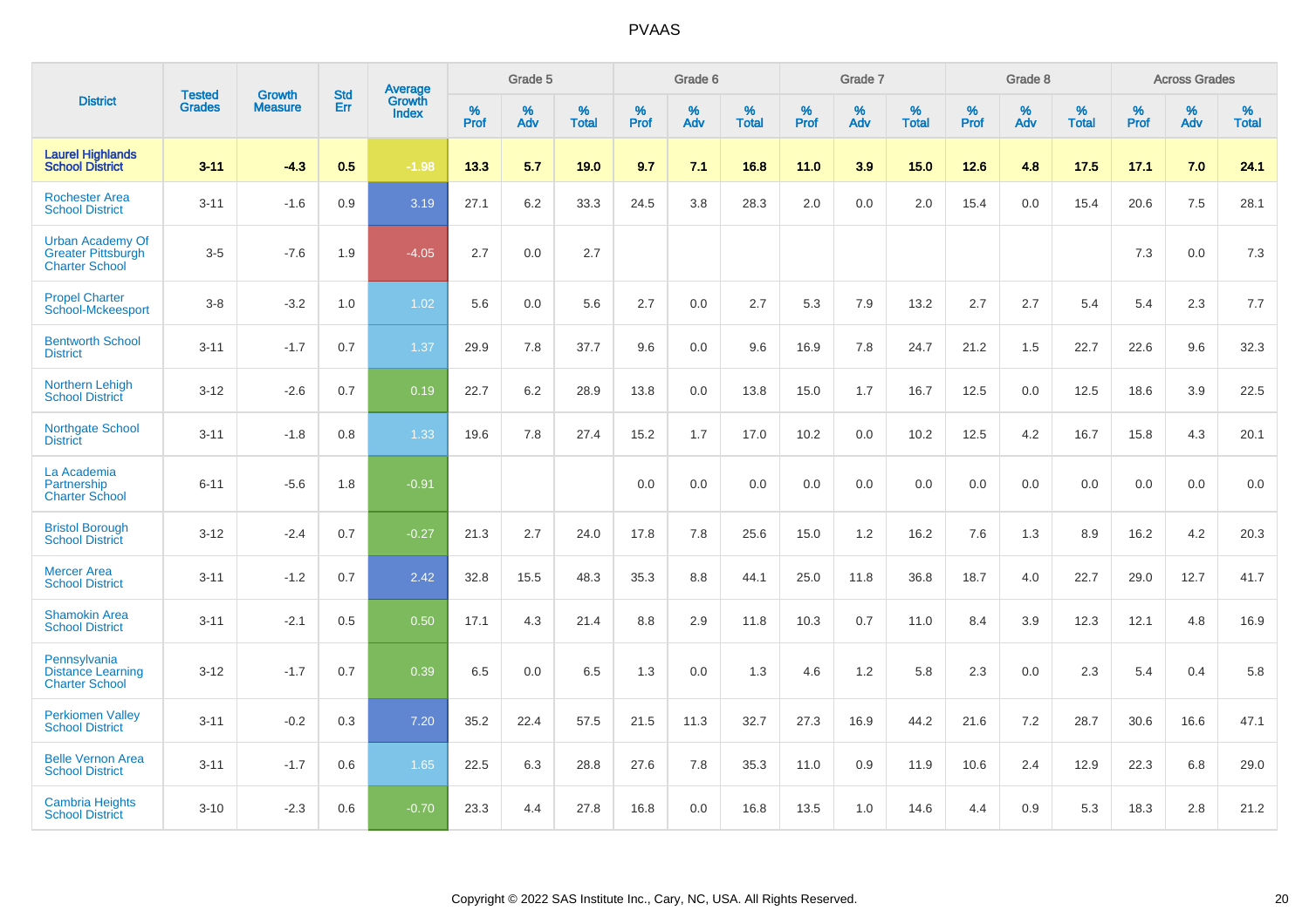| District | Tested Grades | Growth Measure | Std Err | Average Growth Index | Grade 5 | | | Grade 6 | | | Grade 7 | | | Grade 8 | | | Across Grades | | |
|---|---|---|---|---|---|---|---|---|---|---|---|---|---|---|---|---|---|---|---|
| | | | | | % Prof | % Adv | % Total | % Prof | % Adv | % Total | % Prof | % Adv | % Total | % Prof | % Adv | % Total | % Prof | % Adv | % Total |
| **Laurel Highlands School District** | **3-11** | **-4.3** | **0.5** | **-1.98** | **13.3** | **5.7** | **19.0** | **9.7** | **7.1** | **16.8** | **11.0** | **3.9** | **15.0** | **12.6** | **4.8** | **17.5** | **17.1** | **7.0** | **24.1** |
| Rochester Area School District | 3-11 | -1.6 | 0.9 | 3.19 | 27.1 | 6.2 | 33.3 | 24.5 | 3.8 | 28.3 | 2.0 | 0.0 | 2.0 | 15.4 | 0.0 | 15.4 | 20.6 | 7.5 | 28.1 |
| Urban Academy Of Greater Pittsburgh Charter School | 3-5 | -7.6 | 1.9 | -4.05 | 2.7 | 0.0 | 2.7 | | | | | | | | | | 7.3 | 0.0 | 7.3 |
| Propel Charter School-Mckeesport | 3-8 | -3.2 | 1.0 | 1.02 | 5.6 | 0.0 | 5.6 | 2.7 | 0.0 | 2.7 | 5.3 | 7.9 | 13.2 | 2.7 | 2.7 | 5.4 | 5.4 | 2.3 | 7.7 |
| Bentworth School District | 3-11 | -1.7 | 0.7 | 1.37 | 29.9 | 7.8 | 37.7 | 9.6 | 0.0 | 9.6 | 16.9 | 7.8 | 24.7 | 21.2 | 1.5 | 22.7 | 22.6 | 9.6 | 32.3 |
| Northern Lehigh School District | 3-12 | -2.6 | 0.7 | 0.19 | 22.7 | 6.2 | 28.9 | 13.8 | 0.0 | 13.8 | 15.0 | 1.7 | 16.7 | 12.5 | 0.0 | 12.5 | 18.6 | 3.9 | 22.5 |
| Northgate School District | 3-11 | -1.8 | 0.8 | 1.33 | 19.6 | 7.8 | 27.4 | 15.2 | 1.7 | 17.0 | 10.2 | 0.0 | 10.2 | 12.5 | 4.2 | 16.7 | 15.8 | 4.3 | 20.1 |
| La Academia Partnership Charter School | 6-11 | -5.6 | 1.8 | -0.91 | | | | 0.0 | 0.0 | 0.0 | 0.0 | 0.0 | 0.0 | 0.0 | 0.0 | 0.0 | 0.0 | 0.0 | 0.0 |
| Bristol Borough School District | 3-12 | -2.4 | 0.7 | -0.27 | 21.3 | 2.7 | 24.0 | 17.8 | 7.8 | 25.6 | 15.0 | 1.2 | 16.2 | 7.6 | 1.3 | 8.9 | 16.2 | 4.2 | 20.3 |
| Mercer Area School District | 3-11 | -1.2 | 0.7 | 2.42 | 32.8 | 15.5 | 48.3 | 35.3 | 8.8 | 44.1 | 25.0 | 11.8 | 36.8 | 18.7 | 4.0 | 22.7 | 29.0 | 12.7 | 41.7 |
| Shamokin Area School District | 3-11 | -2.1 | 0.5 | 0.50 | 17.1 | 4.3 | 21.4 | 8.8 | 2.9 | 11.8 | 10.3 | 0.7 | 11.0 | 8.4 | 3.9 | 12.3 | 12.1 | 4.8 | 16.9 |
| Pennsylvania Distance Learning Charter School | 3-12 | -1.7 | 0.7 | 0.39 | 6.5 | 0.0 | 6.5 | 1.3 | 0.0 | 1.3 | 4.6 | 1.2 | 5.8 | 2.3 | 0.0 | 2.3 | 5.4 | 0.4 | 5.8 |
| Perkiomen Valley School District | 3-11 | -0.2 | 0.3 | 7.20 | 35.2 | 22.4 | 57.5 | 21.5 | 11.3 | 32.7 | 27.3 | 16.9 | 44.2 | 21.6 | 7.2 | 28.7 | 30.6 | 16.6 | 47.1 |
| Belle Vernon Area School District | 3-11 | -1.7 | 0.6 | 1.65 | 22.5 | 6.3 | 28.8 | 27.6 | 7.8 | 35.3 | 11.0 | 0.9 | 11.9 | 10.6 | 2.4 | 12.9 | 22.3 | 6.8 | 29.0 |
| Cambria Heights School District | 3-10 | -2.3 | 0.6 | -0.70 | 23.3 | 4.4 | 27.8 | 16.8 | 0.0 | 16.8 | 13.5 | 1.0 | 14.6 | 4.4 | 0.9 | 5.3 | 18.3 | 2.8 | 21.2 |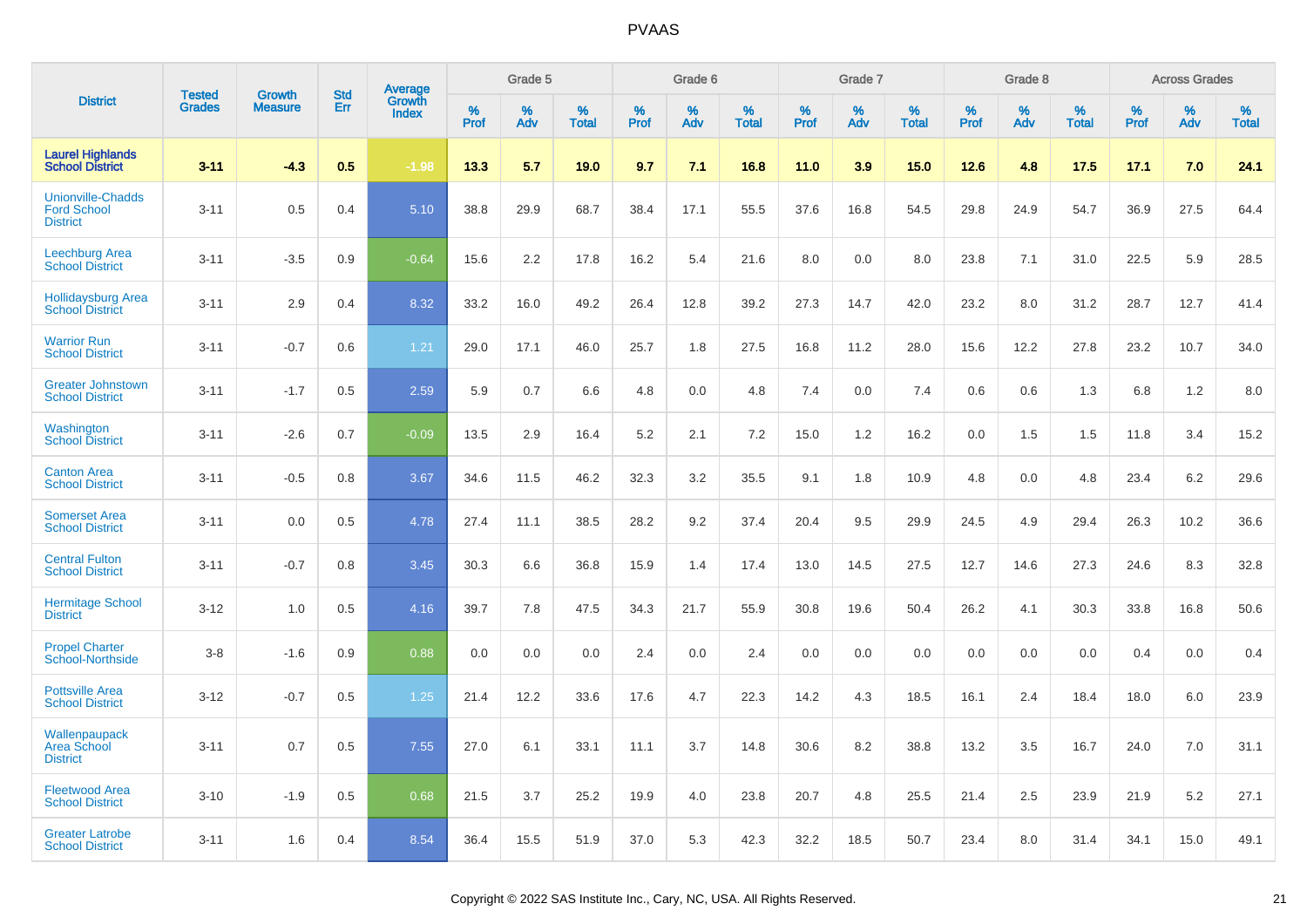| District | Tested Grades | Growth Measure | Std Err | Average Growth Index | Grade 5 | | | Grade 6 | | | Grade 7 | | | Grade 8 | | | Across Grades | | |
|---|---|---|---|---|---|---|---|---|---|---|---|---|---|---|---|---|---|---|---|
| | | | | | % Prof | % Adv | % Total | % Prof | % Adv | % Total | % Prof | % Adv | % Total | % Prof | % Adv | % Total | % Prof | % Adv | % Total |
| **Laurel Highlands School District** | **3-11** | **-4.3** | **0.5** | **-1.98** | **13.3** | **5.7** | **19.0** | **9.7** | **7.1** | **16.8** | **11.0** | **3.9** | **15.0** | **12.6** | **4.8** | **17.5** | **17.1** | **7.0** | **24.1** |
| Unionville-Chadds Ford School District | 3-11 | 0.5 | 0.4 | 5.10 | 38.8 | 29.9 | 68.7 | 38.4 | 17.1 | 55.5 | 37.6 | 16.8 | 54.5 | 29.8 | 24.9 | 54.7 | 36.9 | 27.5 | 64.4 |
| Leechburg Area School District | 3-11 | -3.5 | 0.9 | -0.64 | 15.6 | 2.2 | 17.8 | 16.2 | 5.4 | 21.6 | 8.0 | 0.0 | 8.0 | 23.8 | 7.1 | 31.0 | 22.5 | 5.9 | 28.5 |
| Hollidaysburg Area School District | 3-11 | 2.9 | 0.4 | 8.32 | 33.2 | 16.0 | 49.2 | 26.4 | 12.8 | 39.2 | 27.3 | 14.7 | 42.0 | 23.2 | 8.0 | 31.2 | 28.7 | 12.7 | 41.4 |
| Warrior Run School District | 3-11 | -0.7 | 0.6 | 1.21 | 29.0 | 17.1 | 46.0 | 25.7 | 1.8 | 27.5 | 16.8 | 11.2 | 28.0 | 15.6 | 12.2 | 27.8 | 23.2 | 10.7 | 34.0 |
| Greater Johnstown School District | 3-11 | -1.7 | 0.5 | 2.59 | 5.9 | 0.7 | 6.6 | 4.8 | 0.0 | 4.8 | 7.4 | 0.0 | 7.4 | 0.6 | 0.6 | 1.3 | 6.8 | 1.2 | 8.0 |
| Washington School District | 3-11 | -2.6 | 0.7 | -0.09 | 13.5 | 2.9 | 16.4 | 5.2 | 2.1 | 7.2 | 15.0 | 1.2 | 16.2 | 0.0 | 1.5 | 1.5 | 11.8 | 3.4 | 15.2 |
| Canton Area School District | 3-11 | -0.5 | 0.8 | 3.67 | 34.6 | 11.5 | 46.2 | 32.3 | 3.2 | 35.5 | 9.1 | 1.8 | 10.9 | 4.8 | 0.0 | 4.8 | 23.4 | 6.2 | 29.6 |
| Somerset Area School District | 3-11 | 0.0 | 0.5 | 4.78 | 27.4 | 11.1 | 38.5 | 28.2 | 9.2 | 37.4 | 20.4 | 9.5 | 29.9 | 24.5 | 4.9 | 29.4 | 26.3 | 10.2 | 36.6 |
| Central Fulton School District | 3-11 | -0.7 | 0.8 | 3.45 | 30.3 | 6.6 | 36.8 | 15.9 | 1.4 | 17.4 | 13.0 | 14.5 | 27.5 | 12.7 | 14.6 | 27.3 | 24.6 | 8.3 | 32.8 |
| Hermitage School District | 3-12 | 1.0 | 0.5 | 4.16 | 39.7 | 7.8 | 47.5 | 34.3 | 21.7 | 55.9 | 30.8 | 19.6 | 50.4 | 26.2 | 4.1 | 30.3 | 33.8 | 16.8 | 50.6 |
| Propel Charter School-Northside | 3-8 | -1.6 | 0.9 | 0.88 | 0.0 | 0.0 | 0.0 | 2.4 | 0.0 | 2.4 | 0.0 | 0.0 | 0.0 | 0.0 | 0.0 | 0.0 | 0.4 | 0.0 | 0.4 |
| Pottsville Area School District | 3-12 | -0.7 | 0.5 | 1.25 | 21.4 | 12.2 | 33.6 | 17.6 | 4.7 | 22.3 | 14.2 | 4.3 | 18.5 | 16.1 | 2.4 | 18.4 | 18.0 | 6.0 | 23.9 |
| Wallenpaupack Area School District | 3-11 | 0.7 | 0.5 | 7.55 | 27.0 | 6.1 | 33.1 | 11.1 | 3.7 | 14.8 | 30.6 | 8.2 | 38.8 | 13.2 | 3.5 | 16.7 | 24.0 | 7.0 | 31.1 |
| Fleetwood Area School District | 3-10 | -1.9 | 0.5 | 0.68 | 21.5 | 3.7 | 25.2 | 19.9 | 4.0 | 23.8 | 20.7 | 4.8 | 25.5 | 21.4 | 2.5 | 23.9 | 21.9 | 5.2 | 27.1 |
| Greater Latrobe School District | 3-11 | 1.6 | 0.4 | 8.54 | 36.4 | 15.5 | 51.9 | 37.0 | 5.3 | 42.3 | 32.2 | 18.5 | 50.7 | 23.4 | 8.0 | 31.4 | 34.1 | 15.0 | 49.1 |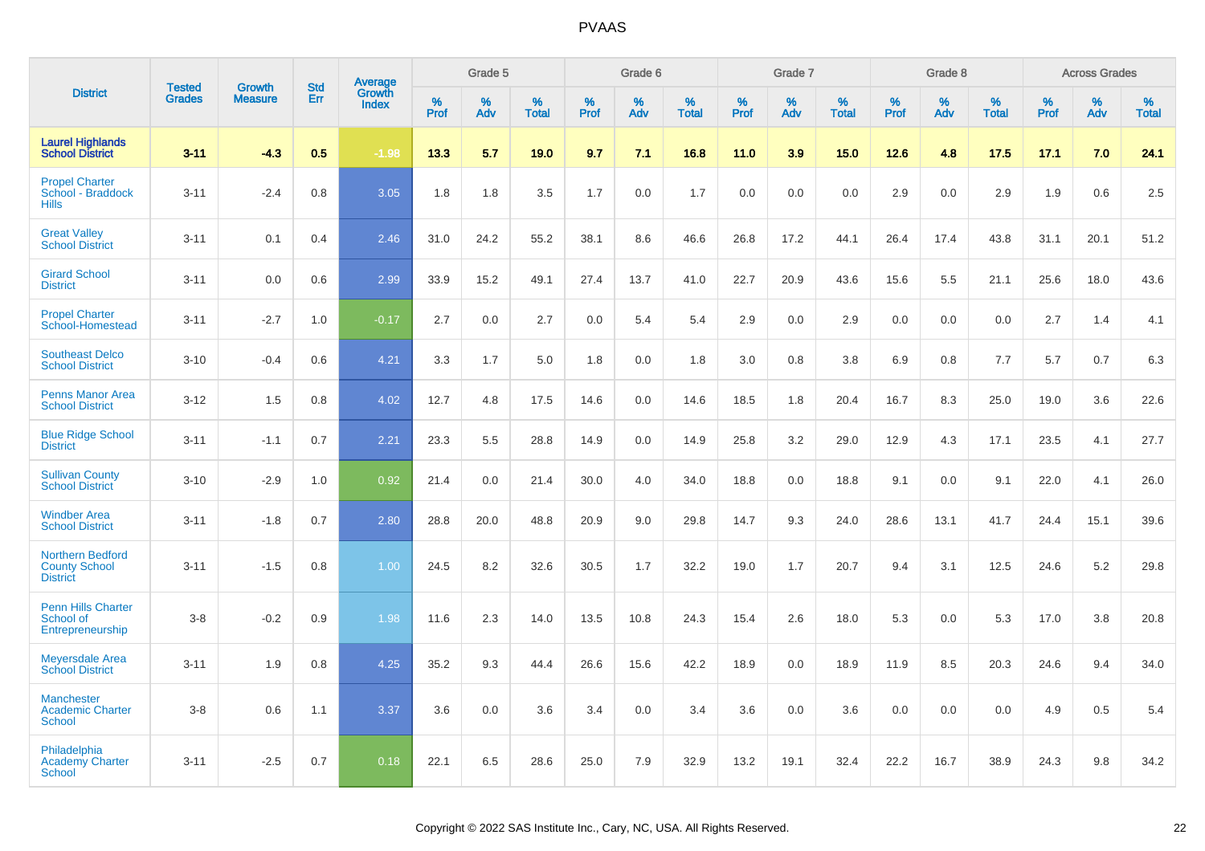# PVAAS

| District | Tested Grades | Growth Measure | Std Err | Average Growth Index | Grade 5 | | | Grade 6 | | | Grade 7 | | | Grade 8 | | | Across Grades | | |
|---|---|---|---|---|---|---|---|---|---|---|---|---|---|---|---|---|---|---|---|
| | | | | | % Prof | % Adv | % Total | % Prof | % Adv | % Total | % Prof | % Adv | % Total | % Prof | % Adv | % Total | % Prof | % Adv | % Total |
| **Laurel Highlands School District** | **3-11** | **-4.3** | **0.5** | **-1.98** | **13.3** | **5.7** | **19.0** | **9.7** | **7.1** | **16.8** | **11.0** | **3.9** | **15.0** | **12.6** | **4.8** | **17.5** | **17.1** | **7.0** | **24.1** |
| Propel Charter School - Braddock Hills | 3-11 | -2.4 | 0.8 | 3.05 | 1.8 | 1.8 | 3.5 | 1.7 | 0.0 | 1.7 | 0.0 | 0.0 | 0.0 | 2.9 | 0.0 | 2.9 | 1.9 | 0.6 | 2.5 |
| Great Valley School District | 3-11 | 0.1 | 0.4 | 2.46 | 31.0 | 24.2 | 55.2 | 38.1 | 8.6 | 46.6 | 26.8 | 17.2 | 44.1 | 26.4 | 17.4 | 43.8 | 31.1 | 20.1 | 51.2 |
| Girard School District | 3-11 | 0.0 | 0.6 | 2.99 | 33.9 | 15.2 | 49.1 | 27.4 | 13.7 | 41.0 | 22.7 | 20.9 | 43.6 | 15.6 | 5.5 | 21.1 | 25.6 | 18.0 | 43.6 |
| Propel Charter School-Homestead | 3-11 | -2.7 | 1.0 | -0.17 | 2.7 | 0.0 | 2.7 | 0.0 | 5.4 | 5.4 | 2.9 | 0.0 | 2.9 | 0.0 | 0.0 | 0.0 | 2.7 | 1.4 | 4.1 |
| Southeast Delco School District | 3-10 | -0.4 | 0.6 | 4.21 | 3.3 | 1.7 | 5.0 | 1.8 | 0.0 | 1.8 | 3.0 | 0.8 | 3.8 | 6.9 | 0.8 | 7.7 | 5.7 | 0.7 | 6.3 |
| Penns Manor Area School District | 3-12 | 1.5 | 0.8 | 4.02 | 12.7 | 4.8 | 17.5 | 14.6 | 0.0 | 14.6 | 18.5 | 1.8 | 20.4 | 16.7 | 8.3 | 25.0 | 19.0 | 3.6 | 22.6 |
| Blue Ridge School District | 3-11 | -1.1 | 0.7 | 2.21 | 23.3 | 5.5 | 28.8 | 14.9 | 0.0 | 14.9 | 25.8 | 3.2 | 29.0 | 12.9 | 4.3 | 17.1 | 23.5 | 4.1 | 27.7 |
| Sullivan County School District | 3-10 | -2.9 | 1.0 | 0.92 | 21.4 | 0.0 | 21.4 | 30.0 | 4.0 | 34.0 | 18.8 | 0.0 | 18.8 | 9.1 | 0.0 | 9.1 | 22.0 | 4.1 | 26.0 |
| Windber Area School District | 3-11 | -1.8 | 0.7 | 2.80 | 28.8 | 20.0 | 48.8 | 20.9 | 9.0 | 29.8 | 14.7 | 9.3 | 24.0 | 28.6 | 13.1 | 41.7 | 24.4 | 15.1 | 39.6 |
| Northern Bedford County School District | 3-11 | -1.5 | 0.8 | 1.00 | 24.5 | 8.2 | 32.6 | 30.5 | 1.7 | 32.2 | 19.0 | 1.7 | 20.7 | 9.4 | 3.1 | 12.5 | 24.6 | 5.2 | 29.8 |
| Penn Hills Charter School of Entrepreneurship | 3-8 | -0.2 | 0.9 | 1.98 | 11.6 | 2.3 | 14.0 | 13.5 | 10.8 | 24.3 | 15.4 | 2.6 | 18.0 | 5.3 | 0.0 | 5.3 | 17.0 | 3.8 | 20.8 |
| Meyersdale Area School District | 3-11 | 1.9 | 0.8 | 4.25 | 35.2 | 9.3 | 44.4 | 26.6 | 15.6 | 42.2 | 18.9 | 0.0 | 18.9 | 11.9 | 8.5 | 20.3 | 24.6 | 9.4 | 34.0 |
| Manchester Academic Charter School | 3-8 | 0.6 | 1.1 | 3.37 | 3.6 | 0.0 | 3.6 | 3.4 | 0.0 | 3.4 | 3.6 | 0.0 | 3.6 | 0.0 | 0.0 | 0.0 | 4.9 | 0.5 | 5.4 |
| Philadelphia Academy Charter School | 3-11 | -2.5 | 0.7 | 0.18 | 22.1 | 6.5 | 28.6 | 25.0 | 7.9 | 32.9 | 13.2 | 19.1 | 32.4 | 22.2 | 16.7 | 38.9 | 24.3 | 9.8 | 34.2 |

Copyright © 2022 SAS Institute Inc., Cary, NC, USA. All Rights Reserved.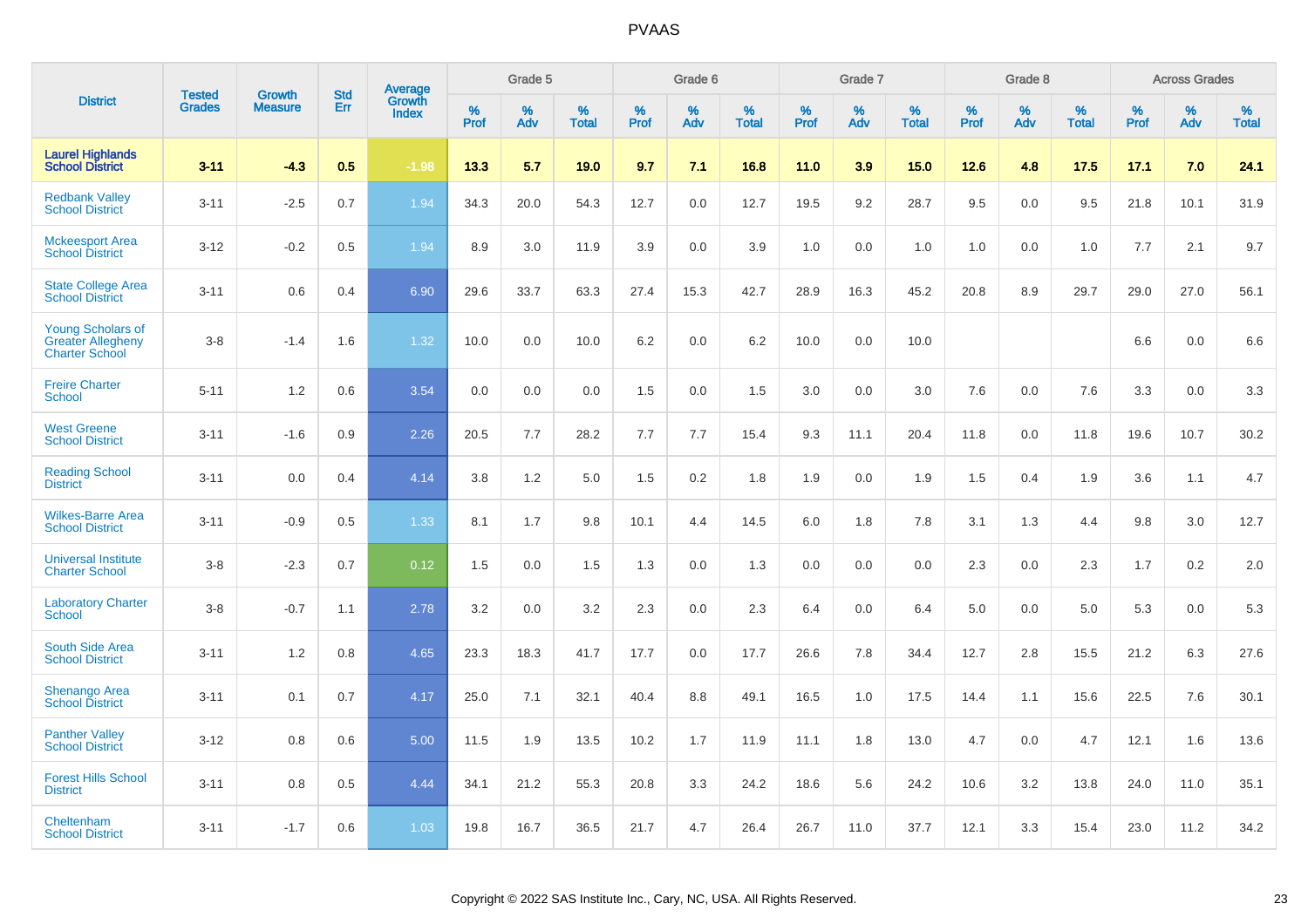# PVAAS

| District | Tested Grades | Growth Measure | Std Err | Average Growth Index | Grade 5 | | | Grade 6 | | | Grade 7 | | | Grade 8 | | | Across Grades | | |
|---|---|---|---|---|---|---|---|---|---|---|---|---|---|---|---|---|---|---|---|
| | | | | | % Prof | % Adv | % Total | % Prof | % Adv | % Total | % Prof | % Adv | % Total | % Prof | % Adv | % Total | % Prof | % Adv | % Total |
| **Laurel Highlands School District** | **3-11** | **-4.3** | **0.5** | **-1.98** | **13.3** | **5.7** | **19.0** | **9.7** | **7.1** | **16.8** | **11.0** | **3.9** | **15.0** | **12.6** | **4.8** | **17.5** | **17.1** | **7.0** | **24.1** |
| Redbank Valley School District | 3-11 | -2.5 | 0.7 | 1.94 | 34.3 | 20.0 | 54.3 | 12.7 | 0.0 | 12.7 | 19.5 | 9.2 | 28.7 | 9.5 | 0.0 | 9.5 | 21.8 | 10.1 | 31.9 |
| Mckeesport Area School District | 3-12 | -0.2 | 0.5 | 1.94 | 8.9 | 3.0 | 11.9 | 3.9 | 0.0 | 3.9 | 1.0 | 0.0 | 1.0 | 1.0 | 0.0 | 1.0 | 7.7 | 2.1 | 9.7 |
| State College Area School District | 3-11 | 0.6 | 0.4 | 6.90 | 29.6 | 33.7 | 63.3 | 27.4 | 15.3 | 42.7 | 28.9 | 16.3 | 45.2 | 20.8 | 8.9 | 29.7 | 29.0 | 27.0 | 56.1 |
| Young Scholars of Greater Allegheny Charter School | 3-8 | -1.4 | 1.6 | 1.32 | 10.0 | 0.0 | 10.0 | 6.2 | 0.0 | 6.2 | 10.0 | 0.0 | 10.0 | | | | 6.6 | 0.0 | 6.6 |
| Freire Charter School | 5-11 | 1.2 | 0.6 | 3.54 | 0.0 | 0.0 | 0.0 | 1.5 | 0.0 | 1.5 | 3.0 | 0.0 | 3.0 | 7.6 | 0.0 | 7.6 | 3.3 | 0.0 | 3.3 |
| West Greene School District | 3-11 | -1.6 | 0.9 | 2.26 | 20.5 | 7.7 | 28.2 | 7.7 | 7.7 | 15.4 | 9.3 | 11.1 | 20.4 | 11.8 | 0.0 | 11.8 | 19.6 | 10.7 | 30.2 |
| Reading School District | 3-11 | 0.0 | 0.4 | 4.14 | 3.8 | 1.2 | 5.0 | 1.5 | 0.2 | 1.8 | 1.9 | 0.0 | 1.9 | 1.5 | 0.4 | 1.9 | 3.6 | 1.1 | 4.7 |
| Wilkes-Barre Area School District | 3-11 | -0.9 | 0.5 | 1.33 | 8.1 | 1.7 | 9.8 | 10.1 | 4.4 | 14.5 | 6.0 | 1.8 | 7.8 | 3.1 | 1.3 | 4.4 | 9.8 | 3.0 | 12.7 |
| Universal Institute Charter School | 3-8 | -2.3 | 0.7 | 0.12 | 1.5 | 0.0 | 1.5 | 1.3 | 0.0 | 1.3 | 0.0 | 0.0 | 0.0 | 2.3 | 0.0 | 2.3 | 1.7 | 0.2 | 2.0 |
| Laboratory Charter School | 3-8 | -0.7 | 1.1 | 2.78 | 3.2 | 0.0 | 3.2 | 2.3 | 0.0 | 2.3 | 6.4 | 0.0 | 6.4 | 5.0 | 0.0 | 5.0 | 5.3 | 0.0 | 5.3 |
| South Side Area School District | 3-11 | 1.2 | 0.8 | 4.65 | 23.3 | 18.3 | 41.7 | 17.7 | 0.0 | 17.7 | 26.6 | 7.8 | 34.4 | 12.7 | 2.8 | 15.5 | 21.2 | 6.3 | 27.6 |
| Shenango Area School District | 3-11 | 0.1 | 0.7 | 4.17 | 25.0 | 7.1 | 32.1 | 40.4 | 8.8 | 49.1 | 16.5 | 1.0 | 17.5 | 14.4 | 1.1 | 15.6 | 22.5 | 7.6 | 30.1 |
| Panther Valley School District | 3-12 | 0.8 | 0.6 | 5.00 | 11.5 | 1.9 | 13.5 | 10.2 | 1.7 | 11.9 | 11.1 | 1.8 | 13.0 | 4.7 | 0.0 | 4.7 | 12.1 | 1.6 | 13.6 |
| Forest Hills School District | 3-11 | 0.8 | 0.5 | 4.44 | 34.1 | 21.2 | 55.3 | 20.8 | 3.3 | 24.2 | 18.6 | 5.6 | 24.2 | 10.6 | 3.2 | 13.8 | 24.0 | 11.0 | 35.1 |
| Cheltenham School District | 3-11 | -1.7 | 0.6 | 1.03 | 19.8 | 16.7 | 36.5 | 21.7 | 4.7 | 26.4 | 26.7 | 11.0 | 37.7 | 12.1 | 3.3 | 15.4 | 23.0 | 11.2 | 34.2 |

Copyright © 2022 SAS Institute Inc., Cary, NC, USA. All Rights Reserved.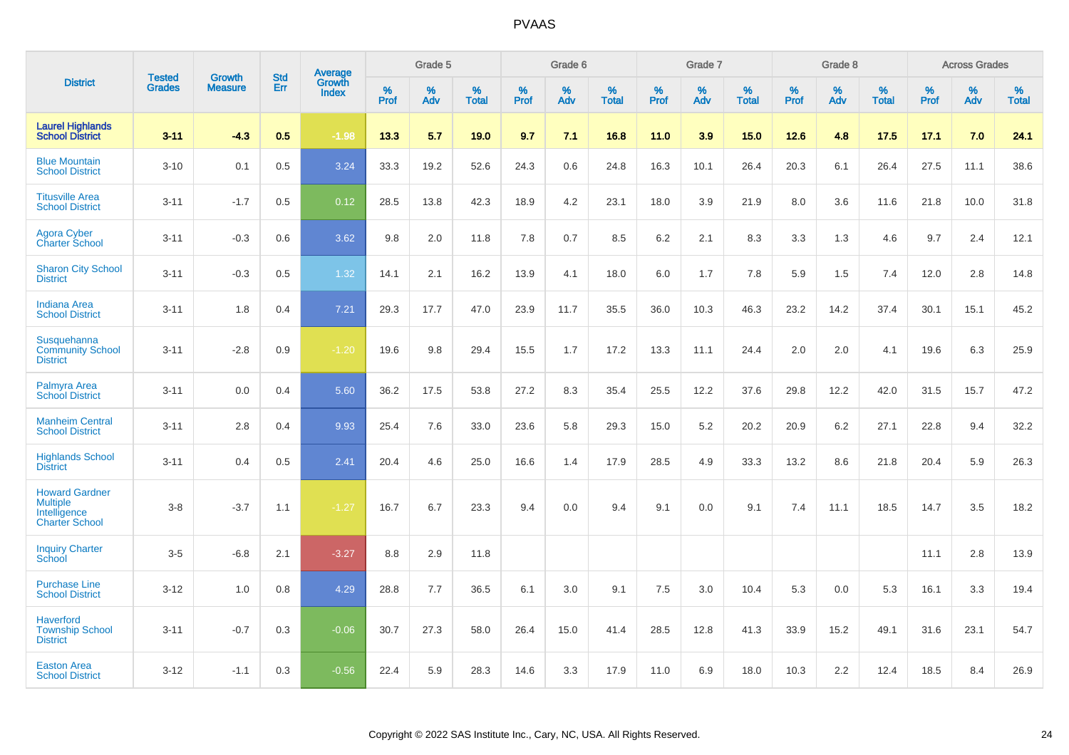# PVAAS

| District | Tested Grades | Growth Measure | Std Err | Average Growth Index | Grade 5 | | | Grade 6 | | | Grade 7 | | | Grade 8 | | | Across Grades | | |
|---|---|---|---|---|---|---|---|---|---|---|---|---|---|---|---|---|---|---|---|
| | | | | | % Prof | % Adv | % Total | % Prof | % Adv | % Total | % Prof | % Adv | % Total | % Prof | % Adv | % Total | % Prof | % Adv | % Total |
| **Laurel Highlands School District** | **3-11** | **-4.3** | **0.5** | **-1.98** | **13.3** | **5.7** | **19.0** | **9.7** | **7.1** | **16.8** | **11.0** | **3.9** | **15.0** | **12.6** | **4.8** | **17.5** | **17.1** | **7.0** | **24.1** |
| Blue Mountain School District | 3-10 | 0.1 | 0.5 | 3.24 | 33.3 | 19.2 | 52.6 | 24.3 | 0.6 | 24.8 | 16.3 | 10.1 | 26.4 | 20.3 | 6.1 | 26.4 | 27.5 | 11.1 | 38.6 |
| Titusville Area School District | 3-11 | -1.7 | 0.5 | 0.12 | 28.5 | 13.8 | 42.3 | 18.9 | 4.2 | 23.1 | 18.0 | 3.9 | 21.9 | 8.0 | 3.6 | 11.6 | 21.8 | 10.0 | 31.8 |
| Agora Cyber Charter School | 3-11 | -0.3 | 0.6 | 3.62 | 9.8 | 2.0 | 11.8 | 7.8 | 0.7 | 8.5 | 6.2 | 2.1 | 8.3 | 3.3 | 1.3 | 4.6 | 9.7 | 2.4 | 12.1 |
| Sharon City School District | 3-11 | -0.3 | 0.5 | 1.32 | 14.1 | 2.1 | 16.2 | 13.9 | 4.1 | 18.0 | 6.0 | 1.7 | 7.8 | 5.9 | 1.5 | 7.4 | 12.0 | 2.8 | 14.8 |
| Indiana Area School District | 3-11 | 1.8 | 0.4 | 7.21 | 29.3 | 17.7 | 47.0 | 23.9 | 11.7 | 35.5 | 36.0 | 10.3 | 46.3 | 23.2 | 14.2 | 37.4 | 30.1 | 15.1 | 45.2 |
| Susquehanna Community School District | 3-11 | -2.8 | 0.9 | -1.20 | 19.6 | 9.8 | 29.4 | 15.5 | 1.7 | 17.2 | 13.3 | 11.1 | 24.4 | 2.0 | 2.0 | 4.1 | 19.6 | 6.3 | 25.9 |
| Palmyra Area School District | 3-11 | 0.0 | 0.4 | 5.60 | 36.2 | 17.5 | 53.8 | 27.2 | 8.3 | 35.4 | 25.5 | 12.2 | 37.6 | 29.8 | 12.2 | 42.0 | 31.5 | 15.7 | 47.2 |
| Manheim Central School District | 3-11 | 2.8 | 0.4 | 9.93 | 25.4 | 7.6 | 33.0 | 23.6 | 5.8 | 29.3 | 15.0 | 5.2 | 20.2 | 20.9 | 6.2 | 27.1 | 22.8 | 9.4 | 32.2 |
| Highlands School District | 3-11 | 0.4 | 0.5 | 2.41 | 20.4 | 4.6 | 25.0 | 16.6 | 1.4 | 17.9 | 28.5 | 4.9 | 33.3 | 13.2 | 8.6 | 21.8 | 20.4 | 5.9 | 26.3 |
| Howard Gardner Multiple Intelligence Charter School | 3-8 | -3.7 | 1.1 | -1.27 | 16.7 | 6.7 | 23.3 | 9.4 | 0.0 | 9.4 | 9.1 | 0.0 | 9.1 | 7.4 | 11.1 | 18.5 | 14.7 | 3.5 | 18.2 |
| Inquiry Charter School | 3-5 | -6.8 | 2.1 | -3.27 | 8.8 | 2.9 | 11.8 | | | | | | | | | | 11.1 | 2.8 | 13.9 |
| Purchase Line School District | 3-12 | 1.0 | 0.8 | 4.29 | 28.8 | 7.7 | 36.5 | 6.1 | 3.0 | 9.1 | 7.5 | 3.0 | 10.4 | 5.3 | 0.0 | 5.3 | 16.1 | 3.3 | 19.4 |
| Haverford Township School District | 3-11 | -0.7 | 0.3 | -0.06 | 30.7 | 27.3 | 58.0 | 26.4 | 15.0 | 41.4 | 28.5 | 12.8 | 41.3 | 33.9 | 15.2 | 49.1 | 31.6 | 23.1 | 54.7 |
| Easton Area School District | 3-12 | -1.1 | 0.3 | -0.56 | 22.4 | 5.9 | 28.3 | 14.6 | 3.3 | 17.9 | 11.0 | 6.9 | 18.0 | 10.3 | 2.2 | 12.4 | 18.5 | 8.4 | 26.9 |

Copyright © 2022 SAS Institute Inc., Cary, NC, USA. All Rights Reserved.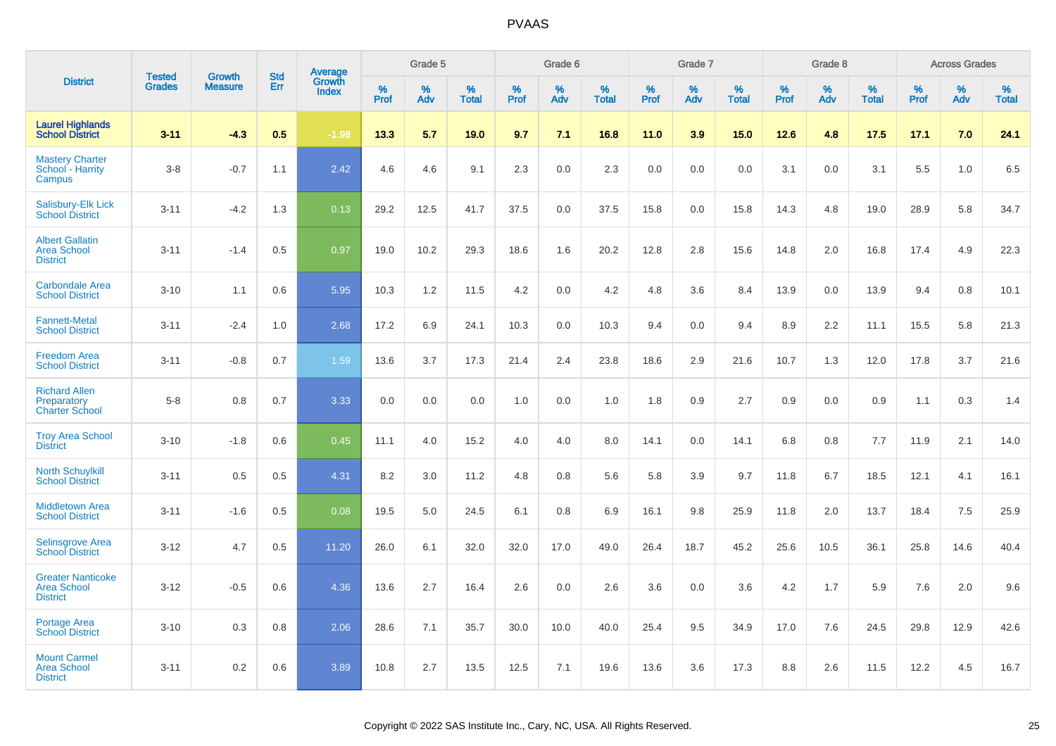| District | Tested Grades | Growth Measure | Std Err | Average Growth Index | Grade 5 | | | Grade 6 | | | Grade 7 | | | Grade 8 | | | Across Grades | | |
|---|---|---|---|---|---|---|---|---|---|---|---|---|---|---|---|---|---|---|---|
| | | | | | % Prof | % Adv | % Total | % Prof | % Adv | % Total | % Prof | % Adv | % Total | % Prof | % Adv | % Total | % Prof | % Adv | % Total |
| **Laurel Highlands School District** | **3-11** | **-4.3** | **0.5** | **-1.98** | **13.3** | **5.7** | **19.0** | **9.7** | **7.1** | **16.8** | **11.0** | **3.9** | **15.0** | **12.6** | **4.8** | **17.5** | **17.1** | **7.0** | **24.1** |
| Mastery Charter School - Harrity Campus | 3-8 | -0.7 | 1.1 | 2.42 | 4.6 | 4.6 | 9.1 | 2.3 | 0.0 | 2.3 | 0.0 | 0.0 | 0.0 | 3.1 | 0.0 | 3.1 | 5.5 | 1.0 | 6.5 |
| Salisbury-Elk Lick School District | 3-11 | -4.2 | 1.3 | 0.13 | 29.2 | 12.5 | 41.7 | 37.5 | 0.0 | 37.5 | 15.8 | 0.0 | 15.8 | 14.3 | 4.8 | 19.0 | 28.9 | 5.8 | 34.7 |
| Albert Gallatin Area School District | 3-11 | -1.4 | 0.5 | 0.97 | 19.0 | 10.2 | 29.3 | 18.6 | 1.6 | 20.2 | 12.8 | 2.8 | 15.6 | 14.8 | 2.0 | 16.8 | 17.4 | 4.9 | 22.3 |
| Carbondale Area School District | 3-10 | 1.1 | 0.6 | 5.95 | 10.3 | 1.2 | 11.5 | 4.2 | 0.0 | 4.2 | 4.8 | 3.6 | 8.4 | 13.9 | 0.0 | 13.9 | 9.4 | 0.8 | 10.1 |
| Fannett-Metal School District | 3-11 | -2.4 | 1.0 | 2.68 | 17.2 | 6.9 | 24.1 | 10.3 | 0.0 | 10.3 | 9.4 | 0.0 | 9.4 | 8.9 | 2.2 | 11.1 | 15.5 | 5.8 | 21.3 |
| Freedom Area School District | 3-11 | -0.8 | 0.7 | 1.59 | 13.6 | 3.7 | 17.3 | 21.4 | 2.4 | 23.8 | 18.6 | 2.9 | 21.6 | 10.7 | 1.3 | 12.0 | 17.8 | 3.7 | 21.6 |
| Richard Allen Preparatory Charter School | 5-8 | 0.8 | 0.7 | 3.33 | 0.0 | 0.0 | 0.0 | 1.0 | 0.0 | 1.0 | 1.8 | 0.9 | 2.7 | 0.9 | 0.0 | 0.9 | 1.1 | 0.3 | 1.4 |
| Troy Area School District | 3-10 | -1.8 | 0.6 | 0.45 | 11.1 | 4.0 | 15.2 | 4.0 | 4.0 | 8.0 | 14.1 | 0.0 | 14.1 | 6.8 | 0.8 | 7.7 | 11.9 | 2.1 | 14.0 |
| North Schuylkill School District | 3-11 | 0.5 | 0.5 | 4.31 | 8.2 | 3.0 | 11.2 | 4.8 | 0.8 | 5.6 | 5.8 | 3.9 | 9.7 | 11.8 | 6.7 | 18.5 | 12.1 | 4.1 | 16.1 |
| Middletown Area School District | 3-11 | -1.6 | 0.5 | 0.08 | 19.5 | 5.0 | 24.5 | 6.1 | 0.8 | 6.9 | 16.1 | 9.8 | 25.9 | 11.8 | 2.0 | 13.7 | 18.4 | 7.5 | 25.9 |
| Selinsgrove Area School District | 3-12 | 4.7 | 0.5 | 11.20 | 26.0 | 6.1 | 32.0 | 32.0 | 17.0 | 49.0 | 26.4 | 18.7 | 45.2 | 25.6 | 10.5 | 36.1 | 25.8 | 14.6 | 40.4 |
| Greater Nanticoke Area School District | 3-12 | -0.5 | 0.6 | 4.36 | 13.6 | 2.7 | 16.4 | 2.6 | 0.0 | 2.6 | 3.6 | 0.0 | 3.6 | 4.2 | 1.7 | 5.9 | 7.6 | 2.0 | 9.6 |
| Portage Area School District | 3-10 | 0.3 | 0.8 | 2.06 | 28.6 | 7.1 | 35.7 | 30.0 | 10.0 | 40.0 | 25.4 | 9.5 | 34.9 | 17.0 | 7.6 | 24.5 | 29.8 | 12.9 | 42.6 |
| Mount Carmel Area School District | 3-11 | 0.2 | 0.6 | 3.89 | 10.8 | 2.7 | 13.5 | 12.5 | 7.1 | 19.6 | 13.6 | 3.6 | 17.3 | 8.8 | 2.6 | 11.5 | 12.2 | 4.5 | 16.7 |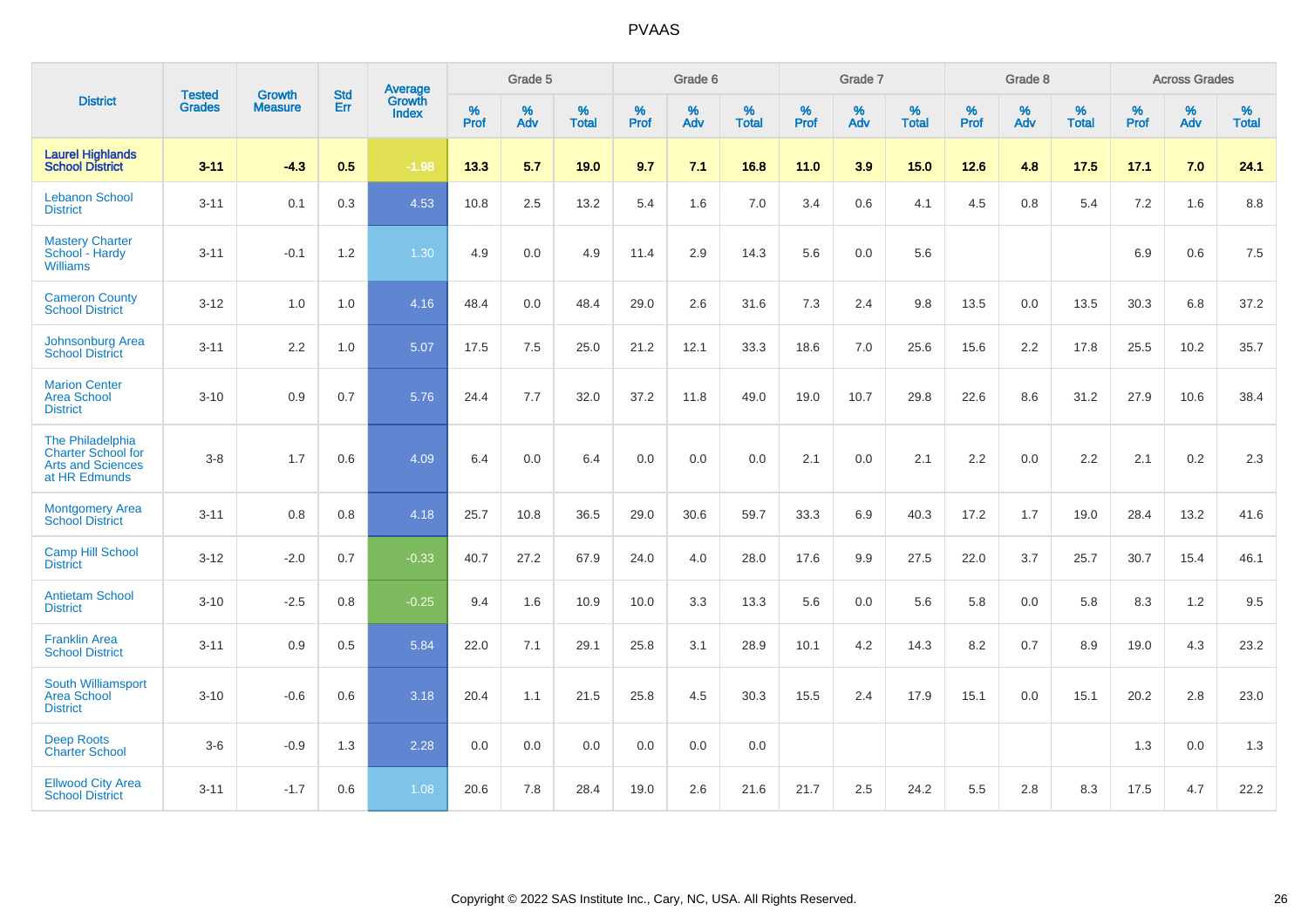# PVAAS

| District | Tested Grades | Growth Measure | Std Err | Average Growth Index | Grade 5 | | | Grade 6 | | | Grade 7 | | | Grade 8 | | | Across Grades | | |
|---|---|---|---|---|---|---|---|---|---|---|---|---|---|---|---|---|---|---|---|
| | | | | | % Prof | % Adv | % Total | % Prof | % Adv | % Total | % Prof | % Adv | % Total | % Prof | % Adv | % Total | % Prof | % Adv | % Total |
| **Laurel Highlands School District** | **3-11** | **-4.3** | **0.5** | **-1.98** | **13.3** | **5.7** | **19.0** | **9.7** | **7.1** | **16.8** | **11.0** | **3.9** | **15.0** | **12.6** | **4.8** | **17.5** | **17.1** | **7.0** | **24.1** |
| Lebanon School District | 3-11 | 0.1 | 0.3 | 4.53 | 10.8 | 2.5 | 13.2 | 5.4 | 1.6 | 7.0 | 3.4 | 0.6 | 4.1 | 4.5 | 0.8 | 5.4 | 7.2 | 1.6 | 8.8 |
| Mastery Charter School - Hardy Williams | 3-11 | -0.1 | 1.2 | 1.30 | 4.9 | 0.0 | 4.9 | 11.4 | 2.9 | 14.3 | 5.6 | 0.0 | 5.6 | | | | 6.9 | 0.6 | 7.5 |
| Cameron County School District | 3-12 | 1.0 | 1.0 | 4.16 | 48.4 | 0.0 | 48.4 | 29.0 | 2.6 | 31.6 | 7.3 | 2.4 | 9.8 | 13.5 | 0.0 | 13.5 | 30.3 | 6.8 | 37.2 |
| Johnsonburg Area School District | 3-11 | 2.2 | 1.0 | 5.07 | 17.5 | 7.5 | 25.0 | 21.2 | 12.1 | 33.3 | 18.6 | 7.0 | 25.6 | 15.6 | 2.2 | 17.8 | 25.5 | 10.2 | 35.7 |
| Marion Center Area School District | 3-10 | 0.9 | 0.7 | 5.76 | 24.4 | 7.7 | 32.0 | 37.2 | 11.8 | 49.0 | 19.0 | 10.7 | 29.8 | 22.6 | 8.6 | 31.2 | 27.9 | 10.6 | 38.4 |
| The Philadelphia Charter School for Arts and Sciences at HR Edmunds | 3-8 | 1.7 | 0.6 | 4.09 | 6.4 | 0.0 | 6.4 | 0.0 | 0.0 | 0.0 | 2.1 | 0.0 | 2.1 | 2.2 | 0.0 | 2.2 | 2.1 | 0.2 | 2.3 |
| Montgomery Area School District | 3-11 | 0.8 | 0.8 | 4.18 | 25.7 | 10.8 | 36.5 | 29.0 | 30.6 | 59.7 | 33.3 | 6.9 | 40.3 | 17.2 | 1.7 | 19.0 | 28.4 | 13.2 | 41.6 |
| Camp Hill School District | 3-12 | -2.0 | 0.7 | -0.33 | 40.7 | 27.2 | 67.9 | 24.0 | 4.0 | 28.0 | 17.6 | 9.9 | 27.5 | 22.0 | 3.7 | 25.7 | 30.7 | 15.4 | 46.1 |
| Antietam School District | 3-10 | -2.5 | 0.8 | -0.25 | 9.4 | 1.6 | 10.9 | 10.0 | 3.3 | 13.3 | 5.6 | 0.0 | 5.6 | 5.8 | 0.0 | 5.8 | 8.3 | 1.2 | 9.5 |
| Franklin Area School District | 3-11 | 0.9 | 0.5 | 5.84 | 22.0 | 7.1 | 29.1 | 25.8 | 3.1 | 28.9 | 10.1 | 4.2 | 14.3 | 8.2 | 0.7 | 8.9 | 19.0 | 4.3 | 23.2 |
| South Williamsport Area School District | 3-10 | -0.6 | 0.6 | 3.18 | 20.4 | 1.1 | 21.5 | 25.8 | 4.5 | 30.3 | 15.5 | 2.4 | 17.9 | 15.1 | 0.0 | 15.1 | 20.2 | 2.8 | 23.0 |
| Deep Roots Charter School | 3-6 | -0.9 | 1.3 | 2.28 | 0.0 | 0.0 | 0.0 | 0.0 | 0.0 | 0.0 | | | | | | | 1.3 | 0.0 | 1.3 |
| Ellwood City Area School District | 3-11 | -1.7 | 0.6 | 1.08 | 20.6 | 7.8 | 28.4 | 19.0 | 2.6 | 21.6 | 21.7 | 2.5 | 24.2 | 5.5 | 2.8 | 8.3 | 17.5 | 4.7 | 22.2 |

Copyright © 2022 SAS Institute Inc., Cary, NC, USA. All Rights Reserved.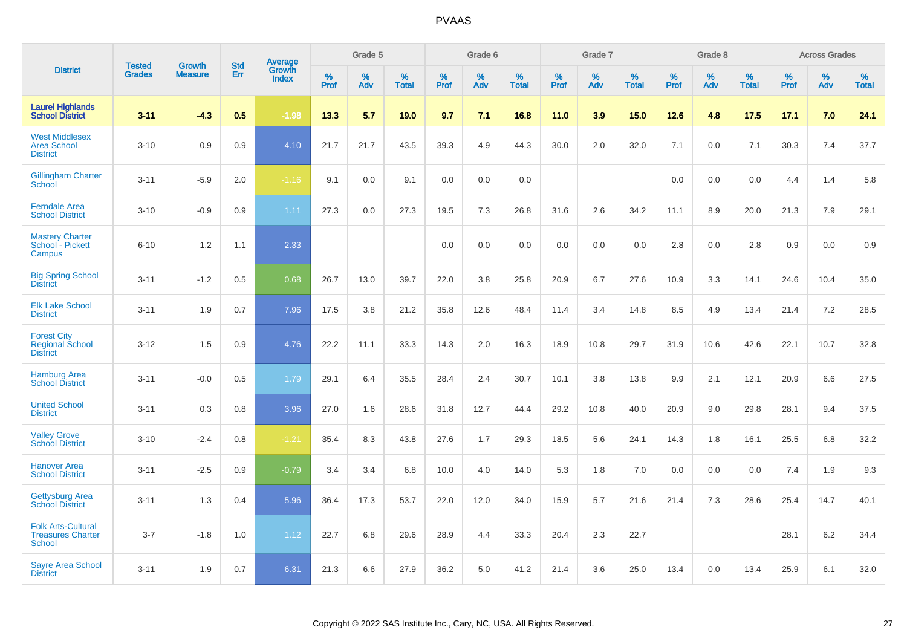# PVAAS

| District | Tested Grades | Growth Measure | Std Err | Average Growth Index | Grade 5 | | | Grade 6 | | | Grade 7 | | | Grade 8 | | | Across Grades | | |
|---|---|---|---|---|---|---|---|---|---|---|---|---|---|---|---|---|---|---|---|
| | | | | | % Prof | % Adv | % Total | % Prof | % Adv | % Total | % Prof | % Adv | % Total | % Prof | % Adv | % Total | % Prof | % Adv | % Total |
| **Laurel Highlands School District** | **3-11** | **-4.3** | **0.5** | **-1.98** | **13.3** | **5.7** | **19.0** | **9.7** | **7.1** | **16.8** | **11.0** | **3.9** | **15.0** | **12.6** | **4.8** | **17.5** | **17.1** | **7.0** | **24.1** |
| West Middlesex Area School District | 3-10 | 0.9 | 0.9 | 4.10 | 21.7 | 21.7 | 43.5 | 39.3 | 4.9 | 44.3 | 30.0 | 2.0 | 32.0 | 7.1 | 0.0 | 7.1 | 30.3 | 7.4 | 37.7 |
| Gillingham Charter School | 3-11 | -5.9 | 2.0 | -1.16 | 9.1 | 0.0 | 9.1 | 0.0 | 0.0 | 0.0 | | | | 0.0 | 0.0 | 0.0 | 4.4 | 1.4 | 5.8 |
| Ferndale Area School District | 3-10 | -0.9 | 0.9 | 1.11 | 27.3 | 0.0 | 27.3 | 19.5 | 7.3 | 26.8 | 31.6 | 2.6 | 34.2 | 11.1 | 8.9 | 20.0 | 21.3 | 7.9 | 29.1 |
| Mastery Charter School - Pickett Campus | 6-10 | 1.2 | 1.1 | 2.33 | | | | 0.0 | 0.0 | 0.0 | 0.0 | 0.0 | 0.0 | 2.8 | 0.0 | 2.8 | 0.9 | 0.0 | 0.9 |
| Big Spring School District | 3-11 | -1.2 | 0.5 | 0.68 | 26.7 | 13.0 | 39.7 | 22.0 | 3.8 | 25.8 | 20.9 | 6.7 | 27.6 | 10.9 | 3.3 | 14.1 | 24.6 | 10.4 | 35.0 |
| Elk Lake School District | 3-11 | 1.9 | 0.7 | 7.96 | 17.5 | 3.8 | 21.2 | 35.8 | 12.6 | 48.4 | 11.4 | 3.4 | 14.8 | 8.5 | 4.9 | 13.4 | 21.4 | 7.2 | 28.5 |
| Forest City Regional School District | 3-12 | 1.5 | 0.9 | 4.76 | 22.2 | 11.1 | 33.3 | 14.3 | 2.0 | 16.3 | 18.9 | 10.8 | 29.7 | 31.9 | 10.6 | 42.6 | 22.1 | 10.7 | 32.8 |
| Hamburg Area School District | 3-11 | -0.0 | 0.5 | 1.79 | 29.1 | 6.4 | 35.5 | 28.4 | 2.4 | 30.7 | 10.1 | 3.8 | 13.8 | 9.9 | 2.1 | 12.1 | 20.9 | 6.6 | 27.5 |
| United School District | 3-11 | 0.3 | 0.8 | 3.96 | 27.0 | 1.6 | 28.6 | 31.8 | 12.7 | 44.4 | 29.2 | 10.8 | 40.0 | 20.9 | 9.0 | 29.8 | 28.1 | 9.4 | 37.5 |
| Valley Grove School District | 3-10 | -2.4 | 0.8 | -1.21 | 35.4 | 8.3 | 43.8 | 27.6 | 1.7 | 29.3 | 18.5 | 5.6 | 24.1 | 14.3 | 1.8 | 16.1 | 25.5 | 6.8 | 32.2 |
| Hanover Area School District | 3-11 | -2.5 | 0.9 | -0.79 | 3.4 | 3.4 | 6.8 | 10.0 | 4.0 | 14.0 | 5.3 | 1.8 | 7.0 | 0.0 | 0.0 | 0.0 | 7.4 | 1.9 | 9.3 |
| Gettysburg Area School District | 3-11 | 1.3 | 0.4 | 5.96 | 36.4 | 17.3 | 53.7 | 22.0 | 12.0 | 34.0 | 15.9 | 5.7 | 21.6 | 21.4 | 7.3 | 28.6 | 25.4 | 14.7 | 40.1 |
| Folk Arts-Cultural Treasures Charter School | 3-7 | -1.8 | 1.0 | 1.12 | 22.7 | 6.8 | 29.6 | 28.9 | 4.4 | 33.3 | 20.4 | 2.3 | 22.7 | | | | 28.1 | 6.2 | 34.4 |
| Sayre Area School District | 3-11 | 1.9 | 0.7 | 6.31 | 21.3 | 6.6 | 27.9 | 36.2 | 5.0 | 41.2 | 21.4 | 3.6 | 25.0 | 13.4 | 0.0 | 13.4 | 25.9 | 6.1 | 32.0 |

Copyright © 2022 SAS Institute Inc., Cary, NC, USA. All Rights Reserved.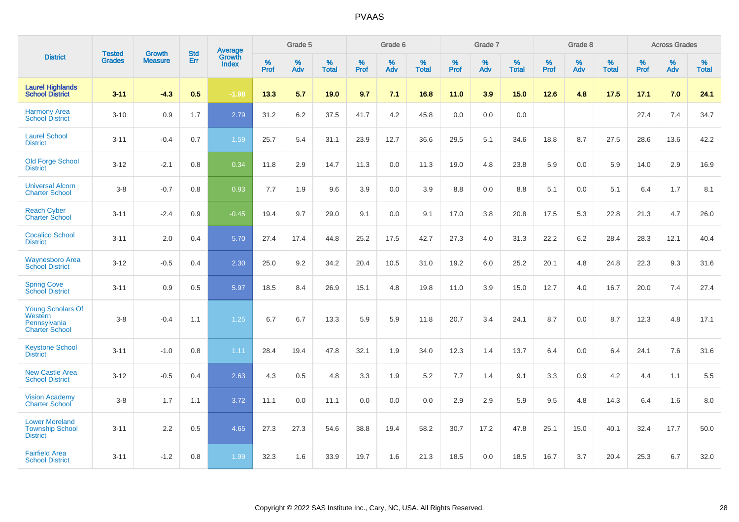| District | Tested Grades | Growth Measure | Std Err | Average Growth Index | Grade 5 | | | Grade 6 | | | Grade 7 | | | Grade 8 | | | Across Grades | | |
|---|---|---|---|---|---|---|---|---|---|---|---|---|---|---|---|---|---|---|---|
| | | | | | % Prof | % Adv | % Total | % Prof | % Adv | % Total | % Prof | % Adv | % Total | % Prof | % Adv | % Total | % Prof | % Adv | % Total |
| **Laurel Highlands School District** | **3-11** | **-4.3** | **0.5** | **-1.98** | **13.3** | **5.7** | **19.0** | **9.7** | **7.1** | **16.8** | **11.0** | **3.9** | **15.0** | **12.6** | **4.8** | **17.5** | **17.1** | **7.0** | **24.1** |
| Harmony Area School District | 3-10 | 0.9 | 1.7 | 2.79 | 31.2 | 6.2 | 37.5 | 41.7 | 4.2 | 45.8 | 0.0 | 0.0 | 0.0 | | | | 27.4 | 7.4 | 34.7 |
| Laurel School District | 3-11 | -0.4 | 0.7 | 1.59 | 25.7 | 5.4 | 31.1 | 23.9 | 12.7 | 36.6 | 29.5 | 5.1 | 34.6 | 18.8 | 8.7 | 27.5 | 28.6 | 13.6 | 42.2 |
| Old Forge School District | 3-12 | -2.1 | 0.8 | 0.34 | 11.8 | 2.9 | 14.7 | 11.3 | 0.0 | 11.3 | 19.0 | 4.8 | 23.8 | 5.9 | 0.0 | 5.9 | 14.0 | 2.9 | 16.9 |
| Universal Alcorn Charter School | 3-8 | -0.7 | 0.8 | 0.93 | 7.7 | 1.9 | 9.6 | 3.9 | 0.0 | 3.9 | 8.8 | 0.0 | 8.8 | 5.1 | 0.0 | 5.1 | 6.4 | 1.7 | 8.1 |
| Reach Cyber Charter School | 3-11 | -2.4 | 0.9 | -0.45 | 19.4 | 9.7 | 29.0 | 9.1 | 0.0 | 9.1 | 17.0 | 3.8 | 20.8 | 17.5 | 5.3 | 22.8 | 21.3 | 4.7 | 26.0 |
| Cocalico School District | 3-11 | 2.0 | 0.4 | 5.70 | 27.4 | 17.4 | 44.8 | 25.2 | 17.5 | 42.7 | 27.3 | 4.0 | 31.3 | 22.2 | 6.2 | 28.4 | 28.3 | 12.1 | 40.4 |
| Waynesboro Area School District | 3-12 | -0.5 | 0.4 | 2.30 | 25.0 | 9.2 | 34.2 | 20.4 | 10.5 | 31.0 | 19.2 | 6.0 | 25.2 | 20.1 | 4.8 | 24.8 | 22.3 | 9.3 | 31.6 |
| Spring Cove School District | 3-11 | 0.9 | 0.5 | 5.97 | 18.5 | 8.4 | 26.9 | 15.1 | 4.8 | 19.8 | 11.0 | 3.9 | 15.0 | 12.7 | 4.0 | 16.7 | 20.0 | 7.4 | 27.4 |
| Young Scholars Of Western Pennsylvania Charter School | 3-8 | -0.4 | 1.1 | 1.25 | 6.7 | 6.7 | 13.3 | 5.9 | 5.9 | 11.8 | 20.7 | 3.4 | 24.1 | 8.7 | 0.0 | 8.7 | 12.3 | 4.8 | 17.1 |
| Keystone School District | 3-11 | -1.0 | 0.8 | 1.11 | 28.4 | 19.4 | 47.8 | 32.1 | 1.9 | 34.0 | 12.3 | 1.4 | 13.7 | 6.4 | 0.0 | 6.4 | 24.1 | 7.6 | 31.6 |
| New Castle Area School District | 3-12 | -0.5 | 0.4 | 2.63 | 4.3 | 0.5 | 4.8 | 3.3 | 1.9 | 5.2 | 7.7 | 1.4 | 9.1 | 3.3 | 0.9 | 4.2 | 4.4 | 1.1 | 5.5 |
| Vision Academy Charter School | 3-8 | 1.7 | 1.1 | 3.72 | 11.1 | 0.0 | 11.1 | 0.0 | 0.0 | 0.0 | 2.9 | 2.9 | 5.9 | 9.5 | 4.8 | 14.3 | 6.4 | 1.6 | 8.0 |
| Lower Moreland Township School District | 3-11 | 2.2 | 0.5 | 4.65 | 27.3 | 27.3 | 54.6 | 38.8 | 19.4 | 58.2 | 30.7 | 17.2 | 47.8 | 25.1 | 15.0 | 40.1 | 32.4 | 17.7 | 50.0 |
| Fairfield Area School District | 3-11 | -1.2 | 0.8 | 1.99 | 32.3 | 1.6 | 33.9 | 19.7 | 1.6 | 21.3 | 18.5 | 0.0 | 18.5 | 16.7 | 3.7 | 20.4 | 25.3 | 6.7 | 32.0 |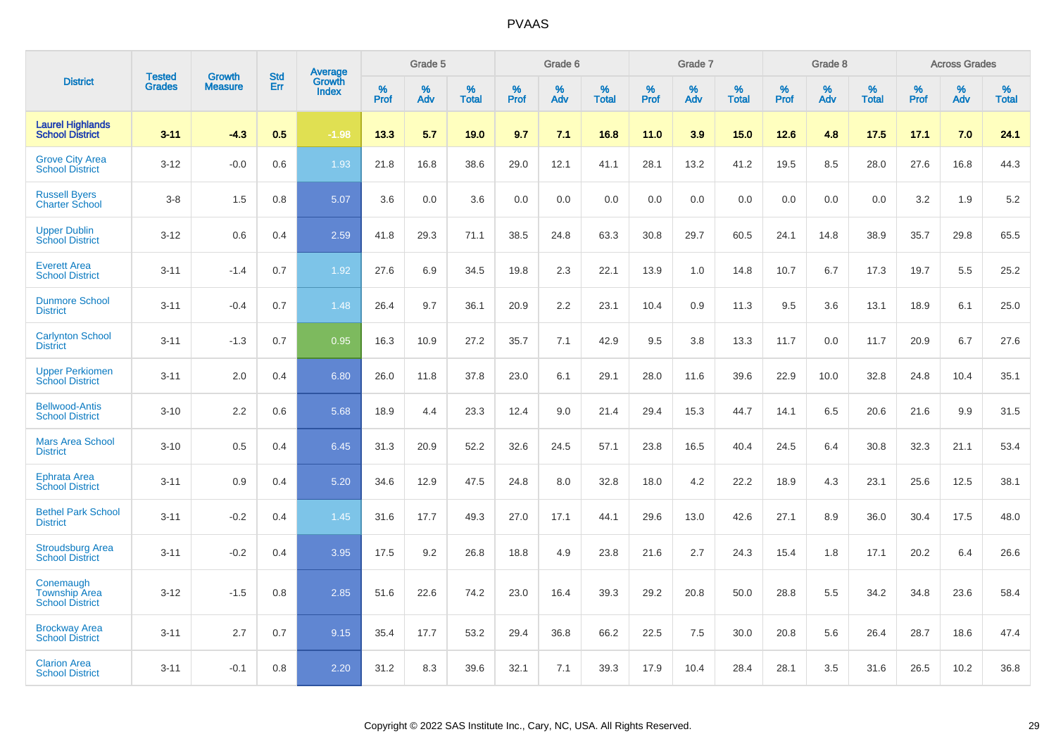| District | Tested Grades | Growth Measure | Std Err | Average Growth Index | Grade 5 | | | Grade 6 | | | Grade 7 | | | Grade 8 | | | Across Grades | | |
|---|---|---|---|---|---|---|---|---|---|---|---|---|---|---|---|---|---|---|---|
| | | | | | % Prof | % Adv | % Total | % Prof | % Adv | % Total | % Prof | % Adv | % Total | % Prof | % Adv | % Total | % Prof | % Adv | % Total |
| **Laurel Highlands School District** | **3-11** | **-4.3** | **0.5** | **-1.98** | **13.3** | **5.7** | **19.0** | **9.7** | **7.1** | **16.8** | **11.0** | **3.9** | **15.0** | **12.6** | **4.8** | **17.5** | **17.1** | **7.0** | **24.1** |
| Grove City Area School District | 3-12 | -0.0 | 0.6 | 1.93 | 21.8 | 16.8 | 38.6 | 29.0 | 12.1 | 41.1 | 28.1 | 13.2 | 41.2 | 19.5 | 8.5 | 28.0 | 27.6 | 16.8 | 44.3 |
| Russell Byers Charter School | 3-8 | 1.5 | 0.8 | 5.07 | 3.6 | 0.0 | 3.6 | 0.0 | 0.0 | 0.0 | 0.0 | 0.0 | 0.0 | 0.0 | 0.0 | 0.0 | 3.2 | 1.9 | 5.2 |
| Upper Dublin School District | 3-12 | 0.6 | 0.4 | 2.59 | 41.8 | 29.3 | 71.1 | 38.5 | 24.8 | 63.3 | 30.8 | 29.7 | 60.5 | 24.1 | 14.8 | 38.9 | 35.7 | 29.8 | 65.5 |
| Everett Area School District | 3-11 | -1.4 | 0.7 | 1.92 | 27.6 | 6.9 | 34.5 | 19.8 | 2.3 | 22.1 | 13.9 | 1.0 | 14.8 | 10.7 | 6.7 | 17.3 | 19.7 | 5.5 | 25.2 |
| Dunmore School District | 3-11 | -0.4 | 0.7 | 1.48 | 26.4 | 9.7 | 36.1 | 20.9 | 2.2 | 23.1 | 10.4 | 0.9 | 11.3 | 9.5 | 3.6 | 13.1 | 18.9 | 6.1 | 25.0 |
| Carlynton School District | 3-11 | -1.3 | 0.7 | 0.95 | 16.3 | 10.9 | 27.2 | 35.7 | 7.1 | 42.9 | 9.5 | 3.8 | 13.3 | 11.7 | 0.0 | 11.7 | 20.9 | 6.7 | 27.6 |
| Upper Perkiomen School District | 3-11 | 2.0 | 0.4 | 6.80 | 26.0 | 11.8 | 37.8 | 23.0 | 6.1 | 29.1 | 28.0 | 11.6 | 39.6 | 22.9 | 10.0 | 32.8 | 24.8 | 10.4 | 35.1 |
| Bellwood-Antis School District | 3-10 | 2.2 | 0.6 | 5.68 | 18.9 | 4.4 | 23.3 | 12.4 | 9.0 | 21.4 | 29.4 | 15.3 | 44.7 | 14.1 | 6.5 | 20.6 | 21.6 | 9.9 | 31.5 |
| Mars Area School District | 3-10 | 0.5 | 0.4 | 6.45 | 31.3 | 20.9 | 52.2 | 32.6 | 24.5 | 57.1 | 23.8 | 16.5 | 40.4 | 24.5 | 6.4 | 30.8 | 32.3 | 21.1 | 53.4 |
| Ephrata Area School District | 3-11 | 0.9 | 0.4 | 5.20 | 34.6 | 12.9 | 47.5 | 24.8 | 8.0 | 32.8 | 18.0 | 4.2 | 22.2 | 18.9 | 4.3 | 23.1 | 25.6 | 12.5 | 38.1 |
| Bethel Park School District | 3-11 | -0.2 | 0.4 | 1.45 | 31.6 | 17.7 | 49.3 | 27.0 | 17.1 | 44.1 | 29.6 | 13.0 | 42.6 | 27.1 | 8.9 | 36.0 | 30.4 | 17.5 | 48.0 |
| Stroudsburg Area School District | 3-11 | -0.2 | 0.4 | 3.95 | 17.5 | 9.2 | 26.8 | 18.8 | 4.9 | 23.8 | 21.6 | 2.7 | 24.3 | 15.4 | 1.8 | 17.1 | 20.2 | 6.4 | 26.6 |
| Conemaugh Township Area School District | 3-12 | -1.5 | 0.8 | 2.85 | 51.6 | 22.6 | 74.2 | 23.0 | 16.4 | 39.3 | 29.2 | 20.8 | 50.0 | 28.8 | 5.5 | 34.2 | 34.8 | 23.6 | 58.4 |
| Brockway Area School District | 3-11 | 2.7 | 0.7 | 9.15 | 35.4 | 17.7 | 53.2 | 29.4 | 36.8 | 66.2 | 22.5 | 7.5 | 30.0 | 20.8 | 5.6 | 26.4 | 28.7 | 18.6 | 47.4 |
| Clarion Area School District | 3-11 | -0.1 | 0.8 | 2.20 | 31.2 | 8.3 | 39.6 | 32.1 | 7.1 | 39.3 | 17.9 | 10.4 | 28.4 | 28.1 | 3.5 | 31.6 | 26.5 | 10.2 | 36.8 |

Copyright © 2022 SAS Institute Inc., Cary, NC, USA. All Rights Reserved.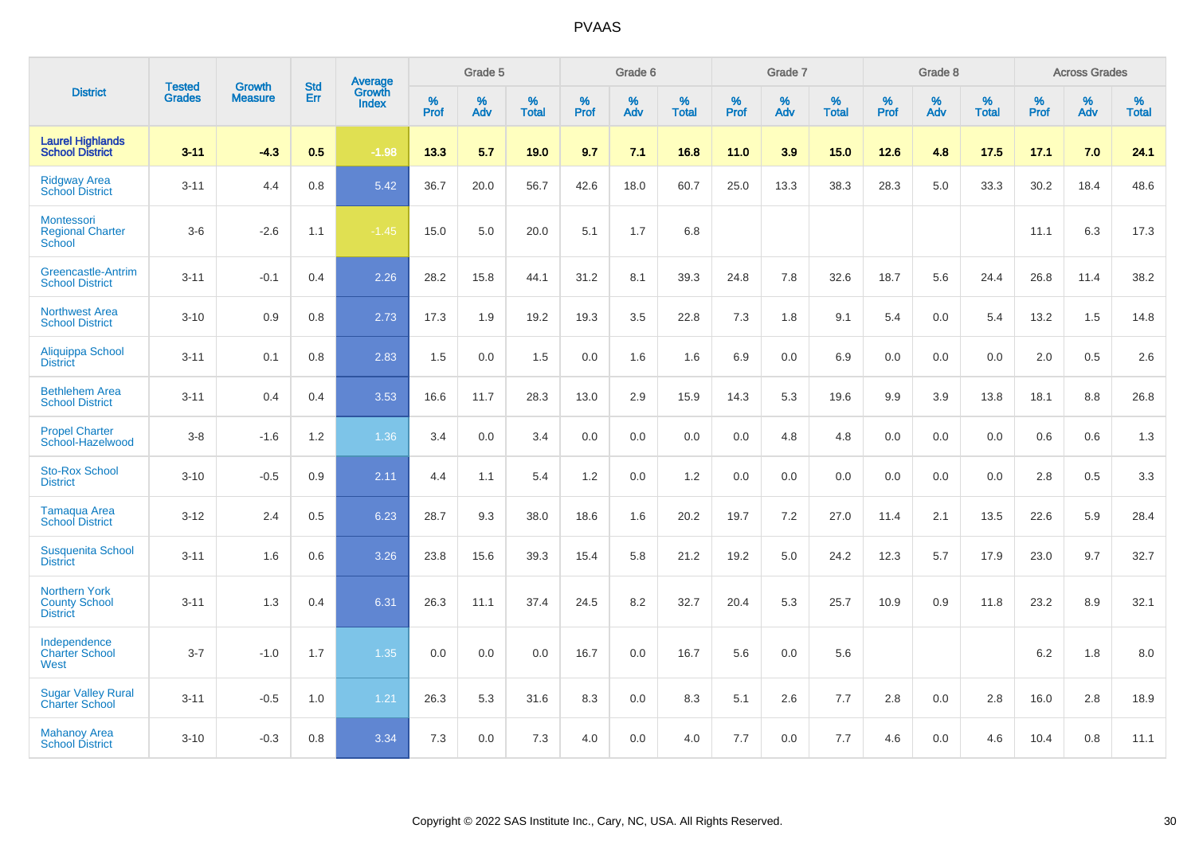# PVAAS

| District | Tested Grades | Growth Measure | Std Err | Average Growth Index | Grade 5 | | | Grade 6 | | | Grade 7 | | | Grade 8 | | | Across Grades | | |
|---|---|---|---|---|---|---|---|---|---|---|---|---|---|---|---|---|---|---|---|
| | | | | | % Prof | % Adv | % Total | % Prof | % Adv | % Total | % Prof | % Adv | % Total | % Prof | % Adv | % Total | % Prof | % Adv | % Total |
| **Laurel Highlands School District** | **3-11** | **-4.3** | **0.5** | **-1.98** | **13.3** | **5.7** | **19.0** | **9.7** | **7.1** | **16.8** | **11.0** | **3.9** | **15.0** | **12.6** | **4.8** | **17.5** | **17.1** | **7.0** | **24.1** |
| Ridgway Area School District | 3-11 | 4.4 | 0.8 | 5.42 | 36.7 | 20.0 | 56.7 | 42.6 | 18.0 | 60.7 | 25.0 | 13.3 | 38.3 | 28.3 | 5.0 | 33.3 | 30.2 | 18.4 | 48.6 |
| Montessori Regional Charter School | 3-6 | -2.6 | 1.1 | -1.45 | 15.0 | 5.0 | 20.0 | 5.1 | 1.7 | 6.8 | | | | | | | 11.1 | 6.3 | 17.3 |
| Greencastle-Antrim School District | 3-11 | -0.1 | 0.4 | 2.26 | 28.2 | 15.8 | 44.1 | 31.2 | 8.1 | 39.3 | 24.8 | 7.8 | 32.6 | 18.7 | 5.6 | 24.4 | 26.8 | 11.4 | 38.2 |
| Northwest Area School District | 3-10 | 0.9 | 0.8 | 2.73 | 17.3 | 1.9 | 19.2 | 19.3 | 3.5 | 22.8 | 7.3 | 1.8 | 9.1 | 5.4 | 0.0 | 5.4 | 13.2 | 1.5 | 14.8 |
| Aliquippa School District | 3-11 | 0.1 | 0.8 | 2.83 | 1.5 | 0.0 | 1.5 | 0.0 | 1.6 | 1.6 | 6.9 | 0.0 | 6.9 | 0.0 | 0.0 | 0.0 | 2.0 | 0.5 | 2.6 |
| Bethlehem Area School District | 3-11 | 0.4 | 0.4 | 3.53 | 16.6 | 11.7 | 28.3 | 13.0 | 2.9 | 15.9 | 14.3 | 5.3 | 19.6 | 9.9 | 3.9 | 13.8 | 18.1 | 8.8 | 26.8 |
| Propel Charter School-Hazelwood | 3-8 | -1.6 | 1.2 | 1.36 | 3.4 | 0.0 | 3.4 | 0.0 | 0.0 | 0.0 | 0.0 | 4.8 | 4.8 | 0.0 | 0.0 | 0.0 | 0.6 | 0.6 | 1.3 |
| Sto-Rox School District | 3-10 | -0.5 | 0.9 | 2.11 | 4.4 | 1.1 | 5.4 | 1.2 | 0.0 | 1.2 | 0.0 | 0.0 | 0.0 | 0.0 | 0.0 | 0.0 | 2.8 | 0.5 | 3.3 |
| Tamaqua Area School District | 3-12 | 2.4 | 0.5 | 6.23 | 28.7 | 9.3 | 38.0 | 18.6 | 1.6 | 20.2 | 19.7 | 7.2 | 27.0 | 11.4 | 2.1 | 13.5 | 22.6 | 5.9 | 28.4 |
| Susquenita School District | 3-11 | 1.6 | 0.6 | 3.26 | 23.8 | 15.6 | 39.3 | 15.4 | 5.8 | 21.2 | 19.2 | 5.0 | 24.2 | 12.3 | 5.7 | 17.9 | 23.0 | 9.7 | 32.7 |
| Northern York County School District | 3-11 | 1.3 | 0.4 | 6.31 | 26.3 | 11.1 | 37.4 | 24.5 | 8.2 | 32.7 | 20.4 | 5.3 | 25.7 | 10.9 | 0.9 | 11.8 | 23.2 | 8.9 | 32.1 |
| Independence Charter School West | 3-7 | -1.0 | 1.7 | 1.35 | 0.0 | 0.0 | 0.0 | 16.7 | 0.0 | 16.7 | 5.6 | 0.0 | 5.6 | | | | 6.2 | 1.8 | 8.0 |
| Sugar Valley Rural Charter School | 3-11 | -0.5 | 1.0 | 1.21 | 26.3 | 5.3 | 31.6 | 8.3 | 0.0 | 8.3 | 5.1 | 2.6 | 7.7 | 2.8 | 0.0 | 2.8 | 16.0 | 2.8 | 18.9 |
| Mahanoy Area School District | 3-10 | -0.3 | 0.8 | 3.34 | 7.3 | 0.0 | 7.3 | 4.0 | 0.0 | 4.0 | 7.7 | 0.0 | 7.7 | 4.6 | 0.0 | 4.6 | 10.4 | 0.8 | 11.1 |

Copyright © 2022 SAS Institute Inc., Cary, NC, USA. All Rights Reserved.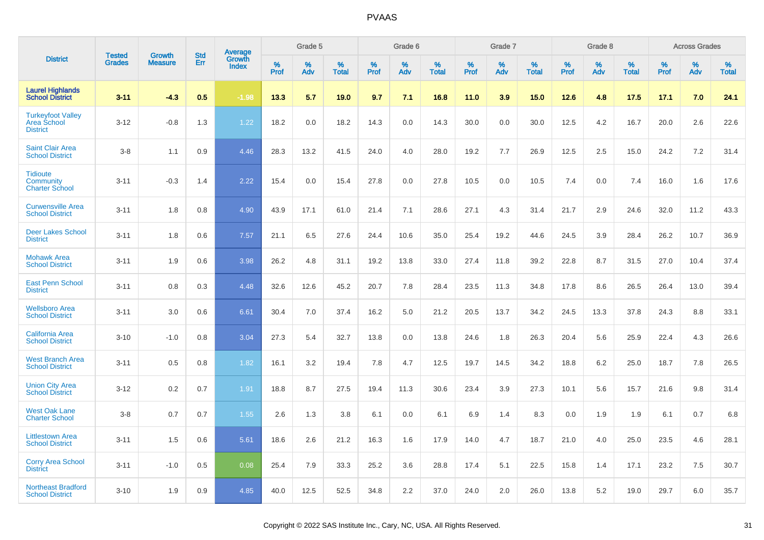# PVAAS

| District | Tested Grades | Growth Measure | Std Err | Average Growth Index | Grade 5 | | | Grade 6 | | | Grade 7 | | | Grade 8 | | | Across Grades | | |
|---|---|---|---|---|---|---|---|---|---|---|---|---|---|---|---|---|---|---|---|
| | | | | | % Prof | % Adv | % Total | % Prof | % Adv | % Total | % Prof | % Adv | % Total | % Prof | % Adv | % Total | % Prof | % Adv | % Total |
| **Laurel Highlands School District** | **3-11** | **-4.3** | **0.5** | **-1.98** | **13.3** | **5.7** | **19.0** | **9.7** | **7.1** | **16.8** | **11.0** | **3.9** | **15.0** | **12.6** | **4.8** | **17.5** | **17.1** | **7.0** | **24.1** |
| Turkeyfoot Valley Area School District | 3-12 | -0.8 | 1.3 | 1.22 | 18.2 | 0.0 | 18.2 | 14.3 | 0.0 | 14.3 | 30.0 | 0.0 | 30.0 | 12.5 | 4.2 | 16.7 | 20.0 | 2.6 | 22.6 |
| Saint Clair Area School District | 3-8 | 1.1 | 0.9 | 4.46 | 28.3 | 13.2 | 41.5 | 24.0 | 4.0 | 28.0 | 19.2 | 7.7 | 26.9 | 12.5 | 2.5 | 15.0 | 24.2 | 7.2 | 31.4 |
| Tidioute Community Charter School | 3-11 | -0.3 | 1.4 | 2.22 | 15.4 | 0.0 | 15.4 | 27.8 | 0.0 | 27.8 | 10.5 | 0.0 | 10.5 | 7.4 | 0.0 | 7.4 | 16.0 | 1.6 | 17.6 |
| Curwensville Area School District | 3-11 | 1.8 | 0.8 | 4.90 | 43.9 | 17.1 | 61.0 | 21.4 | 7.1 | 28.6 | 27.1 | 4.3 | 31.4 | 21.7 | 2.9 | 24.6 | 32.0 | 11.2 | 43.3 |
| Deer Lakes School District | 3-11 | 1.8 | 0.6 | 7.57 | 21.1 | 6.5 | 27.6 | 24.4 | 10.6 | 35.0 | 25.4 | 19.2 | 44.6 | 24.5 | 3.9 | 28.4 | 26.2 | 10.7 | 36.9 |
| Mohawk Area School District | 3-11 | 1.9 | 0.6 | 3.98 | 26.2 | 4.8 | 31.1 | 19.2 | 13.8 | 33.0 | 27.4 | 11.8 | 39.2 | 22.8 | 8.7 | 31.5 | 27.0 | 10.4 | 37.4 |
| East Penn School District | 3-11 | 0.8 | 0.3 | 4.48 | 32.6 | 12.6 | 45.2 | 20.7 | 7.8 | 28.4 | 23.5 | 11.3 | 34.8 | 17.8 | 8.6 | 26.5 | 26.4 | 13.0 | 39.4 |
| Wellsboro Area School District | 3-11 | 3.0 | 0.6 | 6.61 | 30.4 | 7.0 | 37.4 | 16.2 | 5.0 | 21.2 | 20.5 | 13.7 | 34.2 | 24.5 | 13.3 | 37.8 | 24.3 | 8.8 | 33.1 |
| California Area School District | 3-10 | -1.0 | 0.8 | 3.04 | 27.3 | 5.4 | 32.7 | 13.8 | 0.0 | 13.8 | 24.6 | 1.8 | 26.3 | 20.4 | 5.6 | 25.9 | 22.4 | 4.3 | 26.6 |
| West Branch Area School District | 3-11 | 0.5 | 0.8 | 1.82 | 16.1 | 3.2 | 19.4 | 7.8 | 4.7 | 12.5 | 19.7 | 14.5 | 34.2 | 18.8 | 6.2 | 25.0 | 18.7 | 7.8 | 26.5 |
| Union City Area School District | 3-12 | 0.2 | 0.7 | 1.91 | 18.8 | 8.7 | 27.5 | 19.4 | 11.3 | 30.6 | 23.4 | 3.9 | 27.3 | 10.1 | 5.6 | 15.7 | 21.6 | 9.8 | 31.4 |
| West Oak Lane Charter School | 3-8 | 0.7 | 0.7 | 1.55 | 2.6 | 1.3 | 3.8 | 6.1 | 0.0 | 6.1 | 6.9 | 1.4 | 8.3 | 0.0 | 1.9 | 1.9 | 6.1 | 0.7 | 6.8 |
| Littlestown Area School District | 3-11 | 1.5 | 0.6 | 5.61 | 18.6 | 2.6 | 21.2 | 16.3 | 1.6 | 17.9 | 14.0 | 4.7 | 18.7 | 21.0 | 4.0 | 25.0 | 23.5 | 4.6 | 28.1 |
| Corry Area School District | 3-11 | -1.0 | 0.5 | 0.08 | 25.4 | 7.9 | 33.3 | 25.2 | 3.6 | 28.8 | 17.4 | 5.1 | 22.5 | 15.8 | 1.4 | 17.1 | 23.2 | 7.5 | 30.7 |
| Northeast Bradford School District | 3-10 | 1.9 | 0.9 | 4.85 | 40.0 | 12.5 | 52.5 | 34.8 | 2.2 | 37.0 | 24.0 | 2.0 | 26.0 | 13.8 | 5.2 | 19.0 | 29.7 | 6.0 | 35.7 |

Copyright © 2022 SAS Institute Inc., Cary, NC, USA. All Rights Reserved.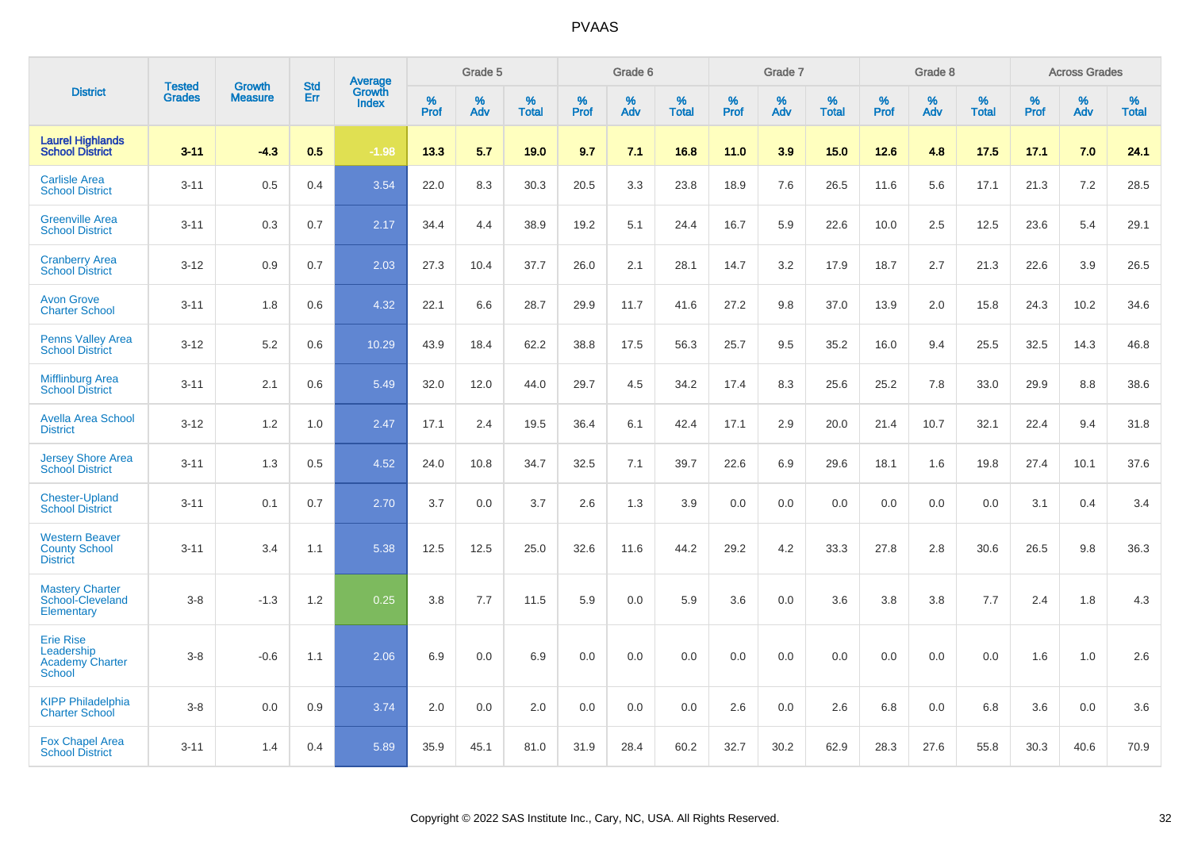| District | Tested Grades | Growth Measure | Std Err | Average Growth Index | Grade 5 | | | Grade 6 | | | Grade 7 | | | Grade 8 | | | Across Grades | | |
|---|---|---|---|---|---|---|---|---|---|---|---|---|---|---|---|---|---|---|---|
| | | | | | % Prof | % Adv | % Total | % Prof | % Adv | % Total | % Prof | % Adv | % Total | % Prof | % Adv | % Total | % Prof | % Adv | % Total |
| **Laurel Highlands School District** | **3-11** | **-4.3** | **0.5** | **-1.98** | **13.3** | **5.7** | **19.0** | **9.7** | **7.1** | **16.8** | **11.0** | **3.9** | **15.0** | **12.6** | **4.8** | **17.5** | **17.1** | **7.0** | **24.1** |
| Carlisle Area School District | 3-11 | 0.5 | 0.4 | 3.54 | 22.0 | 8.3 | 30.3 | 20.5 | 3.3 | 23.8 | 18.9 | 7.6 | 26.5 | 11.6 | 5.6 | 17.1 | 21.3 | 7.2 | 28.5 |
| Greenville Area School District | 3-11 | 0.3 | 0.7 | 2.17 | 34.4 | 4.4 | 38.9 | 19.2 | 5.1 | 24.4 | 16.7 | 5.9 | 22.6 | 10.0 | 2.5 | 12.5 | 23.6 | 5.4 | 29.1 |
| Cranberry Area School District | 3-12 | 0.9 | 0.7 | 2.03 | 27.3 | 10.4 | 37.7 | 26.0 | 2.1 | 28.1 | 14.7 | 3.2 | 17.9 | 18.7 | 2.7 | 21.3 | 22.6 | 3.9 | 26.5 |
| Avon Grove Charter School | 3-11 | 1.8 | 0.6 | 4.32 | 22.1 | 6.6 | 28.7 | 29.9 | 11.7 | 41.6 | 27.2 | 9.8 | 37.0 | 13.9 | 2.0 | 15.8 | 24.3 | 10.2 | 34.6 |
| Penns Valley Area School District | 3-12 | 5.2 | 0.6 | 10.29 | 43.9 | 18.4 | 62.2 | 38.8 | 17.5 | 56.3 | 25.7 | 9.5 | 35.2 | 16.0 | 9.4 | 25.5 | 32.5 | 14.3 | 46.8 |
| Mifflinburg Area School District | 3-11 | 2.1 | 0.6 | 5.49 | 32.0 | 12.0 | 44.0 | 29.7 | 4.5 | 34.2 | 17.4 | 8.3 | 25.6 | 25.2 | 7.8 | 33.0 | 29.9 | 8.8 | 38.6 |
| Avella Area School District | 3-12 | 1.2 | 1.0 | 2.47 | 17.1 | 2.4 | 19.5 | 36.4 | 6.1 | 42.4 | 17.1 | 2.9 | 20.0 | 21.4 | 10.7 | 32.1 | 22.4 | 9.4 | 31.8 |
| Jersey Shore Area School District | 3-11 | 1.3 | 0.5 | 4.52 | 24.0 | 10.8 | 34.7 | 32.5 | 7.1 | 39.7 | 22.6 | 6.9 | 29.6 | 18.1 | 1.6 | 19.8 | 27.4 | 10.1 | 37.6 |
| Chester-Upland School District | 3-11 | 0.1 | 0.7 | 2.70 | 3.7 | 0.0 | 3.7 | 2.6 | 1.3 | 3.9 | 0.0 | 0.0 | 0.0 | 0.0 | 0.0 | 0.0 | 3.1 | 0.4 | 3.4 |
| Western Beaver County School District | 3-11 | 3.4 | 1.1 | 5.38 | 12.5 | 12.5 | 25.0 | 32.6 | 11.6 | 44.2 | 29.2 | 4.2 | 33.3 | 27.8 | 2.8 | 30.6 | 26.5 | 9.8 | 36.3 |
| Mastery Charter School-Cleveland Elementary | 3-8 | -1.3 | 1.2 | 0.25 | 3.8 | 7.7 | 11.5 | 5.9 | 0.0 | 5.9 | 3.6 | 0.0 | 3.6 | 3.8 | 3.8 | 7.7 | 2.4 | 1.8 | 4.3 |
| Erie Rise Leadership Academy Charter School | 3-8 | -0.6 | 1.1 | 2.06 | 6.9 | 0.0 | 6.9 | 0.0 | 0.0 | 0.0 | 0.0 | 0.0 | 0.0 | 0.0 | 0.0 | 0.0 | 1.6 | 1.0 | 2.6 |
| KIPP Philadelphia Charter School | 3-8 | 0.0 | 0.9 | 3.74 | 2.0 | 0.0 | 2.0 | 0.0 | 0.0 | 0.0 | 2.6 | 0.0 | 2.6 | 6.8 | 0.0 | 6.8 | 3.6 | 0.0 | 3.6 |
| Fox Chapel Area School District | 3-11 | 1.4 | 0.4 | 5.89 | 35.9 | 45.1 | 81.0 | 31.9 | 28.4 | 60.2 | 32.7 | 30.2 | 62.9 | 28.3 | 27.6 | 55.8 | 30.3 | 40.6 | 70.9 |

Copyright © 2022 SAS Institute Inc., Cary, NC, USA. All Rights Reserved.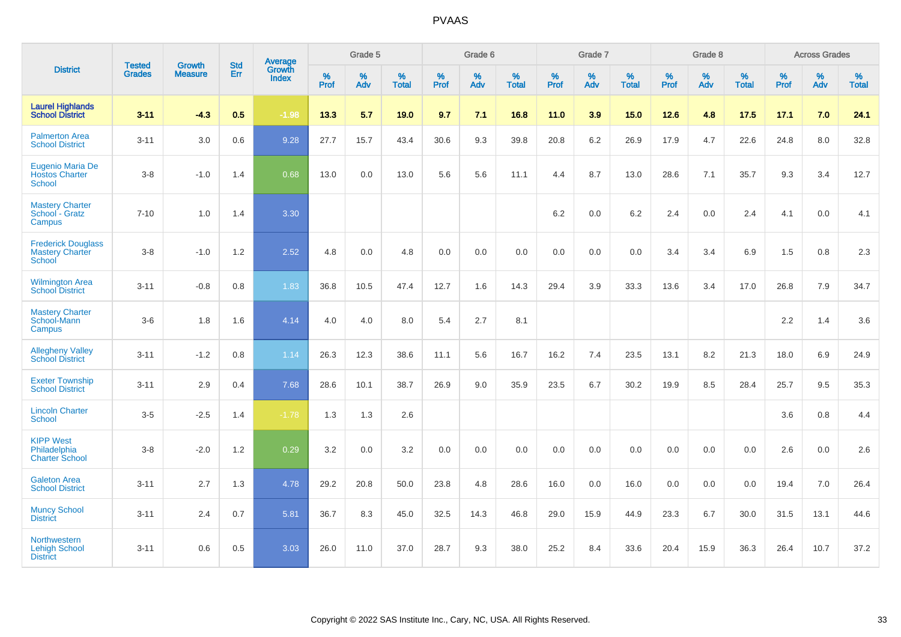# PVAAS

| District | Tested Grades | Growth Measure | Std Err | Average Growth Index | Grade 5 | | | Grade 6 | | | Grade 7 | | | Grade 8 | | | Across Grades | | |
|---|---|---|---|---|---|---|---|---|---|---|---|---|---|---|---|---|---|---|---|
| | | | | | % Prof | % Adv | % Total | % Prof | % Adv | % Total | % Prof | % Adv | % Total | % Prof | % Adv | % Total | % Prof | % Adv | % Total |
| **Laurel Highlands School District** | **3-11** | **-4.3** | **0.5** | **-1.98** | **13.3** | **5.7** | **19.0** | **9.7** | **7.1** | **16.8** | **11.0** | **3.9** | **15.0** | **12.6** | **4.8** | **17.5** | **17.1** | **7.0** | **24.1** |
| Palmerton Area School District | 3-11 | 3.0 | 0.6 | 9.28 | 27.7 | 15.7 | 43.4 | 30.6 | 9.3 | 39.8 | 20.8 | 6.2 | 26.9 | 17.9 | 4.7 | 22.6 | 24.8 | 8.0 | 32.8 |
| Eugenio Maria De Hostos Charter School | 3-8 | -1.0 | 1.4 | 0.68 | 13.0 | 0.0 | 13.0 | 5.6 | 5.6 | 11.1 | 4.4 | 8.7 | 13.0 | 28.6 | 7.1 | 35.7 | 9.3 | 3.4 | 12.7 |
| Mastery Charter School - Gratz Campus | 7-10 | 1.0 | 1.4 | 3.30 | | | | | | | 6.2 | 0.0 | 6.2 | 2.4 | 0.0 | 2.4 | 4.1 | 0.0 | 4.1 |
| Frederick Douglass Mastery Charter School | 3-8 | -1.0 | 1.2 | 2.52 | 4.8 | 0.0 | 4.8 | 0.0 | 0.0 | 0.0 | 0.0 | 0.0 | 0.0 | 3.4 | 3.4 | 6.9 | 1.5 | 0.8 | 2.3 |
| Wilmington Area School District | 3-11 | -0.8 | 0.8 | 1.83 | 36.8 | 10.5 | 47.4 | 12.7 | 1.6 | 14.3 | 29.4 | 3.9 | 33.3 | 13.6 | 3.4 | 17.0 | 26.8 | 7.9 | 34.7 |
| Mastery Charter School-Mann Campus | 3-6 | 1.8 | 1.6 | 4.14 | 4.0 | 4.0 | 8.0 | 5.4 | 2.7 | 8.1 | | | | | | | 2.2 | 1.4 | 3.6 |
| Allegheny Valley School District | 3-11 | -1.2 | 0.8 | 1.14 | 26.3 | 12.3 | 38.6 | 11.1 | 5.6 | 16.7 | 16.2 | 7.4 | 23.5 | 13.1 | 8.2 | 21.3 | 18.0 | 6.9 | 24.9 |
| Exeter Township School District | 3-11 | 2.9 | 0.4 | 7.68 | 28.6 | 10.1 | 38.7 | 26.9 | 9.0 | 35.9 | 23.5 | 6.7 | 30.2 | 19.9 | 8.5 | 28.4 | 25.7 | 9.5 | 35.3 |
| Lincoln Charter School | 3-5 | -2.5 | 1.4 | -1.78 | 1.3 | 1.3 | 2.6 | | | | | | | | | | 3.6 | 0.8 | 4.4 |
| KIPP West Philadelphia Charter School | 3-8 | -2.0 | 1.2 | 0.29 | 3.2 | 0.0 | 3.2 | 0.0 | 0.0 | 0.0 | 0.0 | 0.0 | 0.0 | 0.0 | 0.0 | 0.0 | 2.6 | 0.0 | 2.6 |
| Galeton Area School District | 3-11 | 2.7 | 1.3 | 4.78 | 29.2 | 20.8 | 50.0 | 23.8 | 4.8 | 28.6 | 16.0 | 0.0 | 16.0 | 0.0 | 0.0 | 0.0 | 19.4 | 7.0 | 26.4 |
| Muncy School District | 3-11 | 2.4 | 0.7 | 5.81 | 36.7 | 8.3 | 45.0 | 32.5 | 14.3 | 46.8 | 29.0 | 15.9 | 44.9 | 23.3 | 6.7 | 30.0 | 31.5 | 13.1 | 44.6 |
| Northwestern Lehigh School District | 3-11 | 0.6 | 0.5 | 3.03 | 26.0 | 11.0 | 37.0 | 28.7 | 9.3 | 38.0 | 25.2 | 8.4 | 33.6 | 20.4 | 15.9 | 36.3 | 26.4 | 10.7 | 37.2 |

Copyright © 2022 SAS Institute Inc., Cary, NC, USA. All Rights Reserved.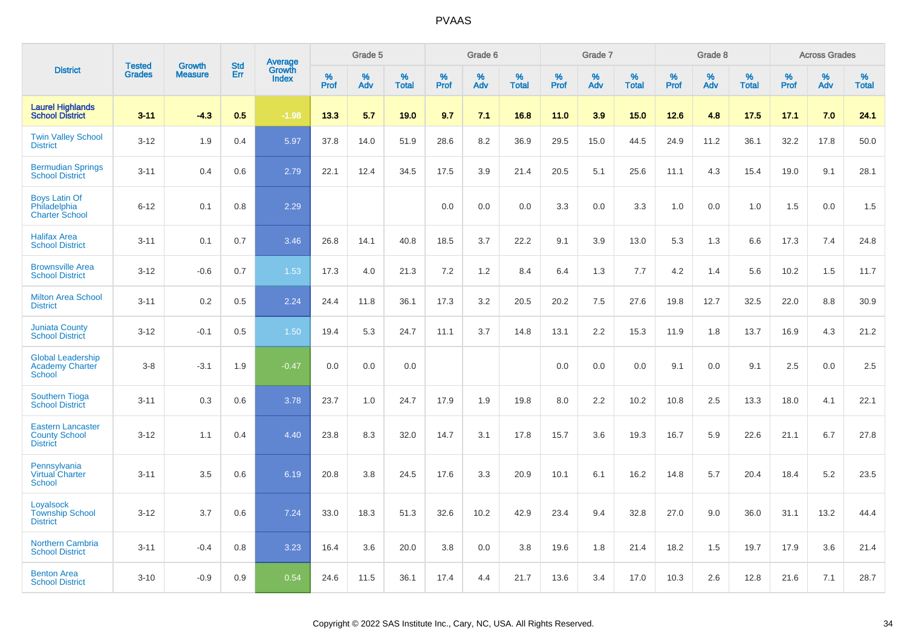# PVAAS

| District | Tested Grades | Growth Measure | Std Err | Average Growth Index | Grade 5 | | | Grade 6 | | | Grade 7 | | | Grade 8 | | | Across Grades | | |
|---|---|---|---|---|---|---|---|---|---|---|---|---|---|---|---|---|---|---|---|
| | | | | | % Prof | % Adv | % Total | % Prof | % Adv | % Total | % Prof | % Adv | % Total | % Prof | % Adv | % Total | % Prof | % Adv | % Total |
| **Laurel Highlands School District** | **3-11** | **-4.3** | **0.5** | **-1.98** | **13.3** | **5.7** | **19.0** | **9.7** | **7.1** | **16.8** | **11.0** | **3.9** | **15.0** | **12.6** | **4.8** | **17.5** | **17.1** | **7.0** | **24.1** |
| Twin Valley School District | 3-12 | 1.9 | 0.4 | 5.97 | 37.8 | 14.0 | 51.9 | 28.6 | 8.2 | 36.9 | 29.5 | 15.0 | 44.5 | 24.9 | 11.2 | 36.1 | 32.2 | 17.8 | 50.0 |
| Bermudian Springs School District | 3-11 | 0.4 | 0.6 | 2.79 | 22.1 | 12.4 | 34.5 | 17.5 | 3.9 | 21.4 | 20.5 | 5.1 | 25.6 | 11.1 | 4.3 | 15.4 | 19.0 | 9.1 | 28.1 |
| Boys Latin Of Philadelphia Charter School | 6-12 | 0.1 | 0.8 | 2.29 | | | | 0.0 | 0.0 | 0.0 | 3.3 | 0.0 | 3.3 | 1.0 | 0.0 | 1.0 | 1.5 | 0.0 | 1.5 |
| Halifax Area School District | 3-11 | 0.1 | 0.7 | 3.46 | 26.8 | 14.1 | 40.8 | 18.5 | 3.7 | 22.2 | 9.1 | 3.9 | 13.0 | 5.3 | 1.3 | 6.6 | 17.3 | 7.4 | 24.8 |
| Brownsville Area School District | 3-12 | -0.6 | 0.7 | 1.53 | 17.3 | 4.0 | 21.3 | 7.2 | 1.2 | 8.4 | 6.4 | 1.3 | 7.7 | 4.2 | 1.4 | 5.6 | 10.2 | 1.5 | 11.7 |
| Milton Area School District | 3-11 | 0.2 | 0.5 | 2.24 | 24.4 | 11.8 | 36.1 | 17.3 | 3.2 | 20.5 | 20.2 | 7.5 | 27.6 | 19.8 | 12.7 | 32.5 | 22.0 | 8.8 | 30.9 |
| Juniata County School District | 3-12 | -0.1 | 0.5 | 1.50 | 19.4 | 5.3 | 24.7 | 11.1 | 3.7 | 14.8 | 13.1 | 2.2 | 15.3 | 11.9 | 1.8 | 13.7 | 16.9 | 4.3 | 21.2 |
| Global Leadership Academy Charter School | 3-8 | -3.1 | 1.9 | -0.47 | 0.0 | 0.0 | 0.0 | | | | 0.0 | 0.0 | 0.0 | 9.1 | 0.0 | 9.1 | 2.5 | 0.0 | 2.5 |
| Southern Tioga School District | 3-11 | 0.3 | 0.6 | 3.78 | 23.7 | 1.0 | 24.7 | 17.9 | 1.9 | 19.8 | 8.0 | 2.2 | 10.2 | 10.8 | 2.5 | 13.3 | 18.0 | 4.1 | 22.1 |
| Eastern Lancaster County School District | 3-12 | 1.1 | 0.4 | 4.40 | 23.8 | 8.3 | 32.0 | 14.7 | 3.1 | 17.8 | 15.7 | 3.6 | 19.3 | 16.7 | 5.9 | 22.6 | 21.1 | 6.7 | 27.8 |
| Pennsylvania Virtual Charter School | 3-11 | 3.5 | 0.6 | 6.19 | 20.8 | 3.8 | 24.5 | 17.6 | 3.3 | 20.9 | 10.1 | 6.1 | 16.2 | 14.8 | 5.7 | 20.4 | 18.4 | 5.2 | 23.5 |
| Loyalsock Township School District | 3-12 | 3.7 | 0.6 | 7.24 | 33.0 | 18.3 | 51.3 | 32.6 | 10.2 | 42.9 | 23.4 | 9.4 | 32.8 | 27.0 | 9.0 | 36.0 | 31.1 | 13.2 | 44.4 |
| Northern Cambria School District | 3-11 | -0.4 | 0.8 | 3.23 | 16.4 | 3.6 | 20.0 | 3.8 | 0.0 | 3.8 | 19.6 | 1.8 | 21.4 | 18.2 | 1.5 | 19.7 | 17.9 | 3.6 | 21.4 |
| Benton Area School District | 3-10 | -0.9 | 0.9 | 0.54 | 24.6 | 11.5 | 36.1 | 17.4 | 4.4 | 21.7 | 13.6 | 3.4 | 17.0 | 10.3 | 2.6 | 12.8 | 21.6 | 7.1 | 28.7 |

Copyright © 2022 SAS Institute Inc., Cary, NC, USA. All Rights Reserved.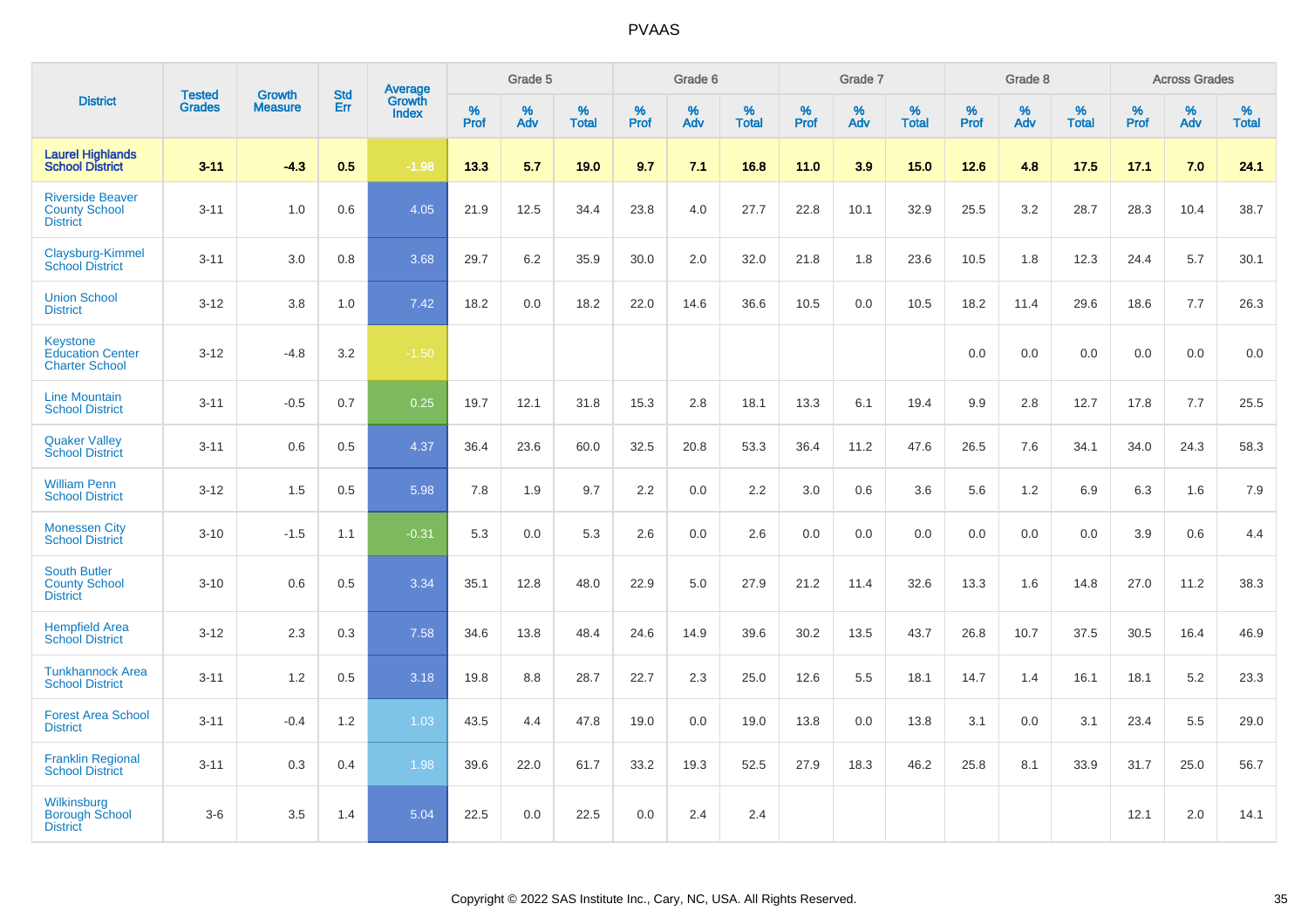# PVAAS

| District | Tested Grades | Growth Measure | Std Err | Average Growth Index | Grade 5 | | | Grade 6 | | | Grade 7 | | | Grade 8 | | | Across Grades | | |
|---|---|---|---|---|---|---|---|---|---|---|---|---|---|---|---|---|---|---|---|
| | | | | | % Prof | % Adv | % Total | % Prof | % Adv | % Total | % Prof | % Adv | % Total | % Prof | % Adv | % Total | % Prof | % Adv | % Total |
| **Laurel Highlands School District** | **3-11** | **-4.3** | **0.5** | **-1.98** | **13.3** | **5.7** | **19.0** | **9.7** | **7.1** | **16.8** | **11.0** | **3.9** | **15.0** | **12.6** | **4.8** | **17.5** | **17.1** | **7.0** | **24.1** |
| Riverside Beaver County School District | 3-11 | 1.0 | 0.6 | 4.05 | 21.9 | 12.5 | 34.4 | 23.8 | 4.0 | 27.7 | 22.8 | 10.1 | 32.9 | 25.5 | 3.2 | 28.7 | 28.3 | 10.4 | 38.7 |
| Claysburg-Kimmel School District | 3-11 | 3.0 | 0.8 | 3.68 | 29.7 | 6.2 | 35.9 | 30.0 | 2.0 | 32.0 | 21.8 | 1.8 | 23.6 | 10.5 | 1.8 | 12.3 | 24.4 | 5.7 | 30.1 |
| Union School District | 3-12 | 3.8 | 1.0 | 7.42 | 18.2 | 0.0 | 18.2 | 22.0 | 14.6 | 36.6 | 10.5 | 0.0 | 10.5 | 18.2 | 11.4 | 29.6 | 18.6 | 7.7 | 26.3 |
| Keystone Education Center Charter School | 3-12 | -4.8 | 3.2 | -1.50 | | | | | | | | | | 0.0 | 0.0 | 0.0 | 0.0 | 0.0 | 0.0 |
| Line Mountain School District | 3-11 | -0.5 | 0.7 | 0.25 | 19.7 | 12.1 | 31.8 | 15.3 | 2.8 | 18.1 | 13.3 | 6.1 | 19.4 | 9.9 | 2.8 | 12.7 | 17.8 | 7.7 | 25.5 |
| Quaker Valley School District | 3-11 | 0.6 | 0.5 | 4.37 | 36.4 | 23.6 | 60.0 | 32.5 | 20.8 | 53.3 | 36.4 | 11.2 | 47.6 | 26.5 | 7.6 | 34.1 | 34.0 | 24.3 | 58.3 |
| William Penn School District | 3-12 | 1.5 | 0.5 | 5.98 | 7.8 | 1.9 | 9.7 | 2.2 | 0.0 | 2.2 | 3.0 | 0.6 | 3.6 | 5.6 | 1.2 | 6.9 | 6.3 | 1.6 | 7.9 |
| Monessen City School District | 3-10 | -1.5 | 1.1 | -0.31 | 5.3 | 0.0 | 5.3 | 2.6 | 0.0 | 2.6 | 0.0 | 0.0 | 0.0 | 0.0 | 0.0 | 0.0 | 3.9 | 0.6 | 4.4 |
| South Butler County School District | 3-10 | 0.6 | 0.5 | 3.34 | 35.1 | 12.8 | 48.0 | 22.9 | 5.0 | 27.9 | 21.2 | 11.4 | 32.6 | 13.3 | 1.6 | 14.8 | 27.0 | 11.2 | 38.3 |
| Hempfield Area School District | 3-12 | 2.3 | 0.3 | 7.58 | 34.6 | 13.8 | 48.4 | 24.6 | 14.9 | 39.6 | 30.2 | 13.5 | 43.7 | 26.8 | 10.7 | 37.5 | 30.5 | 16.4 | 46.9 |
| Tunkhannock Area School District | 3-11 | 1.2 | 0.5 | 3.18 | 19.8 | 8.8 | 28.7 | 22.7 | 2.3 | 25.0 | 12.6 | 5.5 | 18.1 | 14.7 | 1.4 | 16.1 | 18.1 | 5.2 | 23.3 |
| Forest Area School District | 3-11 | -0.4 | 1.2 | 1.03 | 43.5 | 4.4 | 47.8 | 19.0 | 0.0 | 19.0 | 13.8 | 0.0 | 13.8 | 3.1 | 0.0 | 3.1 | 23.4 | 5.5 | 29.0 |
| Franklin Regional School District | 3-11 | 0.3 | 0.4 | 1.98 | 39.6 | 22.0 | 61.7 | 33.2 | 19.3 | 52.5 | 27.9 | 18.3 | 46.2 | 25.8 | 8.1 | 33.9 | 31.7 | 25.0 | 56.7 |
| Wilkinsburg Borough School District | 3-6 | 3.5 | 1.4 | 5.04 | 22.5 | 0.0 | 22.5 | 0.0 | 2.4 | 2.4 | | | | | | | 12.1 | 2.0 | 14.1 |

Copyright © 2022 SAS Institute Inc., Cary, NC, USA. All Rights Reserved.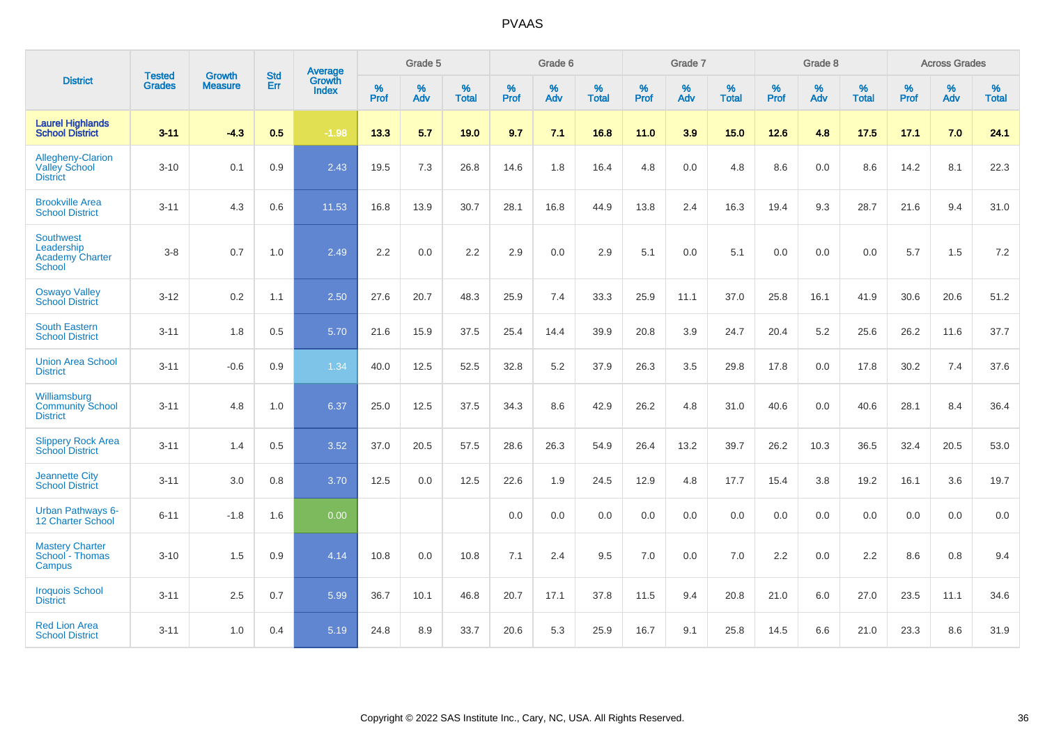| District | Tested Grades | Growth Measure | Std Err | Average Growth Index | Grade 5 | | | Grade 6 | | | Grade 7 | | | Grade 8 | | | Across Grades | | |
|---|---|---|---|---|---|---|---|---|---|---|---|---|---|---|---|---|---|---|---|
| | | | | | % Prof | % Adv | % Total | % Prof | % Adv | % Total | % Prof | % Adv | % Total | % Prof | % Adv | % Total | % Prof | % Adv | % Total |
| **Laurel Highlands School District** | **3-11** | **-4.3** | **0.5** | **-1.98** | **13.3** | **5.7** | **19.0** | **9.7** | **7.1** | **16.8** | **11.0** | **3.9** | **15.0** | **12.6** | **4.8** | **17.5** | **17.1** | **7.0** | **24.1** |
| Allegheny-Clarion Valley School District | 3-10 | 0.1 | 0.9 | 2.43 | 19.5 | 7.3 | 26.8 | 14.6 | 1.8 | 16.4 | 4.8 | 0.0 | 4.8 | 8.6 | 0.0 | 8.6 | 14.2 | 8.1 | 22.3 |
| Brookville Area School District | 3-11 | 4.3 | 0.6 | 11.53 | 16.8 | 13.9 | 30.7 | 28.1 | 16.8 | 44.9 | 13.8 | 2.4 | 16.3 | 19.4 | 9.3 | 28.7 | 21.6 | 9.4 | 31.0 |
| Southwest Leadership Academy Charter School | 3-8 | 0.7 | 1.0 | 2.49 | 2.2 | 0.0 | 2.2 | 2.9 | 0.0 | 2.9 | 5.1 | 0.0 | 5.1 | 0.0 | 0.0 | 0.0 | 5.7 | 1.5 | 7.2 |
| Oswayo Valley School District | 3-12 | 0.2 | 1.1 | 2.50 | 27.6 | 20.7 | 48.3 | 25.9 | 7.4 | 33.3 | 25.9 | 11.1 | 37.0 | 25.8 | 16.1 | 41.9 | 30.6 | 20.6 | 51.2 |
| South Eastern School District | 3-11 | 1.8 | 0.5 | 5.70 | 21.6 | 15.9 | 37.5 | 25.4 | 14.4 | 39.9 | 20.8 | 3.9 | 24.7 | 20.4 | 5.2 | 25.6 | 26.2 | 11.6 | 37.7 |
| Union Area School District | 3-11 | -0.6 | 0.9 | 1.34 | 40.0 | 12.5 | 52.5 | 32.8 | 5.2 | 37.9 | 26.3 | 3.5 | 29.8 | 17.8 | 0.0 | 17.8 | 30.2 | 7.4 | 37.6 |
| Williamsburg Community School District | 3-11 | 4.8 | 1.0 | 6.37 | 25.0 | 12.5 | 37.5 | 34.3 | 8.6 | 42.9 | 26.2 | 4.8 | 31.0 | 40.6 | 0.0 | 40.6 | 28.1 | 8.4 | 36.4 |
| Slippery Rock Area School District | 3-11 | 1.4 | 0.5 | 3.52 | 37.0 | 20.5 | 57.5 | 28.6 | 26.3 | 54.9 | 26.4 | 13.2 | 39.7 | 26.2 | 10.3 | 36.5 | 32.4 | 20.5 | 53.0 |
| Jeannette City School District | 3-11 | 3.0 | 0.8 | 3.70 | 12.5 | 0.0 | 12.5 | 22.6 | 1.9 | 24.5 | 12.9 | 4.8 | 17.7 | 15.4 | 3.8 | 19.2 | 16.1 | 3.6 | 19.7 |
| Urban Pathways 6-12 Charter School | 6-11 | -1.8 | 1.6 | 0.00 | | | | 0.0 | 0.0 | 0.0 | 0.0 | 0.0 | 0.0 | 0.0 | 0.0 | 0.0 | 0.0 | 0.0 | 0.0 |
| Mastery Charter School - Thomas Campus | 3-10 | 1.5 | 0.9 | 4.14 | 10.8 | 0.0 | 10.8 | 7.1 | 2.4 | 9.5 | 7.0 | 0.0 | 7.0 | 2.2 | 0.0 | 2.2 | 8.6 | 0.8 | 9.4 |
| Iroquois School District | 3-11 | 2.5 | 0.7 | 5.99 | 36.7 | 10.1 | 46.8 | 20.7 | 17.1 | 37.8 | 11.5 | 9.4 | 20.8 | 21.0 | 6.0 | 27.0 | 23.5 | 11.1 | 34.6 |
| Red Lion Area School District | 3-11 | 1.0 | 0.4 | 5.19 | 24.8 | 8.9 | 33.7 | 20.6 | 5.3 | 25.9 | 16.7 | 9.1 | 25.8 | 14.5 | 6.6 | 21.0 | 23.3 | 8.6 | 31.9 |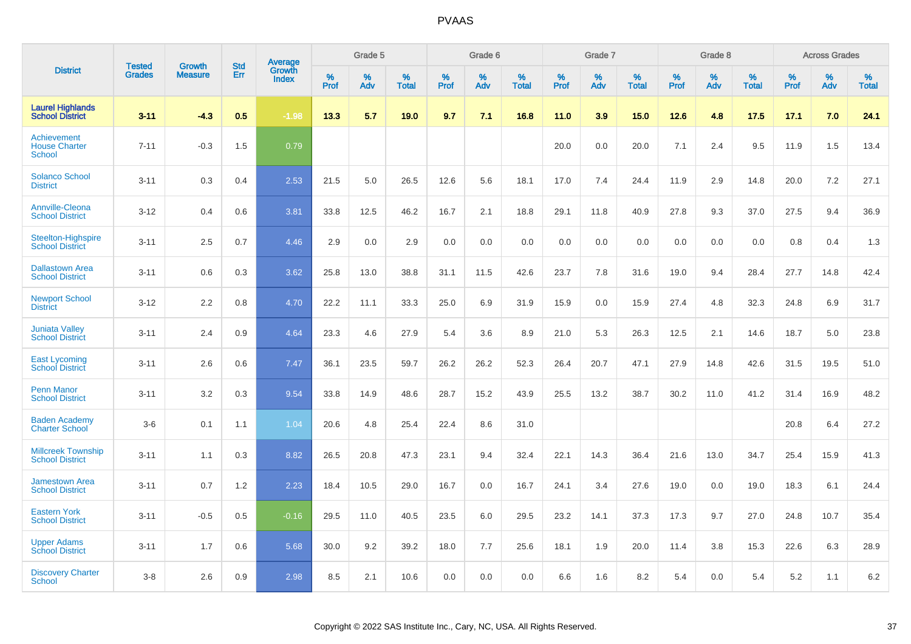| District | Tested Grades | Growth Measure | Std Err | Average Growth Index | Grade 5 | | | Grade 6 | | | Grade 7 | | | Grade 8 | | | Across Grades | | |
|---|---|---|---|---|---|---|---|---|---|---|---|---|---|---|---|---|---|---|---|
| | | | | | % Prof | % Adv | % Total | % Prof | % Adv | % Total | % Prof | % Adv | % Total | % Prof | % Adv | % Total | % Prof | % Adv | % Total |
| **Laurel Highlands School District** | **3-11** | **-4.3** | **0.5** | **-1.98** | **13.3** | **5.7** | **19.0** | **9.7** | **7.1** | **16.8** | **11.0** | **3.9** | **15.0** | **12.6** | **4.8** | **17.5** | **17.1** | **7.0** | **24.1** |
| Achievement House Charter School | 7-11 | -0.3 | 1.5 | 0.79 | | | | | | | 20.0 | 0.0 | 20.0 | 7.1 | 2.4 | 9.5 | 11.9 | 1.5 | 13.4 |
| Solanco School District | 3-11 | 0.3 | 0.4 | 2.53 | 21.5 | 5.0 | 26.5 | 12.6 | 5.6 | 18.1 | 17.0 | 7.4 | 24.4 | 11.9 | 2.9 | 14.8 | 20.0 | 7.2 | 27.1 |
| Annville-Cleona School District | 3-12 | 0.4 | 0.6 | 3.81 | 33.8 | 12.5 | 46.2 | 16.7 | 2.1 | 18.8 | 29.1 | 11.8 | 40.9 | 27.8 | 9.3 | 37.0 | 27.5 | 9.4 | 36.9 |
| Steelton-Highspire School District | 3-11 | 2.5 | 0.7 | 4.46 | 2.9 | 0.0 | 2.9 | 0.0 | 0.0 | 0.0 | 0.0 | 0.0 | 0.0 | 0.0 | 0.0 | 0.0 | 0.8 | 0.4 | 1.3 |
| Dallastown Area School District | 3-11 | 0.6 | 0.3 | 3.62 | 25.8 | 13.0 | 38.8 | 31.1 | 11.5 | 42.6 | 23.7 | 7.8 | 31.6 | 19.0 | 9.4 | 28.4 | 27.7 | 14.8 | 42.4 |
| Newport School District | 3-12 | 2.2 | 0.8 | 4.70 | 22.2 | 11.1 | 33.3 | 25.0 | 6.9 | 31.9 | 15.9 | 0.0 | 15.9 | 27.4 | 4.8 | 32.3 | 24.8 | 6.9 | 31.7 |
| Juniata Valley School District | 3-11 | 2.4 | 0.9 | 4.64 | 23.3 | 4.6 | 27.9 | 5.4 | 3.6 | 8.9 | 21.0 | 5.3 | 26.3 | 12.5 | 2.1 | 14.6 | 18.7 | 5.0 | 23.8 |
| East Lycoming School District | 3-11 | 2.6 | 0.6 | 7.47 | 36.1 | 23.5 | 59.7 | 26.2 | 26.2 | 52.3 | 26.4 | 20.7 | 47.1 | 27.9 | 14.8 | 42.6 | 31.5 | 19.5 | 51.0 |
| Penn Manor School District | 3-11 | 3.2 | 0.3 | 9.54 | 33.8 | 14.9 | 48.6 | 28.7 | 15.2 | 43.9 | 25.5 | 13.2 | 38.7 | 30.2 | 11.0 | 41.2 | 31.4 | 16.9 | 48.2 |
| Baden Academy Charter School | 3-6 | 0.1 | 1.1 | 1.04 | 20.6 | 4.8 | 25.4 | 22.4 | 8.6 | 31.0 | | | | | | | 20.8 | 6.4 | 27.2 |
| Millcreek Township School District | 3-11 | 1.1 | 0.3 | 8.82 | 26.5 | 20.8 | 47.3 | 23.1 | 9.4 | 32.4 | 22.1 | 14.3 | 36.4 | 21.6 | 13.0 | 34.7 | 25.4 | 15.9 | 41.3 |
| Jamestown Area School District | 3-11 | 0.7 | 1.2 | 2.23 | 18.4 | 10.5 | 29.0 | 16.7 | 0.0 | 16.7 | 24.1 | 3.4 | 27.6 | 19.0 | 0.0 | 19.0 | 18.3 | 6.1 | 24.4 |
| Eastern York School District | 3-11 | -0.5 | 0.5 | -0.16 | 29.5 | 11.0 | 40.5 | 23.5 | 6.0 | 29.5 | 23.2 | 14.1 | 37.3 | 17.3 | 9.7 | 27.0 | 24.8 | 10.7 | 35.4 |
| Upper Adams School District | 3-11 | 1.7 | 0.6 | 5.68 | 30.0 | 9.2 | 39.2 | 18.0 | 7.7 | 25.6 | 18.1 | 1.9 | 20.0 | 11.4 | 3.8 | 15.3 | 22.6 | 6.3 | 28.9 |
| Discovery Charter School | 3-8 | 2.6 | 0.9 | 2.98 | 8.5 | 2.1 | 10.6 | 0.0 | 0.0 | 0.0 | 6.6 | 1.6 | 8.2 | 5.4 | 0.0 | 5.4 | 5.2 | 1.1 | 6.2 |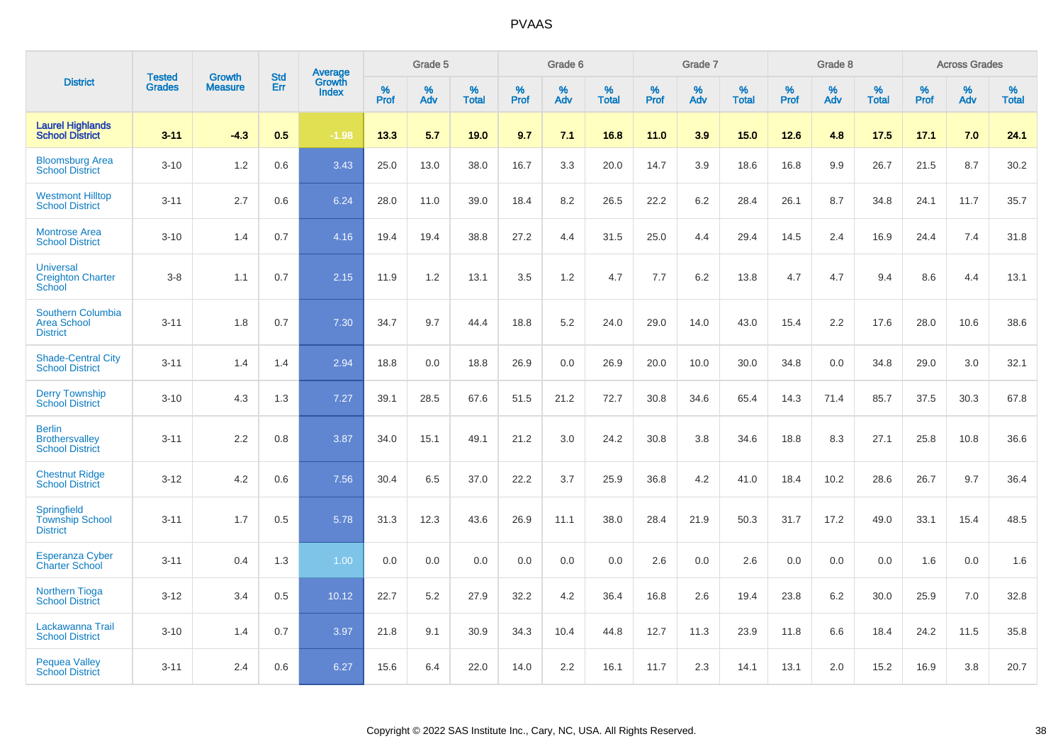# PVAAS

| District | Tested Grades | Growth Measure | Std Err | Average Growth Index | Grade 5 | | | Grade 6 | | | Grade 7 | | | Grade 8 | | | Across Grades | | |
|---|---|---|---|---|---|---|---|---|---|---|---|---|---|---|---|---|---|---|---|
| | | | | | % Prof | % Adv | % Total | % Prof | % Adv | % Total | % Prof | % Adv | % Total | % Prof | % Adv | % Total | % Prof | % Adv | % Total |
| **Laurel Highlands School District** | **3-11** | **-4.3** | **0.5** | **-1.98** | **13.3** | **5.7** | **19.0** | **9.7** | **7.1** | **16.8** | **11.0** | **3.9** | **15.0** | **12.6** | **4.8** | **17.5** | **17.1** | **7.0** | **24.1** |
| Bloomsburg Area School District | 3-10 | 1.2 | 0.6 | 3.43 | 25.0 | 13.0 | 38.0 | 16.7 | 3.3 | 20.0 | 14.7 | 3.9 | 18.6 | 16.8 | 9.9 | 26.7 | 21.5 | 8.7 | 30.2 |
| Westmont Hilltop School District | 3-11 | 2.7 | 0.6 | 6.24 | 28.0 | 11.0 | 39.0 | 18.4 | 8.2 | 26.5 | 22.2 | 6.2 | 28.4 | 26.1 | 8.7 | 34.8 | 24.1 | 11.7 | 35.7 |
| Montrose Area School District | 3-10 | 1.4 | 0.7 | 4.16 | 19.4 | 19.4 | 38.8 | 27.2 | 4.4 | 31.5 | 25.0 | 4.4 | 29.4 | 14.5 | 2.4 | 16.9 | 24.4 | 7.4 | 31.8 |
| Universal Creighton Charter School | 3-8 | 1.1 | 0.7 | 2.15 | 11.9 | 1.2 | 13.1 | 3.5 | 1.2 | 4.7 | 7.7 | 6.2 | 13.8 | 4.7 | 4.7 | 9.4 | 8.6 | 4.4 | 13.1 |
| Southern Columbia Area School District | 3-11 | 1.8 | 0.7 | 7.30 | 34.7 | 9.7 | 44.4 | 18.8 | 5.2 | 24.0 | 29.0 | 14.0 | 43.0 | 15.4 | 2.2 | 17.6 | 28.0 | 10.6 | 38.6 |
| Shade-Central City School District | 3-11 | 1.4 | 1.4 | 2.94 | 18.8 | 0.0 | 18.8 | 26.9 | 0.0 | 26.9 | 20.0 | 10.0 | 30.0 | 34.8 | 0.0 | 34.8 | 29.0 | 3.0 | 32.1 |
| Derry Township School District | 3-10 | 4.3 | 1.3 | 7.27 | 39.1 | 28.5 | 67.6 | 51.5 | 21.2 | 72.7 | 30.8 | 34.6 | 65.4 | 14.3 | 71.4 | 85.7 | 37.5 | 30.3 | 67.8 |
| Berlin Brothersvalley School District | 3-11 | 2.2 | 0.8 | 3.87 | 34.0 | 15.1 | 49.1 | 21.2 | 3.0 | 24.2 | 30.8 | 3.8 | 34.6 | 18.8 | 8.3 | 27.1 | 25.8 | 10.8 | 36.6 |
| Chestnut Ridge School District | 3-12 | 4.2 | 0.6 | 7.56 | 30.4 | 6.5 | 37.0 | 22.2 | 3.7 | 25.9 | 36.8 | 4.2 | 41.0 | 18.4 | 10.2 | 28.6 | 26.7 | 9.7 | 36.4 |
| Springfield Township School District | 3-11 | 1.7 | 0.5 | 5.78 | 31.3 | 12.3 | 43.6 | 26.9 | 11.1 | 38.0 | 28.4 | 21.9 | 50.3 | 31.7 | 17.2 | 49.0 | 33.1 | 15.4 | 48.5 |
| Esperanza Cyber Charter School | 3-11 | 0.4 | 1.3 | 1.00 | 0.0 | 0.0 | 0.0 | 0.0 | 0.0 | 0.0 | 2.6 | 0.0 | 2.6 | 0.0 | 0.0 | 0.0 | 1.6 | 0.0 | 1.6 |
| Northern Tioga School District | 3-12 | 3.4 | 0.5 | 10.12 | 22.7 | 5.2 | 27.9 | 32.2 | 4.2 | 36.4 | 16.8 | 2.6 | 19.4 | 23.8 | 6.2 | 30.0 | 25.9 | 7.0 | 32.8 |
| Lackawanna Trail School District | 3-10 | 1.4 | 0.7 | 3.97 | 21.8 | 9.1 | 30.9 | 34.3 | 10.4 | 44.8 | 12.7 | 11.3 | 23.9 | 11.8 | 6.6 | 18.4 | 24.2 | 11.5 | 35.8 |
| Pequea Valley School District | 3-11 | 2.4 | 0.6 | 6.27 | 15.6 | 6.4 | 22.0 | 14.0 | 2.2 | 16.1 | 11.7 | 2.3 | 14.1 | 13.1 | 2.0 | 15.2 | 16.9 | 3.8 | 20.7 |

Copyright © 2022 SAS Institute Inc., Cary, NC, USA. All Rights Reserved.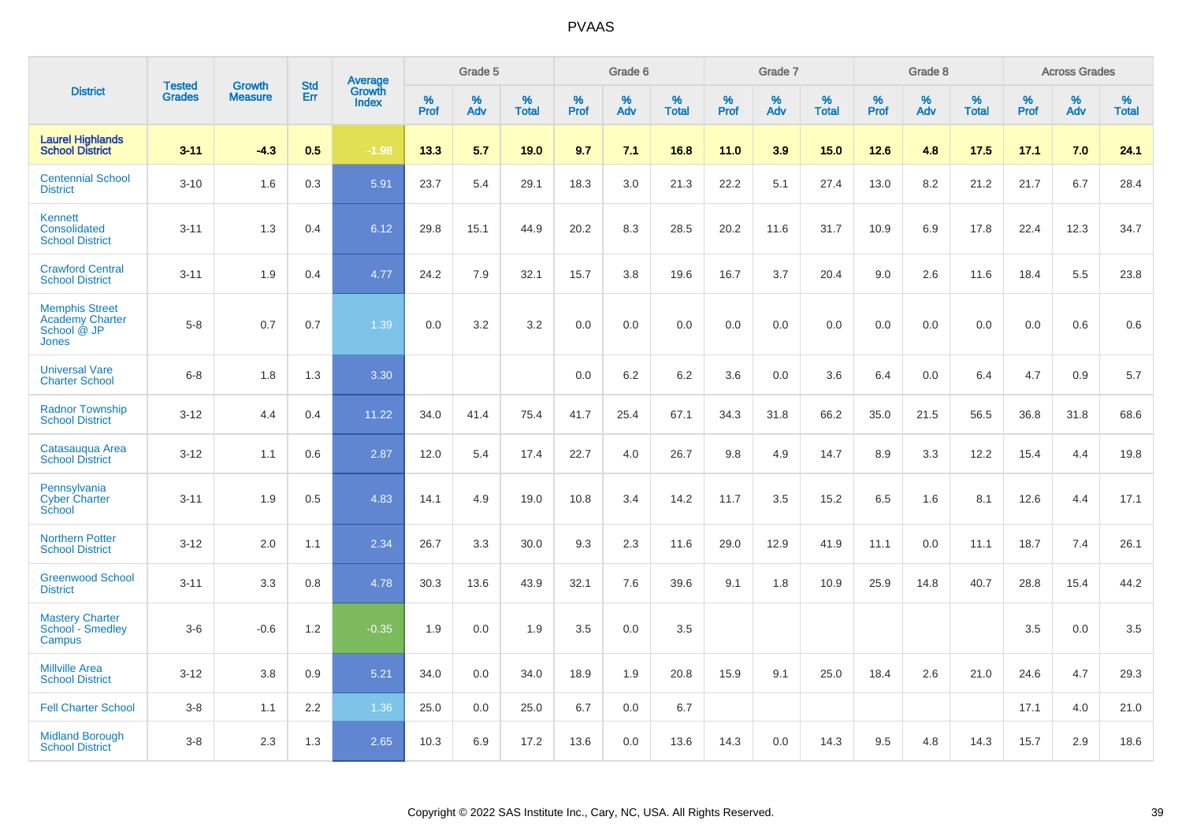# PVAAS

| District | Tested Grades | Growth Measure | Std Err | Average Growth Index | Grade 5 | | | Grade 6 | | | Grade 7 | | | Grade 8 | | | Across Grades | | |
|---|---|---|---|---|---|---|---|---|---|---|---|---|---|---|---|---|---|---|---|
| | | | | | % Prof | % Adv | % Total | % Prof | % Adv | % Total | % Prof | % Adv | % Total | % Prof | % Adv | % Total | % Prof | % Adv | % Total |
| **Laurel Highlands School District** | **3-11** | **-4.3** | **0.5** | **-1.98** | **13.3** | **5.7** | **19.0** | **9.7** | **7.1** | **16.8** | **11.0** | **3.9** | **15.0** | **12.6** | **4.8** | **17.5** | **17.1** | **7.0** | **24.1** |
| Centennial School District | 3-10 | 1.6 | 0.3 | 5.91 | 23.7 | 5.4 | 29.1 | 18.3 | 3.0 | 21.3 | 22.2 | 5.1 | 27.4 | 13.0 | 8.2 | 21.2 | 21.7 | 6.7 | 28.4 |
| Kennett Consolidated School District | 3-11 | 1.3 | 0.4 | 6.12 | 29.8 | 15.1 | 44.9 | 20.2 | 8.3 | 28.5 | 20.2 | 11.6 | 31.7 | 10.9 | 6.9 | 17.8 | 22.4 | 12.3 | 34.7 |
| Crawford Central School District | 3-11 | 1.9 | 0.4 | 4.77 | 24.2 | 7.9 | 32.1 | 15.7 | 3.8 | 19.6 | 16.7 | 3.7 | 20.4 | 9.0 | 2.6 | 11.6 | 18.4 | 5.5 | 23.8 |
| Memphis Street Academy Charter School @ JP Jones | 5-8 | 0.7 | 0.7 | 1.39 | 0.0 | 3.2 | 3.2 | 0.0 | 0.0 | 0.0 | 0.0 | 0.0 | 0.0 | 0.0 | 0.0 | 0.0 | 0.0 | 0.6 | 0.6 |
| Universal Vare Charter School | 6-8 | 1.8 | 1.3 | 3.30 | | | | 0.0 | 6.2 | 6.2 | 3.6 | 0.0 | 3.6 | 6.4 | 0.0 | 6.4 | 4.7 | 0.9 | 5.7 |
| Radnor Township School District | 3-12 | 4.4 | 0.4 | 11.22 | 34.0 | 41.4 | 75.4 | 41.7 | 25.4 | 67.1 | 34.3 | 31.8 | 66.2 | 35.0 | 21.5 | 56.5 | 36.8 | 31.8 | 68.6 |
| Catasauqua Area School District | 3-12 | 1.1 | 0.6 | 2.87 | 12.0 | 5.4 | 17.4 | 22.7 | 4.0 | 26.7 | 9.8 | 4.9 | 14.7 | 8.9 | 3.3 | 12.2 | 15.4 | 4.4 | 19.8 |
| Pennsylvania Cyber Charter School | 3-11 | 1.9 | 0.5 | 4.83 | 14.1 | 4.9 | 19.0 | 10.8 | 3.4 | 14.2 | 11.7 | 3.5 | 15.2 | 6.5 | 1.6 | 8.1 | 12.6 | 4.4 | 17.1 |
| Northern Potter School District | 3-12 | 2.0 | 1.1 | 2.34 | 26.7 | 3.3 | 30.0 | 9.3 | 2.3 | 11.6 | 29.0 | 12.9 | 41.9 | 11.1 | 0.0 | 11.1 | 18.7 | 7.4 | 26.1 |
| Greenwood School District | 3-11 | 3.3 | 0.8 | 4.78 | 30.3 | 13.6 | 43.9 | 32.1 | 7.6 | 39.6 | 9.1 | 1.8 | 10.9 | 25.9 | 14.8 | 40.7 | 28.8 | 15.4 | 44.2 |
| Mastery Charter School - Smedley Campus | 3-6 | -0.6 | 1.2 | -0.35 | 1.9 | 0.0 | 1.9 | 3.5 | 0.0 | 3.5 | | | | | | | 3.5 | 0.0 | 3.5 |
| Millville Area School District | 3-12 | 3.8 | 0.9 | 5.21 | 34.0 | 0.0 | 34.0 | 18.9 | 1.9 | 20.8 | 15.9 | 9.1 | 25.0 | 18.4 | 2.6 | 21.0 | 24.6 | 4.7 | 29.3 |
| Fell Charter School | 3-8 | 1.1 | 2.2 | 1.36 | 25.0 | 0.0 | 25.0 | 6.7 | 0.0 | 6.7 | | | | | | | 17.1 | 4.0 | 21.0 |
| Midland Borough School District | 3-8 | 2.3 | 1.3 | 2.65 | 10.3 | 6.9 | 17.2 | 13.6 | 0.0 | 13.6 | 14.3 | 0.0 | 14.3 | 9.5 | 4.8 | 14.3 | 15.7 | 2.9 | 18.6 |

Copyright © 2022 SAS Institute Inc., Cary, NC, USA. All Rights Reserved.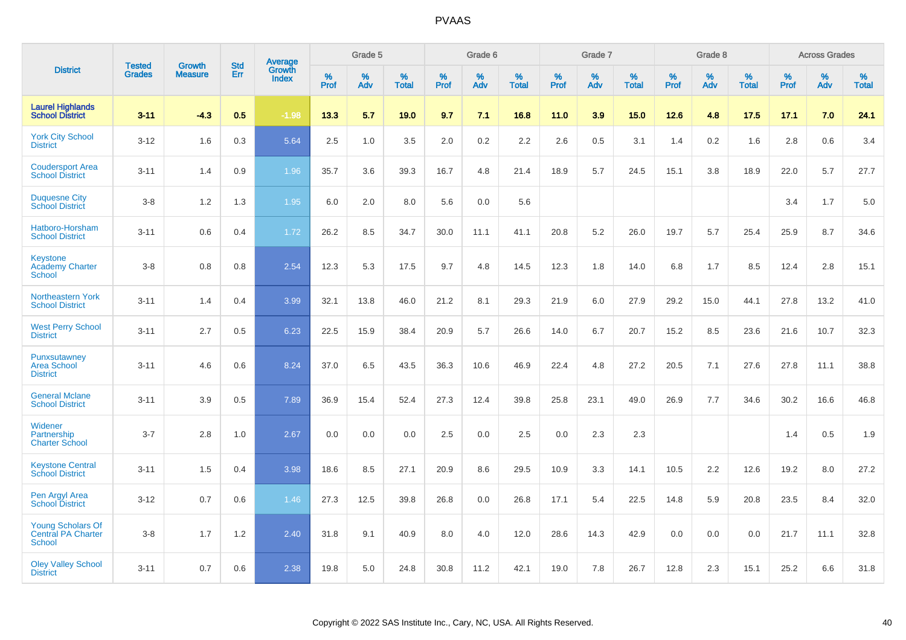# PVAAS

| District | Tested Grades | Growth Measure | Std Err | Average Growth Index | Grade 5 | | | Grade 6 | | | Grade 7 | | | Grade 8 | | | Across Grades | | |
|---|---|---|---|---|---|---|---|---|---|---|---|---|---|---|---|---|---|---|---|
| | | | | | % Prof | % Adv | % Total | % Prof | % Adv | % Total | % Prof | % Adv | % Total | % Prof | % Adv | % Total | % Prof | % Adv | % Total |
| **Laurel Highlands School District** | **3-11** | **-4.3** | **0.5** | **-1.98** | **13.3** | **5.7** | **19.0** | **9.7** | **7.1** | **16.8** | **11.0** | **3.9** | **15.0** | **12.6** | **4.8** | **17.5** | **17.1** | **7.0** | **24.1** |
| York City School District | 3-12 | 1.6 | 0.3 | 5.64 | 2.5 | 1.0 | 3.5 | 2.0 | 0.2 | 2.2 | 2.6 | 0.5 | 3.1 | 1.4 | 0.2 | 1.6 | 2.8 | 0.6 | 3.4 |
| Coudersport Area School District | 3-11 | 1.4 | 0.9 | 1.96 | 35.7 | 3.6 | 39.3 | 16.7 | 4.8 | 21.4 | 18.9 | 5.7 | 24.5 | 15.1 | 3.8 | 18.9 | 22.0 | 5.7 | 27.7 |
| Duquesne City School District | 3-8 | 1.2 | 1.3 | 1.95 | 6.0 | 2.0 | 8.0 | 5.6 | 0.0 | 5.6 | | | | | | | 3.4 | 1.7 | 5.0 |
| Hatboro-Horsham School District | 3-11 | 0.6 | 0.4 | 1.72 | 26.2 | 8.5 | 34.7 | 30.0 | 11.1 | 41.1 | 20.8 | 5.2 | 26.0 | 19.7 | 5.7 | 25.4 | 25.9 | 8.7 | 34.6 |
| Keystone Academy Charter School | 3-8 | 0.8 | 0.8 | 2.54 | 12.3 | 5.3 | 17.5 | 9.7 | 4.8 | 14.5 | 12.3 | 1.8 | 14.0 | 6.8 | 1.7 | 8.5 | 12.4 | 2.8 | 15.1 |
| Northeastern York School District | 3-11 | 1.4 | 0.4 | 3.99 | 32.1 | 13.8 | 46.0 | 21.2 | 8.1 | 29.3 | 21.9 | 6.0 | 27.9 | 29.2 | 15.0 | 44.1 | 27.8 | 13.2 | 41.0 |
| West Perry School District | 3-11 | 2.7 | 0.5 | 6.23 | 22.5 | 15.9 | 38.4 | 20.9 | 5.7 | 26.6 | 14.0 | 6.7 | 20.7 | 15.2 | 8.5 | 23.6 | 21.6 | 10.7 | 32.3 |
| Punxsutawney Area School District | 3-11 | 4.6 | 0.6 | 8.24 | 37.0 | 6.5 | 43.5 | 36.3 | 10.6 | 46.9 | 22.4 | 4.8 | 27.2 | 20.5 | 7.1 | 27.6 | 27.8 | 11.1 | 38.8 |
| General Mclane School District | 3-11 | 3.9 | 0.5 | 7.89 | 36.9 | 15.4 | 52.4 | 27.3 | 12.4 | 39.8 | 25.8 | 23.1 | 49.0 | 26.9 | 7.7 | 34.6 | 30.2 | 16.6 | 46.8 |
| Widener Partnership Charter School | 3-7 | 2.8 | 1.0 | 2.67 | 0.0 | 0.0 | 0.0 | 2.5 | 0.0 | 2.5 | 0.0 | 2.3 | 2.3 | | | | 1.4 | 0.5 | 1.9 |
| Keystone Central School District | 3-11 | 1.5 | 0.4 | 3.98 | 18.6 | 8.5 | 27.1 | 20.9 | 8.6 | 29.5 | 10.9 | 3.3 | 14.1 | 10.5 | 2.2 | 12.6 | 19.2 | 8.0 | 27.2 |
| Pen Argyl Area School District | 3-12 | 0.7 | 0.6 | 1.46 | 27.3 | 12.5 | 39.8 | 26.8 | 0.0 | 26.8 | 17.1 | 5.4 | 22.5 | 14.8 | 5.9 | 20.8 | 23.5 | 8.4 | 32.0 |
| Young Scholars Of Central PA Charter School | 3-8 | 1.7 | 1.2 | 2.40 | 31.8 | 9.1 | 40.9 | 8.0 | 4.0 | 12.0 | 28.6 | 14.3 | 42.9 | 0.0 | 0.0 | 0.0 | 21.7 | 11.1 | 32.8 |
| Oley Valley School District | 3-11 | 0.7 | 0.6 | 2.38 | 19.8 | 5.0 | 24.8 | 30.8 | 11.2 | 42.1 | 19.0 | 7.8 | 26.7 | 12.8 | 2.3 | 15.1 | 25.2 | 6.6 | 31.8 |

Copyright © 2022 SAS Institute Inc., Cary, NC, USA. All Rights Reserved.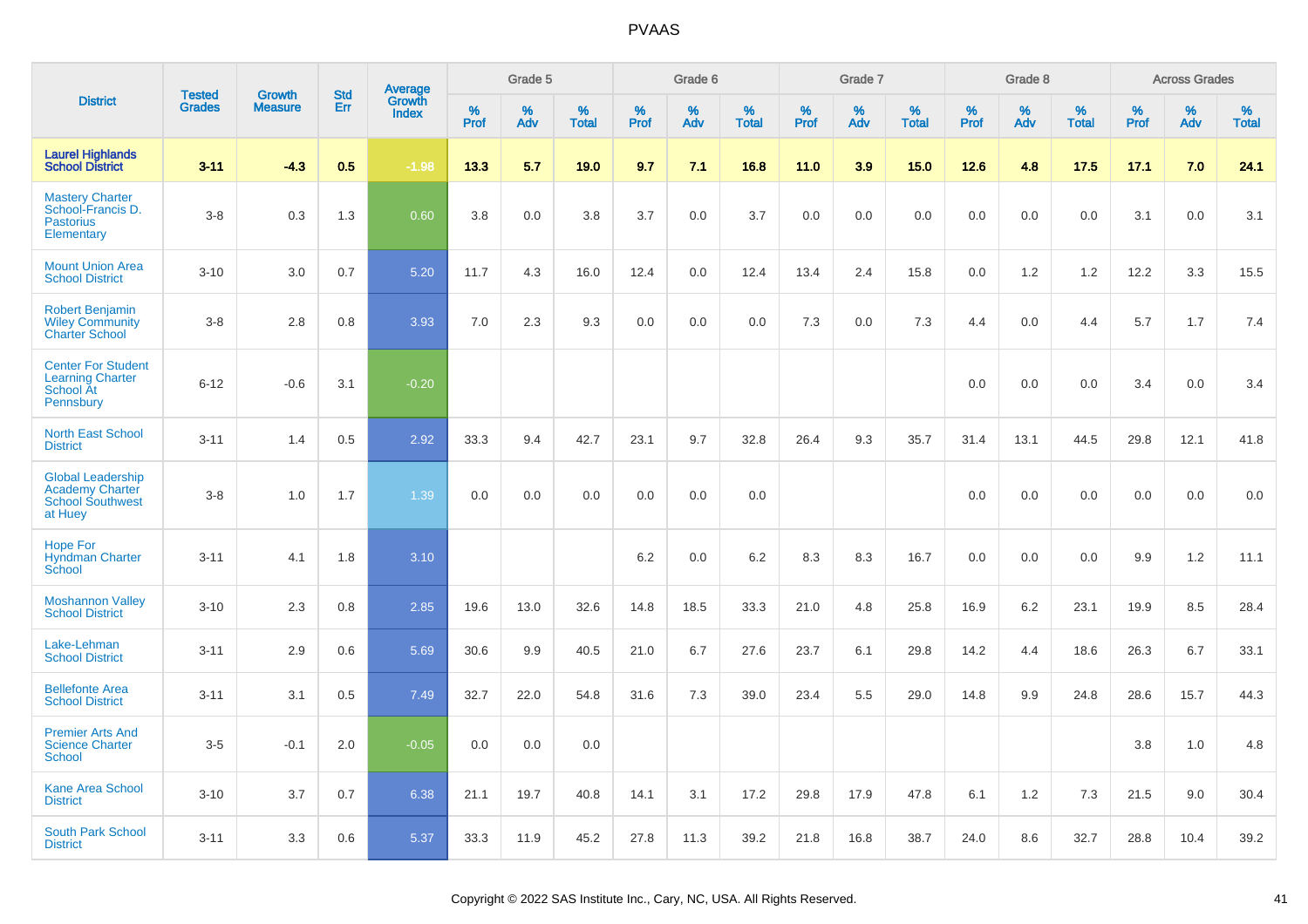# PVAAS

| District | Tested Grades | Growth Measure | Std Err | Average Growth Index | Grade 5 | | | Grade 6 | | | Grade 7 | | | Grade 8 | | | Across Grades | | |
|---|---|---|---|---|---|---|---|---|---|---|---|---|---|---|---|---|---|---|---|
| | | | | | % Prof | % Adv | % Total | % Prof | % Adv | % Total | % Prof | % Adv | % Total | % Prof | % Adv | % Total | % Prof | % Adv | % Total |
| **Laurel Highlands School District** | **3-11** | **-4.3** | **0.5** | **-1.98** | **13.3** | **5.7** | **19.0** | **9.7** | **7.1** | **16.8** | **11.0** | **3.9** | **15.0** | **12.6** | **4.8** | **17.5** | **17.1** | **7.0** | **24.1** |
| Mastery Charter School-Francis D. Pastorius Elementary | 3-8 | 0.3 | 1.3 | 0.60 | 3.8 | 0.0 | 3.8 | 3.7 | 0.0 | 3.7 | 0.0 | 0.0 | 0.0 | 0.0 | 0.0 | 0.0 | 3.1 | 0.0 | 3.1 |
| Mount Union Area School District | 3-10 | 3.0 | 0.7 | 5.20 | 11.7 | 4.3 | 16.0 | 12.4 | 0.0 | 12.4 | 13.4 | 2.4 | 15.8 | 0.0 | 1.2 | 1.2 | 12.2 | 3.3 | 15.5 |
| Robert Benjamin Wiley Community Charter School | 3-8 | 2.8 | 0.8 | 3.93 | 7.0 | 2.3 | 9.3 | 0.0 | 0.0 | 0.0 | 7.3 | 0.0 | 7.3 | 4.4 | 0.0 | 4.4 | 5.7 | 1.7 | 7.4 |
| Center For Student Learning Charter School At Pennsbury | 6-12 | -0.6 | 3.1 | -0.20 | | | | | | | | | | 0.0 | 0.0 | 0.0 | 3.4 | 0.0 | 3.4 |
| North East School District | 3-11 | 1.4 | 0.5 | 2.92 | 33.3 | 9.4 | 42.7 | 23.1 | 9.7 | 32.8 | 26.4 | 9.3 | 35.7 | 31.4 | 13.1 | 44.5 | 29.8 | 12.1 | 41.8 |
| Global Leadership Academy Charter School Southwest at Huey | 3-8 | 1.0 | 1.7 | 1.39 | 0.0 | 0.0 | 0.0 | 0.0 | 0.0 | 0.0 | | | | 0.0 | 0.0 | 0.0 | 0.0 | 0.0 | 0.0 |
| Hope For Hyndman Charter School | 3-11 | 4.1 | 1.8 | 3.10 | | | | 6.2 | 0.0 | 6.2 | 8.3 | 8.3 | 16.7 | 0.0 | 0.0 | 0.0 | 9.9 | 1.2 | 11.1 |
| Moshannon Valley School District | 3-10 | 2.3 | 0.8 | 2.85 | 19.6 | 13.0 | 32.6 | 14.8 | 18.5 | 33.3 | 21.0 | 4.8 | 25.8 | 16.9 | 6.2 | 23.1 | 19.9 | 8.5 | 28.4 |
| Lake-Lehman School District | 3-11 | 2.9 | 0.6 | 5.69 | 30.6 | 9.9 | 40.5 | 21.0 | 6.7 | 27.6 | 23.7 | 6.1 | 29.8 | 14.2 | 4.4 | 18.6 | 26.3 | 6.7 | 33.1 |
| Bellefonte Area School District | 3-11 | 3.1 | 0.5 | 7.49 | 32.7 | 22.0 | 54.8 | 31.6 | 7.3 | 39.0 | 23.4 | 5.5 | 29.0 | 14.8 | 9.9 | 24.8 | 28.6 | 15.7 | 44.3 |
| Premier Arts And Science Charter School | 3-5 | -0.1 | 2.0 | -0.05 | 0.0 | 0.0 | 0.0 | | | | | | | | | | 3.8 | 1.0 | 4.8 |
| Kane Area School District | 3-10 | 3.7 | 0.7 | 6.38 | 21.1 | 19.7 | 40.8 | 14.1 | 3.1 | 17.2 | 29.8 | 17.9 | 47.8 | 6.1 | 1.2 | 7.3 | 21.5 | 9.0 | 30.4 |
| South Park School District | 3-11 | 3.3 | 0.6 | 5.37 | 33.3 | 11.9 | 45.2 | 27.8 | 11.3 | 39.2 | 21.8 | 16.8 | 38.7 | 24.0 | 8.6 | 32.7 | 28.8 | 10.4 | 39.2 |

Copyright © 2022 SAS Institute Inc., Cary, NC, USA. All Rights Reserved.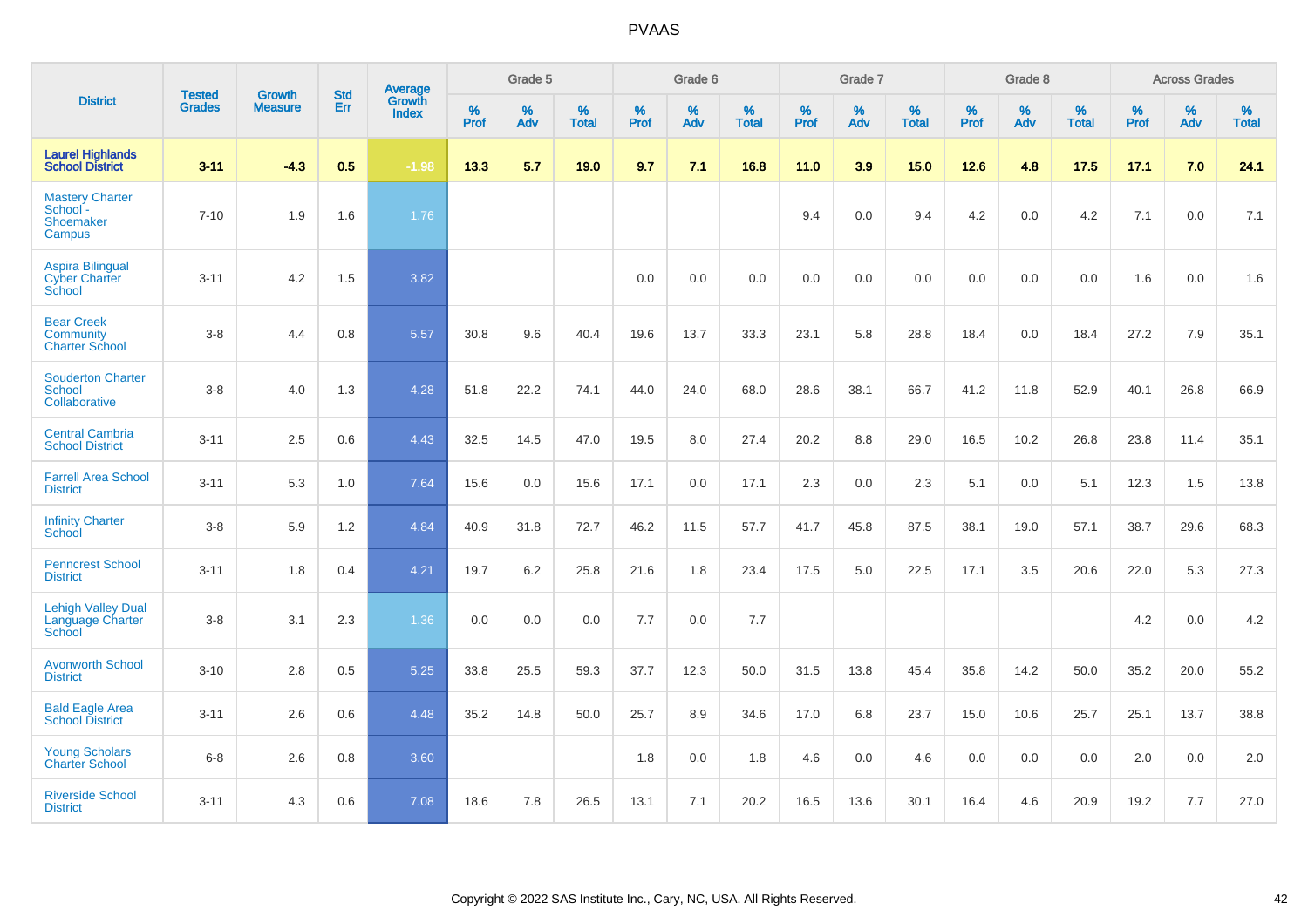| District | Tested Grades | Growth Measure | Std Err | Average Growth Index | Grade 5 | | | Grade 6 | | | Grade 7 | | | Grade 8 | | | Across Grades | | |
|---|---|---|---|---|---|---|---|---|---|---|---|---|---|---|---|---|---|---|---|
| | | | | | % Prof | % Adv | % Total | % Prof | % Adv | % Total | % Prof | % Adv | % Total | % Prof | % Adv | % Total | % Prof | % Adv | % Total |
| **Laurel Highlands School District** | **3-11** | **-4.3** | **0.5** | **-1.98** | **13.3** | **5.7** | **19.0** | **9.7** | **7.1** | **16.8** | **11.0** | **3.9** | **15.0** | **12.6** | **4.8** | **17.5** | **17.1** | **7.0** | **24.1** |
| Mastery Charter School - Shoemaker Campus | 7-10 | 1.9 | 1.6 | 1.76 | | | | | | | 9.4 | 0.0 | 9.4 | 4.2 | 0.0 | 4.2 | 7.1 | 0.0 | 7.1 |
| Aspira Bilingual Cyber Charter School | 3-11 | 4.2 | 1.5 | 3.82 | | | | 0.0 | 0.0 | 0.0 | 0.0 | 0.0 | 0.0 | 0.0 | 0.0 | 0.0 | 1.6 | 0.0 | 1.6 |
| Bear Creek Community Charter School | 3-8 | 4.4 | 0.8 | 5.57 | 30.8 | 9.6 | 40.4 | 19.6 | 13.7 | 33.3 | 23.1 | 5.8 | 28.8 | 18.4 | 0.0 | 18.4 | 27.2 | 7.9 | 35.1 |
| Souderton Charter School Collaborative | 3-8 | 4.0 | 1.3 | 4.28 | 51.8 | 22.2 | 74.1 | 44.0 | 24.0 | 68.0 | 28.6 | 38.1 | 66.7 | 41.2 | 11.8 | 52.9 | 40.1 | 26.8 | 66.9 |
| Central Cambria School District | 3-11 | 2.5 | 0.6 | 4.43 | 32.5 | 14.5 | 47.0 | 19.5 | 8.0 | 27.4 | 20.2 | 8.8 | 29.0 | 16.5 | 10.2 | 26.8 | 23.8 | 11.4 | 35.1 |
| Farrell Area School District | 3-11 | 5.3 | 1.0 | 7.64 | 15.6 | 0.0 | 15.6 | 17.1 | 0.0 | 17.1 | 2.3 | 0.0 | 2.3 | 5.1 | 0.0 | 5.1 | 12.3 | 1.5 | 13.8 |
| Infinity Charter School | 3-8 | 5.9 | 1.2 | 4.84 | 40.9 | 31.8 | 72.7 | 46.2 | 11.5 | 57.7 | 41.7 | 45.8 | 87.5 | 38.1 | 19.0 | 57.1 | 38.7 | 29.6 | 68.3 |
| Penncrest School District | 3-11 | 1.8 | 0.4 | 4.21 | 19.7 | 6.2 | 25.8 | 21.6 | 1.8 | 23.4 | 17.5 | 5.0 | 22.5 | 17.1 | 3.5 | 20.6 | 22.0 | 5.3 | 27.3 |
| Lehigh Valley Dual Language Charter School | 3-8 | 3.1 | 2.3 | 1.36 | 0.0 | 0.0 | 0.0 | 7.7 | 0.0 | 7.7 | | | | | | | 4.2 | 0.0 | 4.2 |
| Avonworth School District | 3-10 | 2.8 | 0.5 | 5.25 | 33.8 | 25.5 | 59.3 | 37.7 | 12.3 | 50.0 | 31.5 | 13.8 | 45.4 | 35.8 | 14.2 | 50.0 | 35.2 | 20.0 | 55.2 |
| Bald Eagle Area School District | 3-11 | 2.6 | 0.6 | 4.48 | 35.2 | 14.8 | 50.0 | 25.7 | 8.9 | 34.6 | 17.0 | 6.8 | 23.7 | 15.0 | 10.6 | 25.7 | 25.1 | 13.7 | 38.8 |
| Young Scholars Charter School | 6-8 | 2.6 | 0.8 | 3.60 | | | | 1.8 | 0.0 | 1.8 | 4.6 | 0.0 | 4.6 | 0.0 | 0.0 | 0.0 | 2.0 | 0.0 | 2.0 |
| Riverside School District | 3-11 | 4.3 | 0.6 | 7.08 | 18.6 | 7.8 | 26.5 | 13.1 | 7.1 | 20.2 | 16.5 | 13.6 | 30.1 | 16.4 | 4.6 | 20.9 | 19.2 | 7.7 | 27.0 |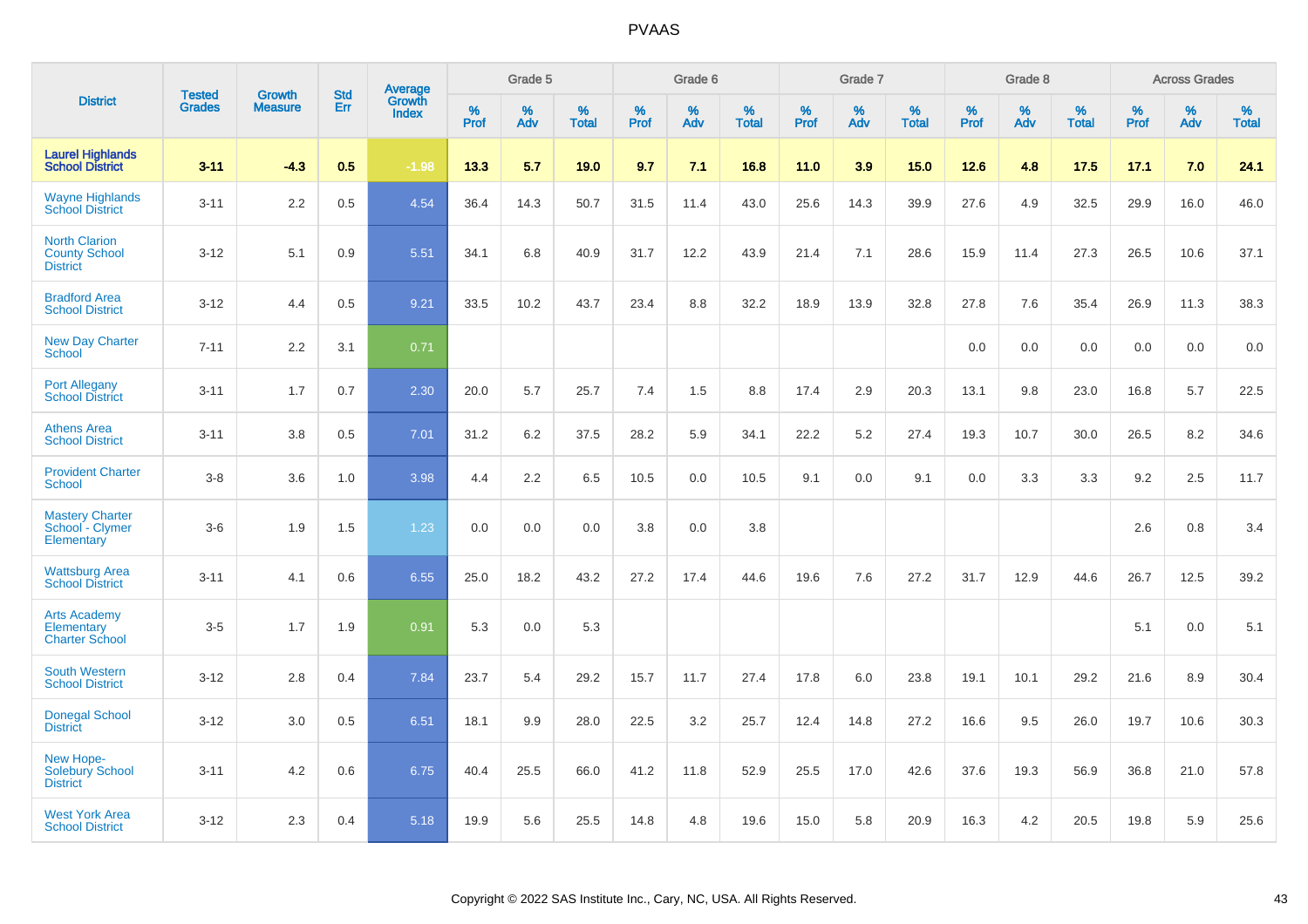# PVAAS

| District | Tested Grades | Growth Measure | Std Err | Average Growth Index | Grade 5 | | | Grade 6 | | | Grade 7 | | | Grade 8 | | | Across Grades | | |
|---|---|---|---|---|---|---|---|---|---|---|---|---|---|---|---|---|---|---|---|
| | | | | | % Prof | % Adv | % Total | % Prof | % Adv | % Total | % Prof | % Adv | % Total | % Prof | % Adv | % Total | % Prof | % Adv | % Total |
| **Laurel Highlands School District** | **3-11** | **-4.3** | **0.5** | **-1.98** | **13.3** | **5.7** | **19.0** | **9.7** | **7.1** | **16.8** | **11.0** | **3.9** | **15.0** | **12.6** | **4.8** | **17.5** | **17.1** | **7.0** | **24.1** |
| Wayne Highlands School District | 3-11 | 2.2 | 0.5 | 4.54 | 36.4 | 14.3 | 50.7 | 31.5 | 11.4 | 43.0 | 25.6 | 14.3 | 39.9 | 27.6 | 4.9 | 32.5 | 29.9 | 16.0 | 46.0 |
| North Clarion County School District | 3-12 | 5.1 | 0.9 | 5.51 | 34.1 | 6.8 | 40.9 | 31.7 | 12.2 | 43.9 | 21.4 | 7.1 | 28.6 | 15.9 | 11.4 | 27.3 | 26.5 | 10.6 | 37.1 |
| Bradford Area School District | 3-12 | 4.4 | 0.5 | 9.21 | 33.5 | 10.2 | 43.7 | 23.4 | 8.8 | 32.2 | 18.9 | 13.9 | 32.8 | 27.8 | 7.6 | 35.4 | 26.9 | 11.3 | 38.3 |
| New Day Charter School | 7-11 | 2.2 | 3.1 | 0.71 | | | | | | | | | | 0.0 | 0.0 | 0.0 | 0.0 | 0.0 | 0.0 |
| Port Allegany School District | 3-11 | 1.7 | 0.7 | 2.30 | 20.0 | 5.7 | 25.7 | 7.4 | 1.5 | 8.8 | 17.4 | 2.9 | 20.3 | 13.1 | 9.8 | 23.0 | 16.8 | 5.7 | 22.5 |
| Athens Area School District | 3-11 | 3.8 | 0.5 | 7.01 | 31.2 | 6.2 | 37.5 | 28.2 | 5.9 | 34.1 | 22.2 | 5.2 | 27.4 | 19.3 | 10.7 | 30.0 | 26.5 | 8.2 | 34.6 |
| Provident Charter School | 3-8 | 3.6 | 1.0 | 3.98 | 4.4 | 2.2 | 6.5 | 10.5 | 0.0 | 10.5 | 9.1 | 0.0 | 9.1 | 0.0 | 3.3 | 3.3 | 9.2 | 2.5 | 11.7 |
| Mastery Charter School - Clymer Elementary | 3-6 | 1.9 | 1.5 | 1.23 | 0.0 | 0.0 | 0.0 | 3.8 | 0.0 | 3.8 | | | | | | | 2.6 | 0.8 | 3.4 |
| Wattsburg Area School District | 3-11 | 4.1 | 0.6 | 6.55 | 25.0 | 18.2 | 43.2 | 27.2 | 17.4 | 44.6 | 19.6 | 7.6 | 27.2 | 31.7 | 12.9 | 44.6 | 26.7 | 12.5 | 39.2 |
| Arts Academy Elementary Charter School | 3-5 | 1.7 | 1.9 | 0.91 | 5.3 | 0.0 | 5.3 | | | | | | | | | | 5.1 | 0.0 | 5.1 |
| South Western School District | 3-12 | 2.8 | 0.4 | 7.84 | 23.7 | 5.4 | 29.2 | 15.7 | 11.7 | 27.4 | 17.8 | 6.0 | 23.8 | 19.1 | 10.1 | 29.2 | 21.6 | 8.9 | 30.4 |
| Donegal School District | 3-12 | 3.0 | 0.5 | 6.51 | 18.1 | 9.9 | 28.0 | 22.5 | 3.2 | 25.7 | 12.4 | 14.8 | 27.2 | 16.6 | 9.5 | 26.0 | 19.7 | 10.6 | 30.3 |
| New Hope-Solebury School District | 3-11 | 4.2 | 0.6 | 6.75 | 40.4 | 25.5 | 66.0 | 41.2 | 11.8 | 52.9 | 25.5 | 17.0 | 42.6 | 37.6 | 19.3 | 56.9 | 36.8 | 21.0 | 57.8 |
| West York Area School District | 3-12 | 2.3 | 0.4 | 5.18 | 19.9 | 5.6 | 25.5 | 14.8 | 4.8 | 19.6 | 15.0 | 5.8 | 20.9 | 16.3 | 4.2 | 20.5 | 19.8 | 5.9 | 25.6 |

Copyright © 2022 SAS Institute Inc., Cary, NC, USA. All Rights Reserved.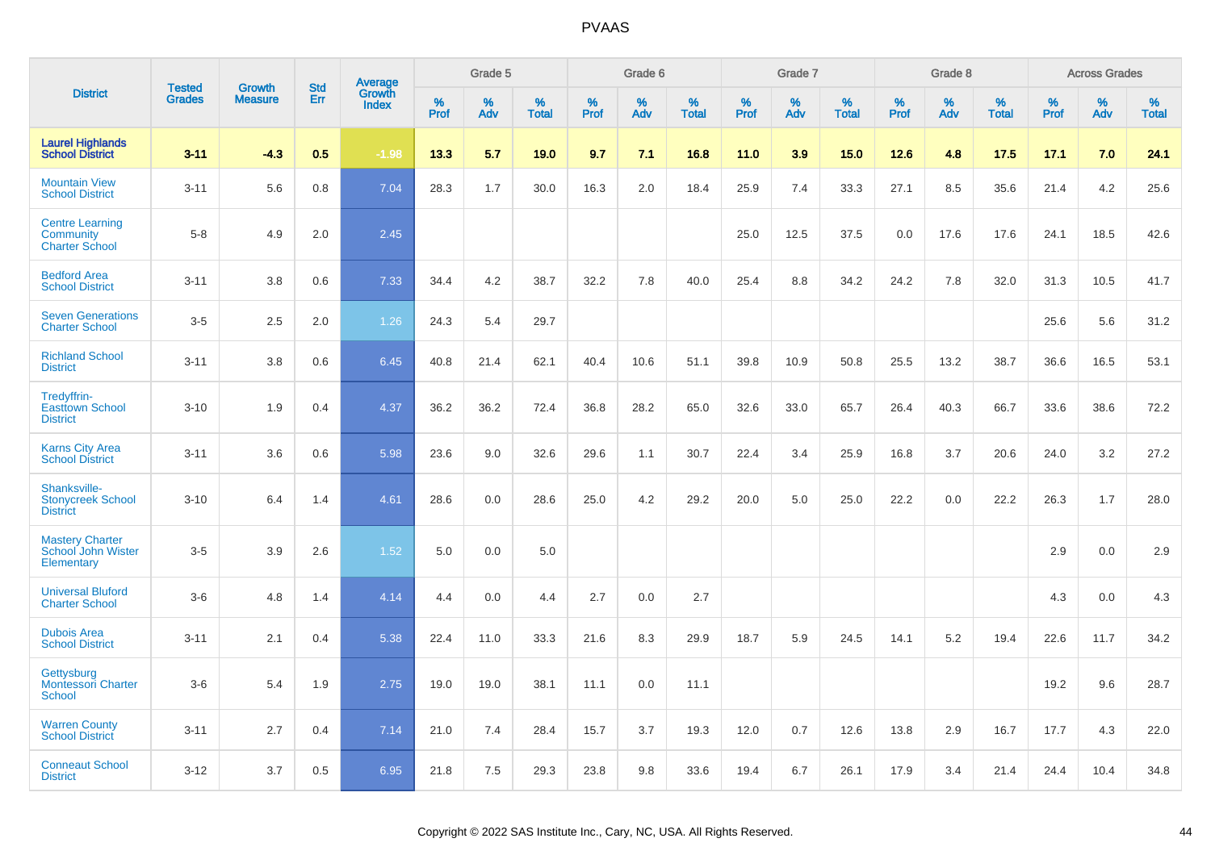# PVAAS

| District | Tested Grades | Growth Measure | Std Err | Average Growth Index | Grade 5 | | | Grade 6 | | | Grade 7 | | | Grade 8 | | | Across Grades | | |
|---|---|---|---|---|---|---|---|---|---|---|---|---|---|---|---|---|---|---|---|
| | | | | | % Prof | % Adv | % Total | % Prof | % Adv | % Total | % Prof | % Adv | % Total | % Prof | % Adv | % Total | % Prof | % Adv | % Total |
| **Laurel Highlands School District** | **3-11** | **-4.3** | **0.5** | **-1.98** | **13.3** | **5.7** | **19.0** | **9.7** | **7.1** | **16.8** | **11.0** | **3.9** | **15.0** | **12.6** | **4.8** | **17.5** | **17.1** | **7.0** | **24.1** |
| Mountain View School District | 3-11 | 5.6 | 0.8 | 7.04 | 28.3 | 1.7 | 30.0 | 16.3 | 2.0 | 18.4 | 25.9 | 7.4 | 33.3 | 27.1 | 8.5 | 35.6 | 21.4 | 4.2 | 25.6 |
| Centre Learning Community Charter School | 5-8 | 4.9 | 2.0 | 2.45 | | | | | | | 25.0 | 12.5 | 37.5 | 0.0 | 17.6 | 17.6 | 24.1 | 18.5 | 42.6 |
| Bedford Area School District | 3-11 | 3.8 | 0.6 | 7.33 | 34.4 | 4.2 | 38.7 | 32.2 | 7.8 | 40.0 | 25.4 | 8.8 | 34.2 | 24.2 | 7.8 | 32.0 | 31.3 | 10.5 | 41.7 |
| Seven Generations Charter School | 3-5 | 2.5 | 2.0 | 1.26 | 24.3 | 5.4 | 29.7 | | | | | | | | | | 25.6 | 5.6 | 31.2 |
| Richland School District | 3-11 | 3.8 | 0.6 | 6.45 | 40.8 | 21.4 | 62.1 | 40.4 | 10.6 | 51.1 | 39.8 | 10.9 | 50.8 | 25.5 | 13.2 | 38.7 | 36.6 | 16.5 | 53.1 |
| Tredyffrin-Easttown School District | 3-10 | 1.9 | 0.4 | 4.37 | 36.2 | 36.2 | 72.4 | 36.8 | 28.2 | 65.0 | 32.6 | 33.0 | 65.7 | 26.4 | 40.3 | 66.7 | 33.6 | 38.6 | 72.2 |
| Karns City Area School District | 3-11 | 3.6 | 0.6 | 5.98 | 23.6 | 9.0 | 32.6 | 29.6 | 1.1 | 30.7 | 22.4 | 3.4 | 25.9 | 16.8 | 3.7 | 20.6 | 24.0 | 3.2 | 27.2 |
| Shanksville-Stonycreek School District | 3-10 | 6.4 | 1.4 | 4.61 | 28.6 | 0.0 | 28.6 | 25.0 | 4.2 | 29.2 | 20.0 | 5.0 | 25.0 | 22.2 | 0.0 | 22.2 | 26.3 | 1.7 | 28.0 |
| Mastery Charter School John Wister Elementary | 3-5 | 3.9 | 2.6 | 1.52 | 5.0 | 0.0 | 5.0 | | | | | | | | | | 2.9 | 0.0 | 2.9 |
| Universal Bluford Charter School | 3-6 | 4.8 | 1.4 | 4.14 | 4.4 | 0.0 | 4.4 | 2.7 | 0.0 | 2.7 | | | | | | | 4.3 | 0.0 | 4.3 |
| Dubois Area School District | 3-11 | 2.1 | 0.4 | 5.38 | 22.4 | 11.0 | 33.3 | 21.6 | 8.3 | 29.9 | 18.7 | 5.9 | 24.5 | 14.1 | 5.2 | 19.4 | 22.6 | 11.7 | 34.2 |
| Gettysburg Montessori Charter School | 3-6 | 5.4 | 1.9 | 2.75 | 19.0 | 19.0 | 38.1 | 11.1 | 0.0 | 11.1 | | | | | | | 19.2 | 9.6 | 28.7 |
| Warren County School District | 3-11 | 2.7 | 0.4 | 7.14 | 21.0 | 7.4 | 28.4 | 15.7 | 3.7 | 19.3 | 12.0 | 0.7 | 12.6 | 13.8 | 2.9 | 16.7 | 17.7 | 4.3 | 22.0 |
| Conneaut School District | 3-12 | 3.7 | 0.5 | 6.95 | 21.8 | 7.5 | 29.3 | 23.8 | 9.8 | 33.6 | 19.4 | 6.7 | 26.1 | 17.9 | 3.4 | 21.4 | 24.4 | 10.4 | 34.8 |

Copyright © 2022 SAS Institute Inc., Cary, NC, USA. All Rights Reserved.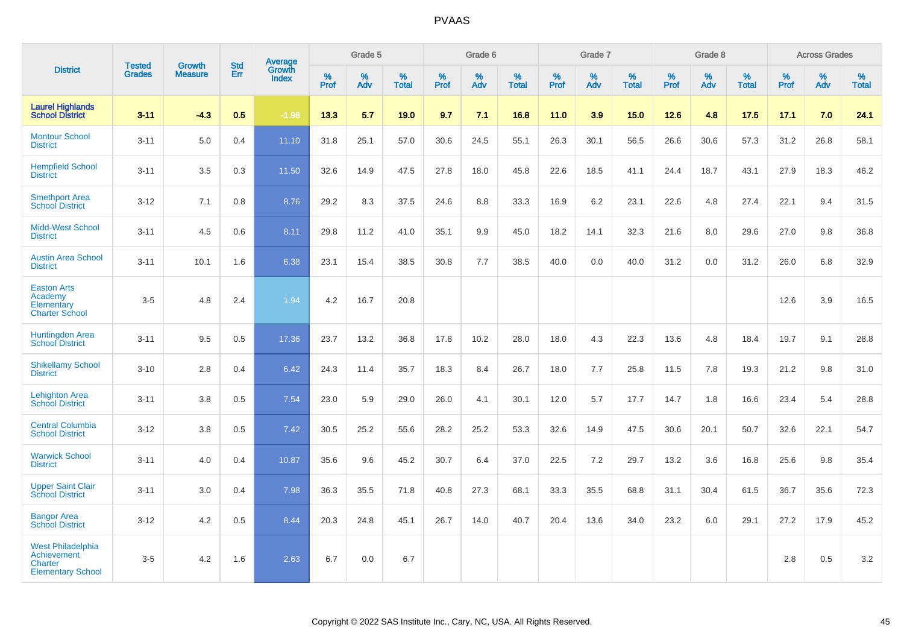# PVAAS

| District | Tested Grades | Growth Measure | Std Err | Average Growth Index | Grade 5 | | | Grade 6 | | | Grade 7 | | | Grade 8 | | | Across Grades | | |
|---|---|---|---|---|---|---|---|---|---|---|---|---|---|---|---|---|---|---|---|
| | | | | | % Prof | % Adv | % Total | % Prof | % Adv | % Total | % Prof | % Adv | % Total | % Prof | % Adv | % Total | % Prof | % Adv | % Total |
| **Laurel Highlands School District** | **3-11** | **-4.3** | **0.5** | **-1.98** | **13.3** | **5.7** | **19.0** | **9.7** | **7.1** | **16.8** | **11.0** | **3.9** | **15.0** | **12.6** | **4.8** | **17.5** | **17.1** | **7.0** | **24.1** |
| Montour School District | 3-11 | 5.0 | 0.4 | 11.10 | 31.8 | 25.1 | 57.0 | 30.6 | 24.5 | 55.1 | 26.3 | 30.1 | 56.5 | 26.6 | 30.6 | 57.3 | 31.2 | 26.8 | 58.1 |
| Hempfield School District | 3-11 | 3.5 | 0.3 | 11.50 | 32.6 | 14.9 | 47.5 | 27.8 | 18.0 | 45.8 | 22.6 | 18.5 | 41.1 | 24.4 | 18.7 | 43.1 | 27.9 | 18.3 | 46.2 |
| Smethport Area School District | 3-12 | 7.1 | 0.8 | 8.76 | 29.2 | 8.3 | 37.5 | 24.6 | 8.8 | 33.3 | 16.9 | 6.2 | 23.1 | 22.6 | 4.8 | 27.4 | 22.1 | 9.4 | 31.5 |
| Midd-West School District | 3-11 | 4.5 | 0.6 | 8.11 | 29.8 | 11.2 | 41.0 | 35.1 | 9.9 | 45.0 | 18.2 | 14.1 | 32.3 | 21.6 | 8.0 | 29.6 | 27.0 | 9.8 | 36.8 |
| Austin Area School District | 3-11 | 10.1 | 1.6 | 6.38 | 23.1 | 15.4 | 38.5 | 30.8 | 7.7 | 38.5 | 40.0 | 0.0 | 40.0 | 31.2 | 0.0 | 31.2 | 26.0 | 6.8 | 32.9 |
| Easton Arts Academy Elementary Charter School | 3-5 | 4.8 | 2.4 | 1.94 | 4.2 | 16.7 | 20.8 | | | | | | | | | | 12.6 | 3.9 | 16.5 |
| Huntingdon Area School District | 3-11 | 9.5 | 0.5 | 17.36 | 23.7 | 13.2 | 36.8 | 17.8 | 10.2 | 28.0 | 18.0 | 4.3 | 22.3 | 13.6 | 4.8 | 18.4 | 19.7 | 9.1 | 28.8 |
| Shikellamy School District | 3-10 | 2.8 | 0.4 | 6.42 | 24.3 | 11.4 | 35.7 | 18.3 | 8.4 | 26.7 | 18.0 | 7.7 | 25.8 | 11.5 | 7.8 | 19.3 | 21.2 | 9.8 | 31.0 |
| Lehighton Area School District | 3-11 | 3.8 | 0.5 | 7.54 | 23.0 | 5.9 | 29.0 | 26.0 | 4.1 | 30.1 | 12.0 | 5.7 | 17.7 | 14.7 | 1.8 | 16.6 | 23.4 | 5.4 | 28.8 |
| Central Columbia School District | 3-12 | 3.8 | 0.5 | 7.42 | 30.5 | 25.2 | 55.6 | 28.2 | 25.2 | 53.3 | 32.6 | 14.9 | 47.5 | 30.6 | 20.1 | 50.7 | 32.6 | 22.1 | 54.7 |
| Warwick School District | 3-11 | 4.0 | 0.4 | 10.87 | 35.6 | 9.6 | 45.2 | 30.7 | 6.4 | 37.0 | 22.5 | 7.2 | 29.7 | 13.2 | 3.6 | 16.8 | 25.6 | 9.8 | 35.4 |
| Upper Saint Clair School District | 3-11 | 3.0 | 0.4 | 7.98 | 36.3 | 35.5 | 71.8 | 40.8 | 27.3 | 68.1 | 33.3 | 35.5 | 68.8 | 31.1 | 30.4 | 61.5 | 36.7 | 35.6 | 72.3 |
| Bangor Area School District | 3-12 | 4.2 | 0.5 | 8.44 | 20.3 | 24.8 | 45.1 | 26.7 | 14.0 | 40.7 | 20.4 | 13.6 | 34.0 | 23.2 | 6.0 | 29.1 | 27.2 | 17.9 | 45.2 |
| West Philadelphia Achievement Charter Elementary School | 3-5 | 4.2 | 1.6 | 2.63 | 6.7 | 0.0 | 6.7 | | | | | | | | | | 2.8 | 0.5 | 3.2 |

Copyright © 2022 SAS Institute Inc., Cary, NC, USA. All Rights Reserved.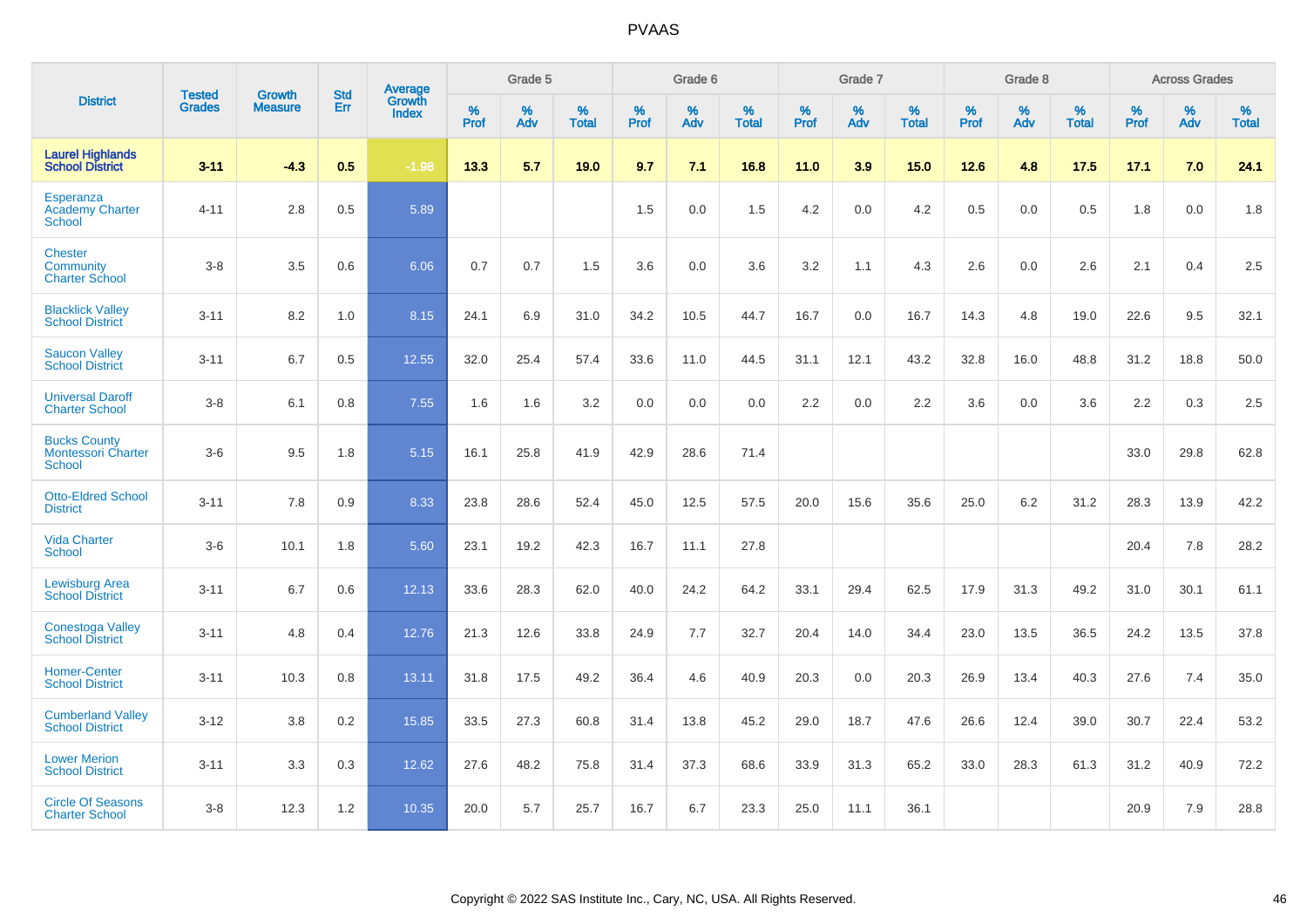| District | Tested Grades | Growth Measure | Std Err | Average Growth Index | Grade 5 | | | Grade 6 | | | Grade 7 | | | Grade 8 | | | Across Grades | | |
|---|---|---|---|---|---|---|---|---|---|---|---|---|---|---|---|---|---|---|---|
| | | | | | % Prof | % Adv | % Total | % Prof | % Adv | % Total | % Prof | % Adv | % Total | % Prof | % Adv | % Total | % Prof | % Adv | % Total |
| **Laurel Highlands School District** | **3-11** | **-4.3** | **0.5** | **-1.98** | **13.3** | **5.7** | **19.0** | **9.7** | **7.1** | **16.8** | **11.0** | **3.9** | **15.0** | **12.6** | **4.8** | **17.5** | **17.1** | **7.0** | **24.1** |
| Esperanza Academy Charter School | 4-11 | 2.8 | 0.5 | 5.89 | | | | 1.5 | 0.0 | 1.5 | 4.2 | 0.0 | 4.2 | 0.5 | 0.0 | 0.5 | 1.8 | 0.0 | 1.8 |
| Chester Community Charter School | 3-8 | 3.5 | 0.6 | 6.06 | 0.7 | 0.7 | 1.5 | 3.6 | 0.0 | 3.6 | 3.2 | 1.1 | 4.3 | 2.6 | 0.0 | 2.6 | 2.1 | 0.4 | 2.5 |
| Blacklick Valley School District | 3-11 | 8.2 | 1.0 | 8.15 | 24.1 | 6.9 | 31.0 | 34.2 | 10.5 | 44.7 | 16.7 | 0.0 | 16.7 | 14.3 | 4.8 | 19.0 | 22.6 | 9.5 | 32.1 |
| Saucon Valley School District | 3-11 | 6.7 | 0.5 | 12.55 | 32.0 | 25.4 | 57.4 | 33.6 | 11.0 | 44.5 | 31.1 | 12.1 | 43.2 | 32.8 | 16.0 | 48.8 | 31.2 | 18.8 | 50.0 |
| Universal Daroff Charter School | 3-8 | 6.1 | 0.8 | 7.55 | 1.6 | 1.6 | 3.2 | 0.0 | 0.0 | 0.0 | 2.2 | 0.0 | 2.2 | 3.6 | 0.0 | 3.6 | 2.2 | 0.3 | 2.5 |
| Bucks County Montessori Charter School | 3-6 | 9.5 | 1.8 | 5.15 | 16.1 | 25.8 | 41.9 | 42.9 | 28.6 | 71.4 | | | | | | | 33.0 | 29.8 | 62.8 |
| Otto-Eldred School District | 3-11 | 7.8 | 0.9 | 8.33 | 23.8 | 28.6 | 52.4 | 45.0 | 12.5 | 57.5 | 20.0 | 15.6 | 35.6 | 25.0 | 6.2 | 31.2 | 28.3 | 13.9 | 42.2 |
| Vida Charter School | 3-6 | 10.1 | 1.8 | 5.60 | 23.1 | 19.2 | 42.3 | 16.7 | 11.1 | 27.8 | | | | | | | 20.4 | 7.8 | 28.2 |
| Lewisburg Area School District | 3-11 | 6.7 | 0.6 | 12.13 | 33.6 | 28.3 | 62.0 | 40.0 | 24.2 | 64.2 | 33.1 | 29.4 | 62.5 | 17.9 | 31.3 | 49.2 | 31.0 | 30.1 | 61.1 |
| Conestoga Valley School District | 3-11 | 4.8 | 0.4 | 12.76 | 21.3 | 12.6 | 33.8 | 24.9 | 7.7 | 32.7 | 20.4 | 14.0 | 34.4 | 23.0 | 13.5 | 36.5 | 24.2 | 13.5 | 37.8 |
| Homer-Center School District | 3-11 | 10.3 | 0.8 | 13.11 | 31.8 | 17.5 | 49.2 | 36.4 | 4.6 | 40.9 | 20.3 | 0.0 | 20.3 | 26.9 | 13.4 | 40.3 | 27.6 | 7.4 | 35.0 |
| Cumberland Valley School District | 3-12 | 3.8 | 0.2 | 15.85 | 33.5 | 27.3 | 60.8 | 31.4 | 13.8 | 45.2 | 29.0 | 18.7 | 47.6 | 26.6 | 12.4 | 39.0 | 30.7 | 22.4 | 53.2 |
| Lower Merion School District | 3-11 | 3.3 | 0.3 | 12.62 | 27.6 | 48.2 | 75.8 | 31.4 | 37.3 | 68.6 | 33.9 | 31.3 | 65.2 | 33.0 | 28.3 | 61.3 | 31.2 | 40.9 | 72.2 |
| Circle Of Seasons Charter School | 3-8 | 12.3 | 1.2 | 10.35 | 20.0 | 5.7 | 25.7 | 16.7 | 6.7 | 23.3 | 25.0 | 11.1 | 36.1 | | | | 20.9 | 7.9 | 28.8 |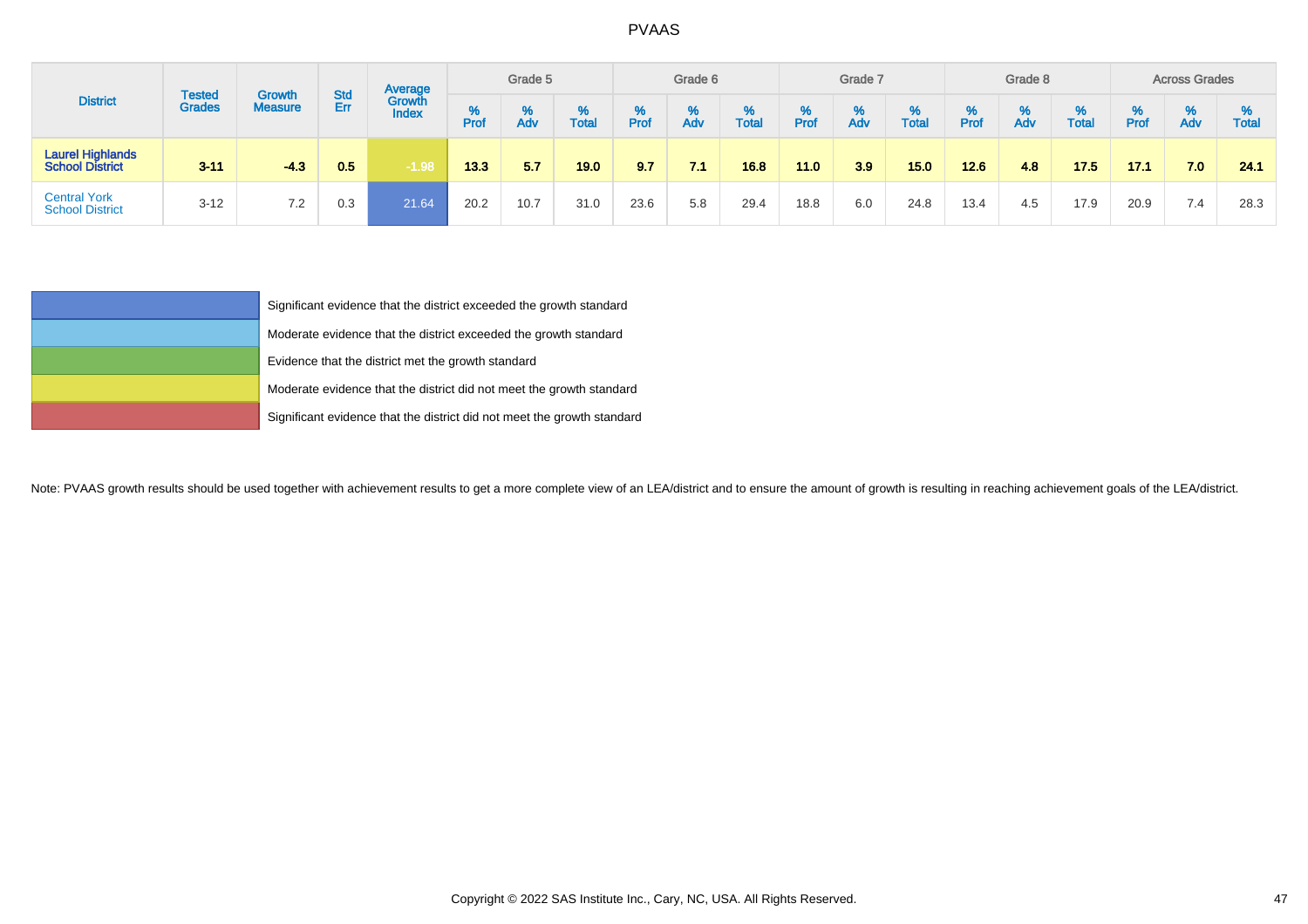# PVAAS

| District | Tested Grades | Growth Measure | Std Err | Average Growth Index | Grade 5 | | | Grade 6 | | | Grade 7 | | | Grade 8 | | | Across Grades | | |
|---|---|---|---|---|---|---|---|---|---|---|---|---|---|---|---|---|---|---|---|
| | | | | | % Prof | % Adv | % Total | % Prof | % Adv | % Total | % Prof | % Adv | % Total | % Prof | % Adv | % Total | % Prof | % Adv | % Total |
| **Laurel Highlands School District** | **3-11** | **-4.3** | **0.5** | **-1.98** | **13.3** | **5.7** | **19.0** | **9.7** | **7.1** | **16.8** | **11.0** | **3.9** | **15.0** | **12.6** | **4.8** | **17.5** | **17.1** | **7.0** | **24.1** |
| Central York School District | 3-12 | 7.2 | 0.3 | 21.64 | 20.2 | 10.7 | 31.0 | 23.6 | 5.8 | 29.4 | 18.8 | 6.0 | 24.8 | 13.4 | 4.5 | 17.9 | 20.9 | 7.4 | 28.3 |

- Significant evidence that the district exceeded the growth standard
- Moderate evidence that the district exceeded the growth standard
- Evidence that the district met the growth standard
- Moderate evidence that the district did not meet the growth standard
- Significant evidence that the district did not meet the growth standard

Note: PVAAS growth results should be used together with achievement results to get a more complete view of an LEA/district and to ensure the amount of growth is resulting in reaching achievement goals of the LEA/district.

Copyright © 2022 SAS Institute Inc., Cary, NC, USA. All Rights Reserved.